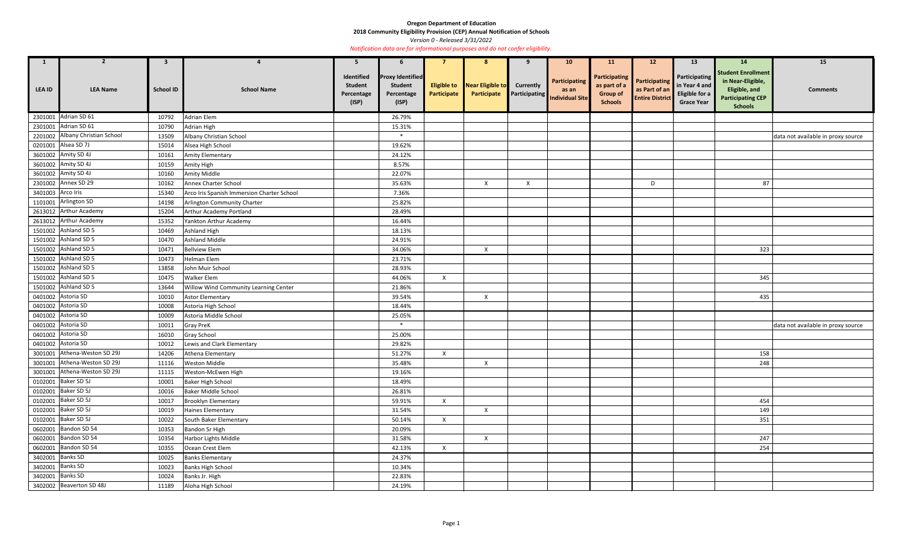**Oregon Department of Education**

**2018 Community Eligibility Provision (CEP) Annual Notification of Schools**

*Version 0 - Released 3/31/2022*

*Notification data are for informational purposes and do not confer eligibility.*

| 1 | 2 | 3 | 4 | 5 | 6 | 7 | 8 | 9 | 10 | 11 | 12 | 13 | 14 | 15 |
|---|---|---|---|---|---|---|---|---|---|---|---|---|---|---|
| **LEA ID** | **LEA Name** | **School ID** | **School Name** | **Identified Student Percentage (ISP)** | **Proxy Identified Student Percentage (ISP)** | **Eligible to Participate** | **Near Eligible to Participate** | **Currently Participating** | **Participating as an Individual Site** | **Participating as part of a Group of Schools** | **Participating as Part of an Entire District** | **Participating in Year 4 and Eligible for a Grace Year** | **Student Enrollment in Near-Eligible, Eligible, and Participating CEP Schools** | **Comments** |
| 2301001 | Adrian SD 61 | 10792 | Adrian Elem | | 26.79% | | | | | | | | | |
| 2301001 | Adrian SD 61 | 10790 | Adrian High | | 15.31% | | | | | | | | | |
| 2201002 | Albany Christian School | 13509 | Albany Christian School | | * | | | | | | | | | data not available in proxy source |
| 0201001 | Alsea SD 7J | 15014 | Alsea High School | | 19.62% | | | | | | | | | |
| 3601002 | Amity SD 4J | 10161 | Amity Elementary | | 24.12% | | | | | | | | | |
| 3601002 | Amity SD 4J | 10159 | Amity High | | 8.57% | | | | | | | | | |
| 3601002 | Amity SD 4J | 10160 | Amity Middle | | 22.07% | | | | | | | | | |
| 2301002 | Annex SD 29 | 10162 | Annex Charter School | | 35.63% | | X | X | | | D | | 87 | |
| 3401003 | Arco Iris | 15340 | Arco Iris Spanish Immersion Charter School | | 7.36% | | | | | | | | | |
| 1101001 | Arlington SD | 14198 | Arlington Community Charter | | 25.82% | | | | | | | | | |
| 2613012 | Arthur Academy | 15204 | Arthur Academy Portland | | 28.49% | | | | | | | | | |
| 2613012 | Arthur Academy | 15352 | Yankton Arthur Academy | | 16.44% | | | | | | | | | |
| 1501002 | Ashland SD 5 | 10469 | Ashland High | | 18.13% | | | | | | | | | |
| 1501002 | Ashland SD 5 | 10470 | Ashland Middle | | 24.91% | | | | | | | | | |
| 1501002 | Ashland SD 5 | 10471 | Bellview Elem | | 34.06% | | X | | | | | | 323 | |
| 1501002 | Ashland SD 5 | 10473 | Helman Elem | | 23.71% | | | | | | | | | |
| 1501002 | Ashland SD 5 | 13858 | John Muir School | | 28.93% | | | | | | | | | |
| 1501002 | Ashland SD 5 | 10475 | Walker Elem | | 44.06% | X | | | | | | | 345 | |
| 1501002 | Ashland SD 5 | 13644 | Willow Wind Community Learning Center | | 21.86% | | | | | | | | | |
| 0401002 | Astoria SD | 10010 | Astor Elementary | | 39.54% | | X | | | | | | 435 | |
| 0401002 | Astoria SD | 10008 | Astoria High School | | 18.44% | | | | | | | | | |
| 0401002 | Astoria SD | 10009 | Astoria Middle School | | 25.05% | | | | | | | | | |
| 0401002 | Astoria SD | 10011 | Gray PreK | | * | | | | | | | | | data not available in proxy source |
| 0401002 | Astoria SD | 16010 | Gray School | | 25.00% | | | | | | | | | |
| 0401002 | Astoria SD | 10012 | Lewis and Clark Elementary | | 29.82% | | | | | | | | | |
| 3001001 | Athena-Weston SD 29J | 14206 | Athena Elementary | | 51.27% | X | | | | | | | 158 | |
| 3001001 | Athena-Weston SD 29J | 11116 | Weston Middle | | 35.48% | | X | | | | | | 248 | |
| 3001001 | Athena-Weston SD 29J | 11115 | Weston-McEwen High | | 19.16% | | | | | | | | | |
| 0102001 | Baker SD 5J | 10001 | Baker High School | | 18.49% | | | | | | | | | |
| 0102001 | Baker SD 5J | 10016 | Baker Middle School | | 26.81% | | | | | | | | | |
| 0102001 | Baker SD 5J | 10017 | Brooklyn Elementary | | 59.91% | X | | | | | | | 454 | |
| 0102001 | Baker SD 5J | 10019 | Haines Elementary | | 31.54% | | X | | | | | | 149 | |
| 0102001 | Baker SD 5J | 10022 | South Baker Elementary | | 50.14% | X | | | | | | | 351 | |
| 0602001 | Bandon SD 54 | 10353 | Bandon Sr High | | 20.09% | | | | | | | | | |
| 0602001 | Bandon SD 54 | 10354 | Harbor Lights Middle | | 31.58% | | X | | | | | | 247 | |
| 0602001 | Bandon SD 54 | 10355 | Ocean Crest Elem | | 42.13% | X | | | | | | | 254 | |
| 3402001 | Banks SD | 10025 | Banks Elementary | | 24.37% | | | | | | | | | |
| 3402001 | Banks SD | 10023 | Banks High School | | 10.34% | | | | | | | | | |
| 3402001 | Banks SD | 10024 | Banks Jr. High | | 22.83% | | | | | | | | | |
| 3402002 | Beaverton SD 48J | 11189 | Aloha High School | | 24.19% | | | | | | | | | |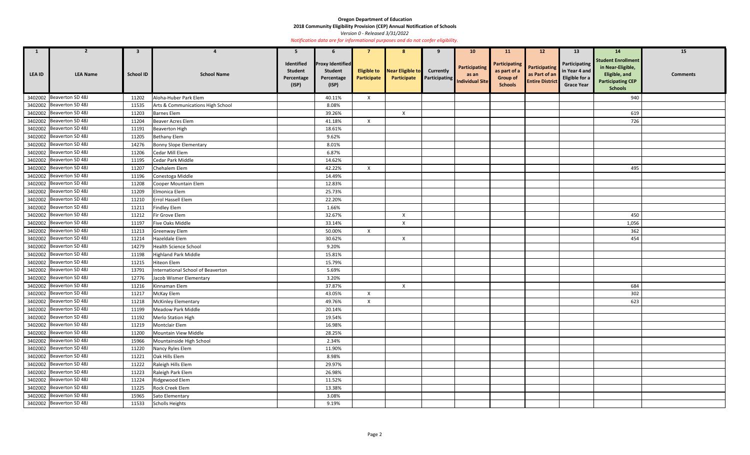**Oregon Department of Education**

**2018 Community Eligibility Provision (CEP) Annual Notification of Schools**

*Version 0 - Released 3/31/2022*

*Notification data are for informational purposes and do not confer eligibility.*

| 1 | 2 | 3 | 4 | 5 | 6 | 7 | 8 | 9 | 10 | 11 | 12 | 13 | 14 | 15 |
|---|---|---|---|---|---|---|---|---|---|---|---|---|---|---|
| LEA ID | LEA Name | School ID | School Name | Identified Student Percentage (ISP) | Proxy Identified Student Percentage (ISP) | Eligible to Participate | Near Eligible to Participate | Currently Participating | Participating as an Individual Site | Participating as part of a Group of Schools | Participating as Part of an Entire District | Participating in Year 4 and Eligible for a Grace Year | Student Enrollment in Near-Eligible, Eligible, and Participating CEP Schools | Comments |
| 3402002 | Beaverton SD 48J | 11202 | Aloha-Huber Park Elem | | 40.11% | X | | | | | | | 940 | |
| 3402002 | Beaverton SD 48J | 11535 | Arts & Communications High School | | 8.08% | | | | | | | | | |
| 3402002 | Beaverton SD 48J | 11203 | Barnes Elem | | 39.26% | | X | | | | | | 619 | |
| 3402002 | Beaverton SD 48J | 11204 | Beaver Acres Elem | | 41.18% | X | | | | | | | 726 | |
| 3402002 | Beaverton SD 48J | 11191 | Beaverton High | | 18.61% | | | | | | | | | |
| 3402002 | Beaverton SD 48J | 11205 | Bethany Elem | | 9.62% | | | | | | | | | |
| 3402002 | Beaverton SD 48J | 14276 | Bonny Slope Elementary | | 8.01% | | | | | | | | | |
| 3402002 | Beaverton SD 48J | 11206 | Cedar Mill Elem | | 6.87% | | | | | | | | | |
| 3402002 | Beaverton SD 48J | 11195 | Cedar Park Middle | | 14.62% | | | | | | | | | |
| 3402002 | Beaverton SD 48J | 11207 | Chehalem Elem | | 42.22% | X | | | | | | | 495 | |
| 3402002 | Beaverton SD 48J | 11196 | Conestoga Middle | | 14.49% | | | | | | | | | |
| 3402002 | Beaverton SD 48J | 11208 | Cooper Mountain Elem | | 12.83% | | | | | | | | | |
| 3402002 | Beaverton SD 48J | 11209 | Elmonica Elem | | 25.73% | | | | | | | | | |
| 3402002 | Beaverton SD 48J | 11210 | Errol Hassell Elem | | 22.20% | | | | | | | | | |
| 3402002 | Beaverton SD 48J | 11211 | Findley Elem | | 1.66% | | | | | | | | | |
| 3402002 | Beaverton SD 48J | 11212 | Fir Grove Elem | | 32.67% | | X | | | | | | 450 | |
| 3402002 | Beaverton SD 48J | 11197 | Five Oaks Middle | | 33.14% | | X | | | | | | 1,056 | |
| 3402002 | Beaverton SD 48J | 11213 | Greenway Elem | | 50.00% | X | | | | | | | 362 | |
| 3402002 | Beaverton SD 48J | 11214 | Hazeldale Elem | | 30.62% | | X | | | | | | 454 | |
| 3402002 | Beaverton SD 48J | 14279 | Health Science School | | 9.20% | | | | | | | | | |
| 3402002 | Beaverton SD 48J | 11198 | Highland Park Middle | | 15.81% | | | | | | | | | |
| 3402002 | Beaverton SD 48J | 11215 | Hiteon Elem | | 15.79% | | | | | | | | | |
| 3402002 | Beaverton SD 48J | 13791 | International School of Beaverton | | 5.69% | | | | | | | | | |
| 3402002 | Beaverton SD 48J | 12776 | Jacob Wismer Elementary | | 3.20% | | | | | | | | | |
| 3402002 | Beaverton SD 48J | 11216 | Kinnaman Elem | | 37.87% | | X | | | | | | 684 | |
| 3402002 | Beaverton SD 48J | 11217 | McKay Elem | | 43.05% | X | | | | | | | 302 | |
| 3402002 | Beaverton SD 48J | 11218 | McKinley Elementary | | 49.76% | X | | | | | | | 623 | |
| 3402002 | Beaverton SD 48J | 11199 | Meadow Park Middle | | 20.14% | | | | | | | | | |
| 3402002 | Beaverton SD 48J | 11192 | Merlo Station High | | 19.54% | | | | | | | | | |
| 3402002 | Beaverton SD 48J | 11219 | Montclair Elem | | 16.98% | | | | | | | | | |
| 3402002 | Beaverton SD 48J | 11200 | Mountain View Middle | | 28.25% | | | | | | | | | |
| 3402002 | Beaverton SD 48J | 15966 | Mountainside High School | | 2.34% | | | | | | | | | |
| 3402002 | Beaverton SD 48J | 11220 | Nancy Ryles Elem | | 11.90% | | | | | | | | | |
| 3402002 | Beaverton SD 48J | 11221 | Oak Hills Elem | | 8.98% | | | | | | | | | |
| 3402002 | Beaverton SD 48J | 11222 | Raleigh Hills Elem | | 29.97% | | | | | | | | | |
| 3402002 | Beaverton SD 48J | 11223 | Raleigh Park Elem | | 26.98% | | | | | | | | | |
| 3402002 | Beaverton SD 48J | 11224 | Ridgewood Elem | | 11.52% | | | | | | | | | |
| 3402002 | Beaverton SD 48J | 11225 | Rock Creek Elem | | 13.38% | | | | | | | | | |
| 3402002 | Beaverton SD 48J | 15965 | Sato Elementary | | 3.08% | | | | | | | | | |
| 3402002 | Beaverton SD 48J | 11533 | Scholls Heights | | 9.19% | | | | | | | | | |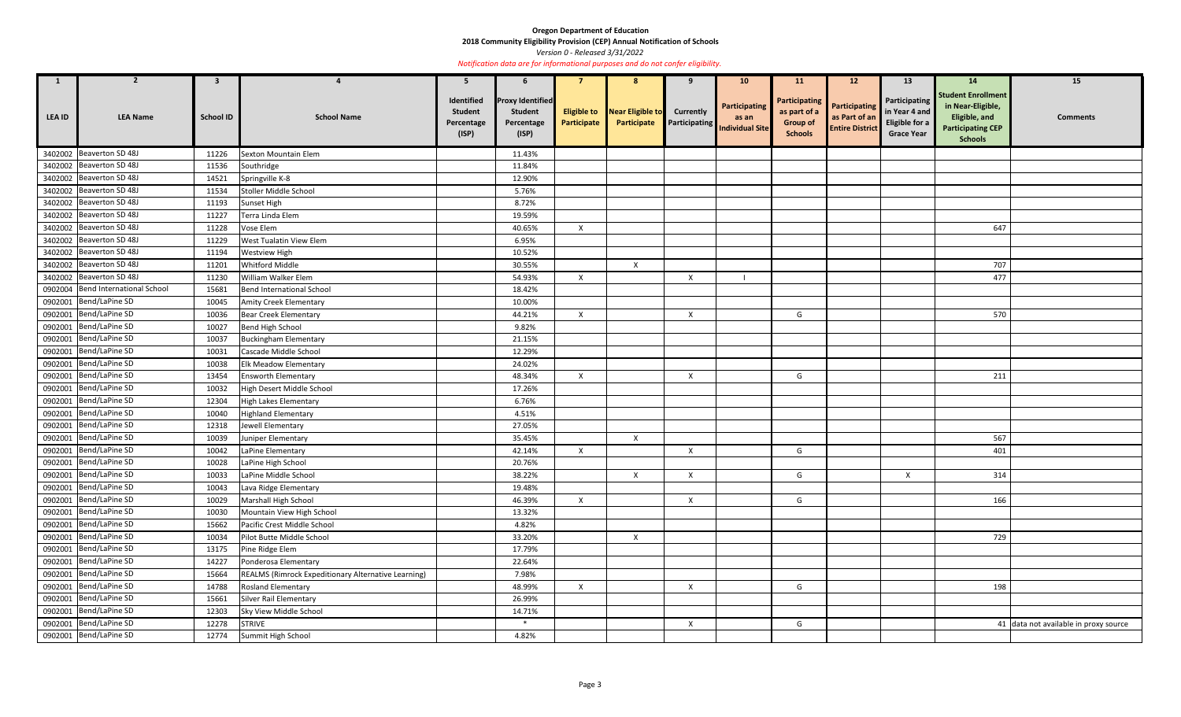**Oregon Department of Education**

**2018 Community Eligibility Provision (CEP) Annual Notification of Schools**

*Version 0 - Released 3/31/2022*

*Notification data are for informational purposes and do not confer eligibility.*

| 1 | 2 | 3 | 4 | 5 | 6 | 7 | 8 | 9 | 10 | 11 | 12 | 13 | 14 | 15 |
|---|---|---|---|---|---|---|---|---|---|---|---|---|---|---|
| LEA ID | LEA Name | School ID | School Name | Identified Student Percentage (ISP) | Proxy Identified Student Percentage (ISP) | Eligible to Participate | Near Eligible to Participate | Currently Participating | Participating as an Individual Site | Participating as part of a Group of Schools | Participating as Part of an Entire District | Participating in Year 4 and Eligible for a Grace Year | Student Enrollment in Near-Eligible, Eligible, and Participating CEP Schools | Comments |
| 3402002 | Beaverton SD 48J | 11226 | Sexton Mountain Elem | | 11.43% | | | | | | | | | |
| 3402002 | Beaverton SD 48J | 11536 | Southridge | | 11.84% | | | | | | | | | |
| 3402002 | Beaverton SD 48J | 14521 | Springville K-8 | | 12.90% | | | | | | | | | |
| 3402002 | Beaverton SD 48J | 11534 | Stoller Middle School | | 5.76% | | | | | | | | | |
| 3402002 | Beaverton SD 48J | 11193 | Sunset High | | 8.72% | | | | | | | | | |
| 3402002 | Beaverton SD 48J | 11227 | Terra Linda Elem | | 19.59% | | | | | | | | | |
| 3402002 | Beaverton SD 48J | 11228 | Vose Elem | | 40.65% | X | | | | | | | 647 | |
| 3402002 | Beaverton SD 48J | 11229 | West Tualatin View Elem | | 6.95% | | | | | | | | | |
| 3402002 | Beaverton SD 48J | 11194 | Westview High | | 10.52% | | | | | | | | | |
| 3402002 | Beaverton SD 48J | 11201 | Whitford Middle | | 30.55% | | X | | | | | | 707 | |
| 3402002 | Beaverton SD 48J | 11230 | William Walker Elem | | 54.93% | X | | X | I | | | | 477 | |
| 0902004 | Bend International School | 15681 | Bend International School | | 18.42% | | | | | | | | | |
| 0902001 | Bend/LaPine SD | 10045 | Amity Creek Elementary | | 10.00% | | | | | | | | | |
| 0902001 | Bend/LaPine SD | 10036 | Bear Creek Elementary | | 44.21% | X | | X | | G | | | 570 | |
| 0902001 | Bend/LaPine SD | 10027 | Bend High School | | 9.82% | | | | | | | | | |
| 0902001 | Bend/LaPine SD | 10037 | Buckingham Elementary | | 21.15% | | | | | | | | | |
| 0902001 | Bend/LaPine SD | 10031 | Cascade Middle School | | 12.29% | | | | | | | | | |
| 0902001 | Bend/LaPine SD | 10038 | Elk Meadow Elementary | | 24.02% | | | | | | | | | |
| 0902001 | Bend/LaPine SD | 13454 | Ensworth Elementary | | 48.34% | X | | X | | G | | | 211 | |
| 0902001 | Bend/LaPine SD | 10032 | High Desert Middle School | | 17.26% | | | | | | | | | |
| 0902001 | Bend/LaPine SD | 12304 | High Lakes Elementary | | 6.76% | | | | | | | | | |
| 0902001 | Bend/LaPine SD | 10040 | Highland Elementary | | 4.51% | | | | | | | | | |
| 0902001 | Bend/LaPine SD | 12318 | Jewell Elementary | | 27.05% | | | | | | | | | |
| 0902001 | Bend/LaPine SD | 10039 | Juniper Elementary | | 35.45% | | X | | | | | | 567 | |
| 0902001 | Bend/LaPine SD | 10042 | LaPine Elementary | | 42.14% | X | | X | | G | | | 401 | |
| 0902001 | Bend/LaPine SD | 10028 | LaPine High School | | 20.76% | | | | | | | | | |
| 0902001 | Bend/LaPine SD | 10033 | LaPine Middle School | | 38.22% | | X | X | | G | | X | 314 | |
| 0902001 | Bend/LaPine SD | 10043 | Lava Ridge Elementary | | 19.48% | | | | | | | | | |
| 0902001 | Bend/LaPine SD | 10029 | Marshall High School | | 46.39% | X | | X | | G | | | 166 | |
| 0902001 | Bend/LaPine SD | 10030 | Mountain View High School | | 13.32% | | | | | | | | | |
| 0902001 | Bend/LaPine SD | 15662 | Pacific Crest Middle School | | 4.82% | | | | | | | | | |
| 0902001 | Bend/LaPine SD | 10034 | Pilot Butte Middle School | | 33.20% | | X | | | | | | 729 | |
| 0902001 | Bend/LaPine SD | 13175 | Pine Ridge Elem | | 17.79% | | | | | | | | | |
| 0902001 | Bend/LaPine SD | 14227 | Ponderosa Elementary | | 22.64% | | | | | | | | | |
| 0902001 | Bend/LaPine SD | 15664 | REALMS (Rimrock Expeditionary Alternative Learning) | | 7.98% | | | | | | | | | |
| 0902001 | Bend/LaPine SD | 14788 | Rosland Elementary | | 48.99% | X | | X | | G | | | 198 | |
| 0902001 | Bend/LaPine SD | 15661 | Silver Rail Elementary | | 26.99% | | | | | | | | | |
| 0902001 | Bend/LaPine SD | 12303 | Sky View Middle School | | 14.71% | | | | | | | | | |
| 0902001 | Bend/LaPine SD | 12278 | STRIVE | | * | | | X | | G | | | 41 | data not available in proxy source |
| 0902001 | Bend/LaPine SD | 12774 | Summit High School | | 4.82% | | | | | | | | | |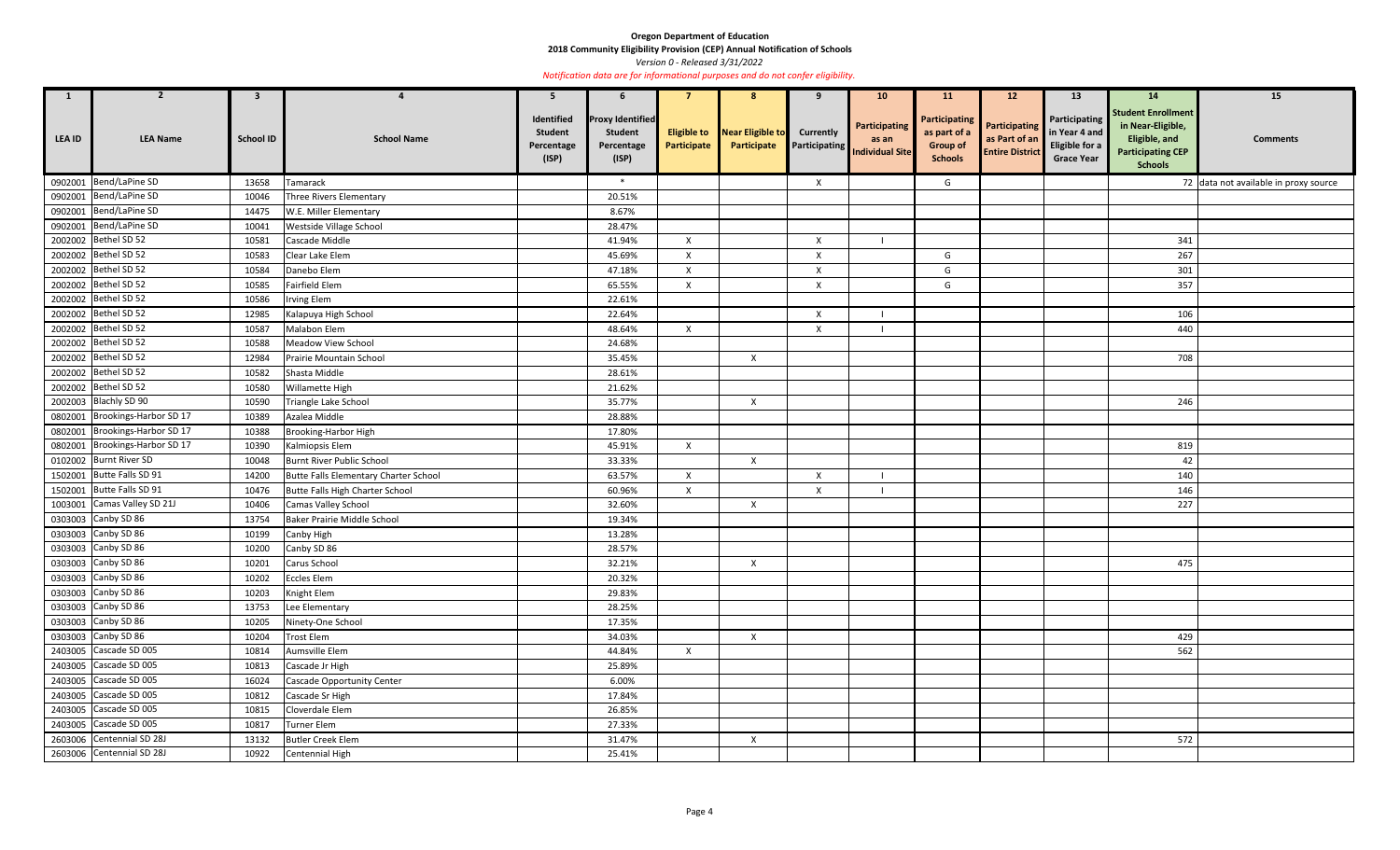**Oregon Department of Education**

**2018 Community Eligibility Provision (CEP) Annual Notification of Schools**

*Version 0 - Released 3/31/2022*

*Notification data are for informational purposes and do not confer eligibility.*

| 1 | 2 | 3 | 4 | 5 | 6 | 7 | 8 | 9 | 10 | 11 | 12 | 13 | 14 | 15 |
|---|---|---|---|---|---|---|---|---|---|---|---|---|---|---|
| LEA ID | LEA Name | School ID | School Name | Identified Student Percentage (ISP) | Proxy Identified Student Percentage (ISP) | Eligible to Participate | Near Eligible to Participate | Currently Participating | Participating as an Individual Site | Participating as part of a Group of Schools | Participating as Part of an Entire District | Participating in Year 4 and Eligible for a Grace Year | Student Enrollment in Near-Eligible, Eligible, and Participating CEP Schools | Comments |
| 0902001 | Bend/LaPine SD | 13658 | Tamarack | | * | | | X | | G | | | 72 | data not available in proxy source |
| 0902001 | Bend/LaPine SD | 10046 | Three Rivers Elementary | | 20.51% | | | | | | | | | |
| 0902001 | Bend/LaPine SD | 14475 | W.E. Miller Elementary | | 8.67% | | | | | | | | | |
| 0902001 | Bend/LaPine SD | 10041 | Westside Village School | | 28.47% | | | | | | | | | |
| 2002002 | Bethel SD 52 | 10581 | Cascade Middle | | 41.94% | X | | X | I | | | | 341 | |
| 2002002 | Bethel SD 52 | 10583 | Clear Lake Elem | | 45.69% | X | | X | | G | | | 267 | |
| 2002002 | Bethel SD 52 | 10584 | Danebo Elem | | 47.18% | X | | X | | G | | | 301 | |
| 2002002 | Bethel SD 52 | 10585 | Fairfield Elem | | 65.55% | X | | X | | G | | | 357 | |
| 2002002 | Bethel SD 52 | 10586 | Irving Elem | | 22.61% | | | | | | | | | |
| 2002002 | Bethel SD 52 | 12985 | Kalapuya High School | | 22.64% | | | X | I | | | | 106 | |
| 2002002 | Bethel SD 52 | 10587 | Malabon Elem | | 48.64% | X | | X | I | | | | 440 | |
| 2002002 | Bethel SD 52 | 10588 | Meadow View School | | 24.68% | | | | | | | | | |
| 2002002 | Bethel SD 52 | 12984 | Prairie Mountain School | | 35.45% | | X | | | | | | 708 | |
| 2002002 | Bethel SD 52 | 10582 | Shasta Middle | | 28.61% | | | | | | | | | |
| 2002002 | Bethel SD 52 | 10580 | Willamette High | | 21.62% | | | | | | | | | |
| 2002003 | Blachly SD 90 | 10590 | Triangle Lake School | | 35.77% | | X | | | | | | 246 | |
| 0802001 | Brookings-Harbor SD 17 | 10389 | Azalea Middle | | 28.88% | | | | | | | | | |
| 0802001 | Brookings-Harbor SD 17 | 10388 | Brooking-Harbor High | | 17.80% | | | | | | | | | |
| 0802001 | Brookings-Harbor SD 17 | 10390 | Kalmiopsis Elem | | 45.91% | X | | | | | | | 819 | |
| 0102002 | Burnt River SD | 10048 | Burnt River Public School | | 33.33% | | X | | | | | | 42 | |
| 1502001 | Butte Falls SD 91 | 14200 | Butte Falls Elementary Charter School | | 63.57% | X | | X | I | | | | 140 | |
| 1502001 | Butte Falls SD 91 | 10476 | Butte Falls High Charter School | | 60.96% | X | | X | I | | | | 146 | |
| 1003001 | Camas Valley SD 21J | 10406 | Camas Valley School | | 32.60% | | X | | | | | | 227 | |
| 0303003 | Canby SD 86 | 13754 | Baker Prairie Middle School | | 19.34% | | | | | | | | | |
| 0303003 | Canby SD 86 | 10199 | Canby High | | 13.28% | | | | | | | | | |
| 0303003 | Canby SD 86 | 10200 | Canby SD 86 | | 28.57% | | | | | | | | | |
| 0303003 | Canby SD 86 | 10201 | Carus School | | 32.21% | | X | | | | | | 475 | |
| 0303003 | Canby SD 86 | 10202 | Eccles Elem | | 20.32% | | | | | | | | | |
| 0303003 | Canby SD 86 | 10203 | Knight Elem | | 29.83% | | | | | | | | | |
| 0303003 | Canby SD 86 | 13753 | Lee Elementary | | 28.25% | | | | | | | | | |
| 0303003 | Canby SD 86 | 10205 | Ninety-One School | | 17.35% | | | | | | | | | |
| 0303003 | Canby SD 86 | 10204 | Trost Elem | | 34.03% | | X | | | | | | 429 | |
| 2403005 | Cascade SD 005 | 10814 | Aumsville Elem | | 44.84% | X | | | | | | | 562 | |
| 2403005 | Cascade SD 005 | 10813 | Cascade Jr High | | 25.89% | | | | | | | | | |
| 2403005 | Cascade SD 005 | 16024 | Cascade Opportunity Center | | 6.00% | | | | | | | | | |
| 2403005 | Cascade SD 005 | 10812 | Cascade Sr High | | 17.84% | | | | | | | | | |
| 2403005 | Cascade SD 005 | 10815 | Cloverdale Elem | | 26.85% | | | | | | | | | |
| 2403005 | Cascade SD 005 | 10817 | Turner Elem | | 27.33% | | | | | | | | | |
| 2603006 | Centennial SD 28J | 13132 | Butler Creek Elem | | 31.47% | | X | | | | | | 572 | |
| 2603006 | Centennial SD 28J | 10922 | Centennial High | | 25.41% | | | | | | | | | |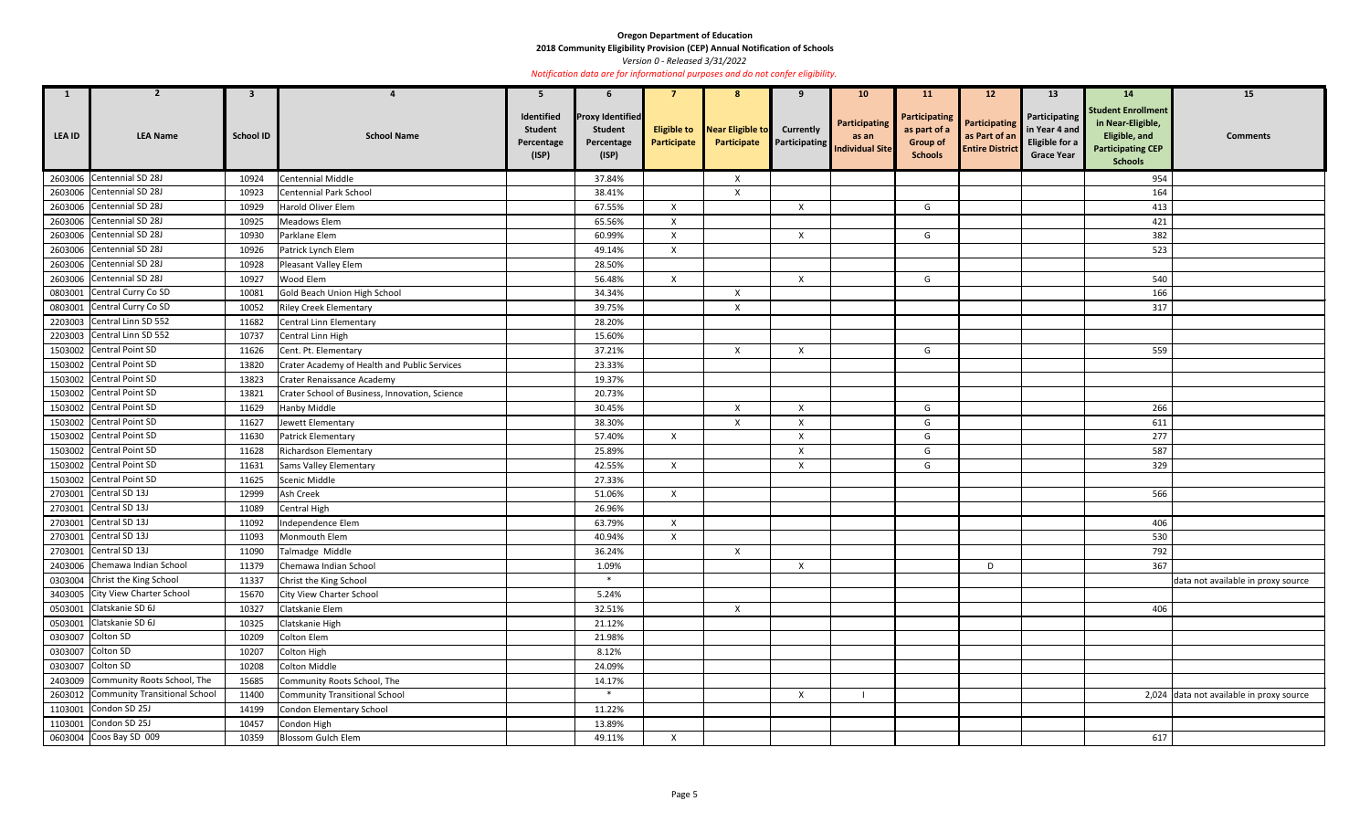**Oregon Department of Education**

**2018 Community Eligibility Provision (CEP) Annual Notification of Schools**

*Version 0 - Released 3/31/2022*

*Notification data are for informational purposes and do not confer eligibility.*

| 1 | 2 | 3 | 4 | 5 | 6 | 7 | 8 | 9 | 10 | 11 | 12 | 13 | 14 | 15 |
|---|---|---|---|---|---|---|---|---|---|---|---|---|---|---|
| LEA ID | LEA Name | School ID | School Name | Identified Student Percentage (ISP) | Proxy Identified Student Percentage (ISP) | Eligible to Participate | Near Eligible to Participate | Currently Participating | Participating as an Individual Site | Participating as part of a Group of Schools | Participating as Part of an Entire District | Participating in Year 4 and Eligible for a Grace Year | Student Enrollment in Near-Eligible, Eligible, and Participating CEP Schools | Comments |
| 2603006 | Centennial SD 28J | 10924 | Centennial Middle | | 37.84% | | X | | | | | | 954 | |
| 2603006 | Centennial SD 28J | 10923 | Centennial Park School | | 38.41% | | X | | | | | | 164 | |
| 2603006 | Centennial SD 28J | 10929 | Harold Oliver Elem | | 67.55% | X | | X | | G | | | 413 | |
| 2603006 | Centennial SD 28J | 10925 | Meadows Elem | | 65.56% | X | | | | | | | 421 | |
| 2603006 | Centennial SD 28J | 10930 | Parklane Elem | | 60.99% | X | | X | | G | | | 382 | |
| 2603006 | Centennial SD 28J | 10926 | Patrick Lynch Elem | | 49.14% | X | | | | | | | 523 | |
| 2603006 | Centennial SD 28J | 10928 | Pleasant Valley Elem | | 28.50% | | | | | | | | | |
| 2603006 | Centennial SD 28J | 10927 | Wood Elem | | 56.48% | X | | X | | G | | | 540 | |
| 0803001 | Central Curry Co SD | 10081 | Gold Beach Union High School | | 34.34% | | X | | | | | | 166 | |
| 0803001 | Central Curry Co SD | 10052 | Riley Creek Elementary | | 39.75% | | X | | | | | | 317 | |
| 2203003 | Central Linn SD 552 | 11682 | Central Linn Elementary | | 28.20% | | | | | | | | | |
| 2203003 | Central Linn SD 552 | 10737 | Central Linn High | | 15.60% | | | | | | | | | |
| 1503002 | Central Point SD | 11626 | Cent. Pt. Elementary | | 37.21% | | X | X | | G | | | 559 | |
| 1503002 | Central Point SD | 13820 | Crater Academy of Health and Public Services | | 23.33% | | | | | | | | | |
| 1503002 | Central Point SD | 13823 | Crater Renaissance Academy | | 19.37% | | | | | | | | | |
| 1503002 | Central Point SD | 13821 | Crater School of Business, Innovation, Science | | 20.73% | | | | | | | | | |
| 1503002 | Central Point SD | 11629 | Hanby Middle | | 30.45% | | X | X | | G | | | 266 | |
| 1503002 | Central Point SD | 11627 | Jewett Elementary | | 38.30% | | X | X | | G | | | 611 | |
| 1503002 | Central Point SD | 11630 | Patrick Elementary | | 57.40% | X | | X | | G | | | 277 | |
| 1503002 | Central Point SD | 11628 | Richardson Elementary | | 25.89% | | | X | | G | | | 587 | |
| 1503002 | Central Point SD | 11631 | Sams Valley Elementary | | 42.55% | X | | X | | G | | | 329 | |
| 1503002 | Central Point SD | 11625 | Scenic Middle | | 27.33% | | | | | | | | | |
| 2703001 | Central SD 13J | 12999 | Ash Creek | | 51.06% | X | | | | | | | 566 | |
| 2703001 | Central SD 13J | 11089 | Central High | | 26.96% | | | | | | | | | |
| 2703001 | Central SD 13J | 11092 | Independence Elem | | 63.79% | X | | | | | | | 406 | |
| 2703001 | Central SD 13J | 11093 | Monmouth Elem | | 40.94% | X | | | | | | | 530 | |
| 2703001 | Central SD 13J | 11090 | Talmadge Middle | | 36.24% | | X | | | | | | 792 | |
| 2403006 | Chemawa Indian School | 11379 | Chemawa Indian School | | 1.09% | | | X | | | D | | 367 | |
| 0303004 | Christ the King School | 11337 | Christ the King School | | * | | | | | | | | | data not available in proxy source |
| 3403005 | City View Charter School | 15670 | City View Charter School | | 5.24% | | | | | | | | | |
| 0503001 | Clatskanie SD 6J | 10327 | Clatskanie Elem | | 32.51% | | X | | | | | | 406 | |
| 0503001 | Clatskanie SD 6J | 10325 | Clatskanie High | | 21.12% | | | | | | | | | |
| 0303007 | Colton SD | 10209 | Colton Elem | | 21.98% | | | | | | | | | |
| 0303007 | Colton SD | 10207 | Colton High | | 8.12% | | | | | | | | | |
| 0303007 | Colton SD | 10208 | Colton Middle | | 24.09% | | | | | | | | | |
| 2403009 | Community Roots School, The | 15685 | Community Roots School, The | | 14.17% | | | | | | | | | |
| 2603012 | Community Transitional School | 11400 | Community Transitional School | | * | | | X | I | | | | 2,024 | data not available in proxy source |
| 1103001 | Condon SD 25J | 14199 | Condon Elementary School | | 11.22% | | | | | | | | | |
| 1103001 | Condon SD 25J | 10457 | Condon High | | 13.89% | | | | | | | | | |
| 0603004 | Coos Bay SD 009 | 10359 | Blossom Gulch Elem | | 49.11% | X | | | | | | | 617 | |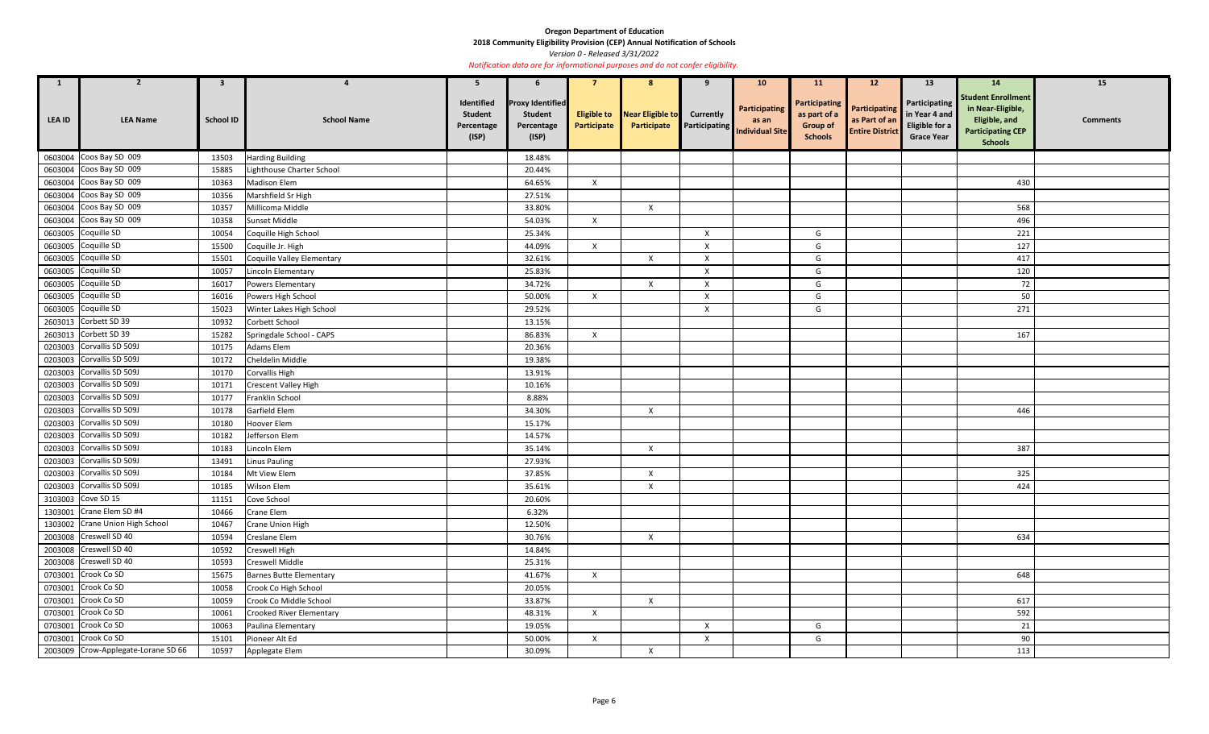**Oregon Department of Education**

**2018 Community Eligibility Provision (CEP) Annual Notification of Schools**

*Version 0 - Released 3/31/2022*

*Notification data are for informational purposes and do not confer eligibility.*

| 1 | 2 | 3 | 4 | 5 | 6 | 7 | 8 | 9 | 10 | 11 | 12 | 13 | 14 | 15 |
|---|---|---|---|---|---|---|---|---|---|---|---|---|---|---|
| LEA ID | LEA Name | School ID | School Name | Identified Student Percentage (ISP) | Proxy Identified Student Percentage (ISP) | Eligible to Participate | Near Eligible to Participate | Currently Participating | Participating as an Individual Site | Participating as part of a Group of Schools | Participating as Part of an Entire District | Participating in Year 4 and Eligible for a Grace Year | Student Enrollment in Near-Eligible, Eligible, and Participating CEP Schools | Comments |
| 0603004 | Coos Bay SD 009 | 13503 | Harding Building | | 18.48% | | | | | | | | | |
| 0603004 | Coos Bay SD 009 | 15885 | Lighthouse Charter School | | 20.44% | | | | | | | | | |
| 0603004 | Coos Bay SD 009 | 10363 | Madison Elem | | 64.65% | X | | | | | | | 430 | |
| 0603004 | Coos Bay SD 009 | 10356 | Marshfield Sr High | | 27.51% | | | | | | | | | |
| 0603004 | Coos Bay SD 009 | 10357 | Millicoma Middle | | 33.80% | | X | | | | | | 568 | |
| 0603004 | Coos Bay SD 009 | 10358 | Sunset Middle | | 54.03% | X | | | | | | | 496 | |
| 0603005 | Coquille SD | 10054 | Coquille High School | | 25.34% | | | X | | G | | | 221 | |
| 0603005 | Coquille SD | 15500 | Coquille Jr. High | | 44.09% | X | | X | | G | | | 127 | |
| 0603005 | Coquille SD | 15501 | Coquille Valley Elementary | | 32.61% | | X | X | | G | | | 417 | |
| 0603005 | Coquille SD | 10057 | Lincoln Elementary | | 25.83% | | | X | | G | | | 120 | |
| 0603005 | Coquille SD | 16017 | Powers Elementary | | 34.72% | | X | X | | G | | | 72 | |
| 0603005 | Coquille SD | 16016 | Powers High School | | 50.00% | X | | X | | G | | | 50 | |
| 0603005 | Coquille SD | 15023 | Winter Lakes High School | | 29.52% | | | X | | G | | | 271 | |
| 2603013 | Corbett SD 39 | 10932 | Corbett School | | 13.15% | | | | | | | | | |
| 2603013 | Corbett SD 39 | 15282 | Springdale School - CAPS | | 86.83% | X | | | | | | | 167 | |
| 0203003 | Corvallis SD 509J | 10175 | Adams Elem | | 20.36% | | | | | | | | | |
| 0203003 | Corvallis SD 509J | 10172 | Cheldelin Middle | | 19.38% | | | | | | | | | |
| 0203003 | Corvallis SD 509J | 10170 | Corvallis High | | 13.91% | | | | | | | | | |
| 0203003 | Corvallis SD 509J | 10171 | Crescent Valley High | | 10.16% | | | | | | | | | |
| 0203003 | Corvallis SD 509J | 10177 | Franklin School | | 8.88% | | | | | | | | | |
| 0203003 | Corvallis SD 509J | 10178 | Garfield Elem | | 34.30% | | X | | | | | | 446 | |
| 0203003 | Corvallis SD 509J | 10180 | Hoover Elem | | 15.17% | | | | | | | | | |
| 0203003 | Corvallis SD 509J | 10182 | Jefferson Elem | | 14.57% | | | | | | | | | |
| 0203003 | Corvallis SD 509J | 10183 | Lincoln Elem | | 35.14% | | X | | | | | | 387 | |
| 0203003 | Corvallis SD 509J | 13491 | Linus Pauling | | 27.93% | | | | | | | | | |
| 0203003 | Corvallis SD 509J | 10184 | Mt View Elem | | 37.85% | | X | | | | | | 325 | |
| 0203003 | Corvallis SD 509J | 10185 | Wilson Elem | | 35.61% | | X | | | | | | 424 | |
| 3103003 | Cove SD 15 | 11151 | Cove School | | 20.60% | | | | | | | | | |
| 1303001 | Crane Elem SD #4 | 10466 | Crane Elem | | 6.32% | | | | | | | | | |
| 1303002 | Crane Union High School | 10467 | Crane Union High | | 12.50% | | | | | | | | | |
| 2003008 | Creswell SD 40 | 10594 | Creslane Elem | | 30.76% | | X | | | | | | 634 | |
| 2003008 | Creswell SD 40 | 10592 | Creswell High | | 14.84% | | | | | | | | | |
| 2003008 | Creswell SD 40 | 10593 | Creswell Middle | | 25.31% | | | | | | | | | |
| 0703001 | Crook Co SD | 15675 | Barnes Butte Elementary | | 41.67% | X | | | | | | | 648 | |
| 0703001 | Crook Co SD | 10058 | Crook Co High School | | 20.05% | | | | | | | | | |
| 0703001 | Crook Co SD | 10059 | Crook Co Middle School | | 33.87% | | X | | | | | | 617 | |
| 0703001 | Crook Co SD | 10061 | Crooked River Elementary | | 48.31% | X | | | | | | | 592 | |
| 0703001 | Crook Co SD | 10063 | Paulina Elementary | | 19.05% | | | X | | G | | | 21 | |
| 0703001 | Crook Co SD | 15101 | Pioneer Alt Ed | | 50.00% | X | | X | | G | | | 90 | |
| 2003009 | Crow-Applegate-Lorane SD 66 | 10597 | Applegate Elem | | 30.09% | | X | | | | | | 113 | |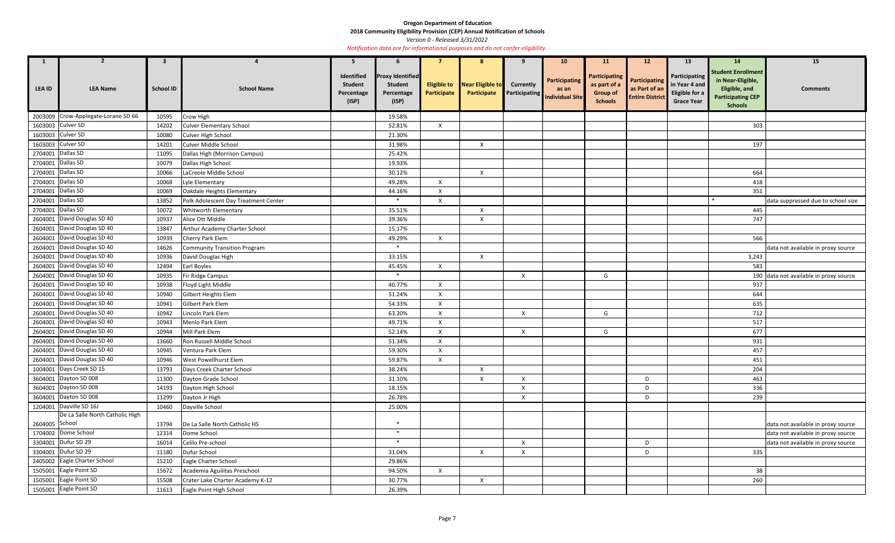**Oregon Department of Education**

**2018 Community Eligibility Provision (CEP) Annual Notification of Schools**

*Version 0 - Released 3/31/2022*

*Notification data are for informational purposes and do not confer eligibility.*

| 1 | 2 | 3 | 4 | 5 | 6 | 7 | 8 | 9 | 10 | 11 | 12 | 13 | 14 | 15 |
|---|---|---|---|---|---|---|---|---|---|---|---|---|---|---|
| LEA ID | LEA Name | School ID | School Name | Identified Student Percentage (ISP) | Proxy Identified Student Percentage (ISP) | Eligible to Participate | Near Eligible to Participate | Currently Participating | Participating as an Individual Site | Participating as part of a Group of Schools | Participating as Part of an Entire District | Participating in Year 4 and Eligible for a Grace Year | Student Enrollment in Near-Eligible, Eligible, and Participating CEP Schools | Comments |
| 2003009 | Crow-Applegate-Lorane SD 66 | 10595 | Crow High | | 19.58% | | | | | | | | | |
| 1603003 | Culver SD | 14202 | Culver Elementary School | | 52.81% | X | | | | | | | 303 | |
| 1603003 | Culver SD | 10080 | Culver High School | | 21.30% | | | | | | | | | |
| 1603003 | Culver SD | 14201 | Culver Middle School | | 31.98% | | X | | | | | | 197 | |
| 2704001 | Dallas SD | 11095 | Dallas High (Morrison Campus) | | 25.42% | | | | | | | | | |
| 2704001 | Dallas SD | 10079 | Dallas High School | | 19.93% | | | | | | | | | |
| 2704001 | Dallas SD | 10066 | LaCreole Middle School | | 30.12% | | X | | | | | | 664 | |
| 2704001 | Dallas SD | 10068 | Lyle Elementary | | 49.28% | X | | | | | | | 418 | |
| 2704001 | Dallas SD | 10069 | Oakdale Heights Elementary | | 44.16% | X | | | | | | | 351 | |
| 2704001 | Dallas SD | 13852 | Polk Adolescent Day Treatment Center | | * | X | | | | | | | * | data suppressed due to school size |
| 2704001 | Dallas SD | 10072 | Whitworth Elementary | | 35.51% | | X | | | | | | 445 | |
| 2604001 | David Douglas SD 40 | 10937 | Alice Ott Middle | | 39.36% | | X | | | | | | 747 | |
| 2604001 | David Douglas SD 40 | 13847 | Arthur Academy Charter School | | 15.17% | | | | | | | | | |
| 2604001 | David Douglas SD 40 | 10939 | Cherry Park Elem | | 49.29% | X | | | | | | | 566 | |
| 2604001 | David Douglas SD 40 | 14626 | Community Transition Program | | * | | | | | | | | | data not available in proxy source |
| 2604001 | David Douglas SD 40 | 10936 | David Douglas High | | 33.15% | | X | | | | | | 3,243 | |
| 2604001 | David Douglas SD 40 | 12494 | Earl Boyles | | 45.45% | X | | | | | | | 583 | |
| 2604001 | David Douglas SD 40 | 10935 | Fir Ridge Campus | | * | | | X | | G | | | 190 | data not available in proxy source |
| 2604001 | David Douglas SD 40 | 10938 | Floyd Light Middle | | 40.77% | X | | | | | | | 937 | |
| 2604001 | David Douglas SD 40 | 10940 | Gilbert Heights Elem | | 51.24% | X | | | | | | | 644 | |
| 2604001 | David Douglas SD 40 | 10941 | Gilbert Park Elem | | 54.33% | X | | | | | | | 635 | |
| 2604001 | David Douglas SD 40 | 10942 | Lincoln Park Elem | | 63.20% | X | | X | | G | | | 712 | |
| 2604001 | David Douglas SD 40 | 10943 | Menlo Park Elem | | 49.71% | X | | | | | | | 517 | |
| 2604001 | David Douglas SD 40 | 10944 | Mill Park Elem | | 52.14% | X | | X | | G | | | 677 | |
| 2604001 | David Douglas SD 40 | 13660 | Ron Russell Middle School | | 51.34% | X | | | | | | | 931 | |
| 2604001 | David Douglas SD 40 | 10945 | Ventura Park Elem | | 59.30% | X | | | | | | | 457 | |
| 2604001 | David Douglas SD 40 | 10946 | West Powellhurst Elem | | 59.87% | X | | | | | | | 451 | |
| 1004001 | Days Creek SD 15 | 13793 | Days Creek Charter School | | 38.24% | | X | | | | | | 204 | |
| 3604001 | Dayton SD 008 | 11300 | Dayton Grade School | | 31.10% | | X | X | | | D | | 463 | |
| 3604001 | Dayton SD 008 | 14193 | Dayton High School | | 18.15% | | | X | | | D | | 336 | |
| 3604001 | Dayton SD 008 | 11299 | Dayton Jr High | | 26.78% | | | X | | | D | | 239 | |
| 1204001 | Dayville SD 16J | 10460 | Dayville School | | 25.00% | | | | | | | | | |
| 2604005 | De La Salle North Catholic High School | 13794 | De La Salle North Catholic HS | | * | | | | | | | | | data not available in proxy source |
| 1704002 | Dome School | 12314 | Dome School | | * | | | | | | | | | data not available in proxy source |
| 3304001 | Dufur SD 29 | 16014 | Celilo Pre-school | | * | | | X | | | D | | | data not available in proxy source |
| 3304001 | Dufur SD 29 | 11180 | Dufur School | | 31.04% | | X | X | | | D | | 335 | |
| 2405002 | Eagle Charter School | 15210 | Eagle Charter School | | 29.86% | | | | | | | | | |
| 1505001 | Eagle Point SD | 15672 | Academia Aguilitas Preschool | | 94.50% | X | | | | | | | 38 | |
| 1505001 | Eagle Point SD | 15508 | Crater Lake Charter Academy K-12 | | 30.77% | | X | | | | | | 260 | |
| 1505001 | Eagle Point SD | 11613 | Eagle Point High School | | 26.39% | | | | | | | | | |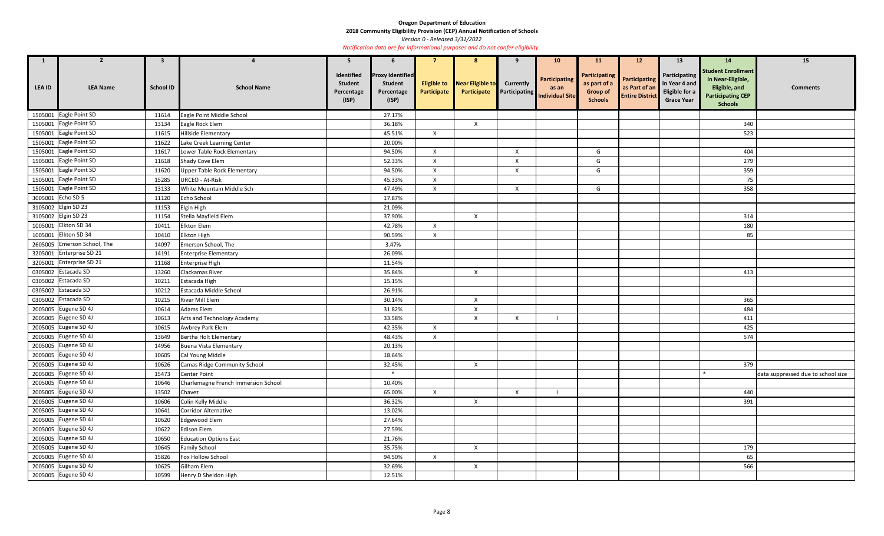**Oregon Department of Education**

**2018 Community Eligibility Provision (CEP) Annual Notification of Schools**

*Version 0 - Released 3/31/2022*

*Notification data are for informational purposes and do not confer eligibility.*

| 1 | 2 | 3 | 4 | 5 | 6 | 7 | 8 | 9 | 10 | 11 | 12 | 13 | 14 | 15 |
|---|---|---|---|---|---|---|---|---|---|---|---|---|---|---|
| LEA ID | LEA Name | School ID | School Name | Identified Student Percentage (ISP) | Proxy Identified Student Percentage (ISP) | Eligible to Participate | Near Eligible to Participate | Currently Participating | Participating as an Individual Site | Participating as part of a Group of Schools | Participating as Part of an Entire District | Participating in Year 4 and Eligible for a Grace Year | Student Enrollment in Near-Eligible, Eligible, and Participating CEP Schools | Comments |
| 1505001 | Eagle Point SD | 11614 | Eagle Point Middle School | | 27.17% | | | | | | | | | |
| 1505001 | Eagle Point SD | 13134 | Eagle Rock Elem | | 36.18% | | X | | | | | | 340 | |
| 1505001 | Eagle Point SD | 11615 | Hillside Elementary | | 45.51% | X | | | | | | | 523 | |
| 1505001 | Eagle Point SD | 11622 | Lake Creek Learning Center | | 20.00% | | | | | | | | | |
| 1505001 | Eagle Point SD | 11617 | Lower Table Rock Elementary | | 94.50% | X | | X | | G | | | 404 | |
| 1505001 | Eagle Point SD | 11618 | Shady Cove Elem | | 52.33% | X | | X | | G | | | 279 | |
| 1505001 | Eagle Point SD | 11620 | Upper Table Rock Elementary | | 94.50% | X | | X | | G | | | 359 | |
| 1505001 | Eagle Point SD | 15285 | URCEO - At-Risk | | 45.33% | X | | | | | | | 75 | |
| 1505001 | Eagle Point SD | 13133 | White Mountain Middle Sch | | 47.49% | X | | X | | G | | | 358 | |
| 3005001 | Echo SD 5 | 11120 | Echo School | | 17.87% | | | | | | | | | |
| 3105002 | Elgin SD 23 | 11153 | Elgin High | | 21.09% | | | | | | | | | |
| 3105002 | Elgin SD 23 | 11154 | Stella Mayfield Elem | | 37.90% | | X | | | | | | 314 | |
| 1005001 | Elkton SD 34 | 10411 | Elkton Elem | | 42.78% | X | | | | | | | 180 | |
| 1005001 | Elkton SD 34 | 10410 | Elkton High | | 90.59% | X | | | | | | | 85 | |
| 2605005 | Emerson School, The | 14097 | Emerson School, The | | 3.47% | | | | | | | | | |
| 3205001 | Enterprise SD 21 | 14191 | Enterprise Elementary | | 26.09% | | | | | | | | | |
| 3205001 | Enterprise SD 21 | 11168 | Enterprise High | | 11.54% | | | | | | | | | |
| 0305002 | Estacada SD | 13260 | Clackamas River | | 35.84% | | X | | | | | | 413 | |
| 0305002 | Estacada SD | 10211 | Estacada High | | 15.15% | | | | | | | | | |
| 0305002 | Estacada SD | 10212 | Estacada Middle School | | 26.91% | | | | | | | | | |
| 0305002 | Estacada SD | 10215 | River Mill Elem | | 30.14% | | X | | | | | | 365 | |
| 2005005 | Eugene SD 4J | 10614 | Adams Elem | | 31.82% | | X | | | | | | 484 | |
| 2005005 | Eugene SD 4J | 10613 | Arts and Technology Academy | | 33.58% | | X | X | I | | | | 411 | |
| 2005005 | Eugene SD 4J | 10615 | Awbrey Park Elem | | 42.35% | X | | | | | | | 425 | |
| 2005005 | Eugene SD 4J | 13649 | Bertha Holt Elementary | | 48.43% | X | | | | | | | 574 | |
| 2005005 | Eugene SD 4J | 14956 | Buena Vista Elementary | | 20.13% | | | | | | | | | |
| 2005005 | Eugene SD 4J | 10605 | Cal Young Middle | | 18.64% | | | | | | | | | |
| 2005005 | Eugene SD 4J | 10626 | Camas Ridge Community School | | 32.45% | | X | | | | | | 379 | |
| 2005005 | Eugene SD 4J | 15473 | Center Point | | * | | | | | | | | * | data suppressed due to school size |
| 2005005 | Eugene SD 4J | 10646 | Charlemagne French Immersion School | | 10.40% | | | | | | | | | |
| 2005005 | Eugene SD 4J | 13502 | Chavez | | 65.00% | X | | X | I | | | | 440 | |
| 2005005 | Eugene SD 4J | 10606 | Colin Kelly Middle | | 36.32% | | X | | | | | | 391 | |
| 2005005 | Eugene SD 4J | 10641 | Corridor Alternative | | 13.02% | | | | | | | | | |
| 2005005 | Eugene SD 4J | 10620 | Edgewood Elem | | 27.64% | | | | | | | | | |
| 2005005 | Eugene SD 4J | 10622 | Edison Elem | | 27.59% | | | | | | | | | |
| 2005005 | Eugene SD 4J | 10650 | Education Options East | | 21.76% | | | | | | | | | |
| 2005005 | Eugene SD 4J | 10645 | Family School | | 35.75% | | X | | | | | | 179 | |
| 2005005 | Eugene SD 4J | 15826 | Fox Hollow School | | 94.50% | X | | | | | | | 65 | |
| 2005005 | Eugene SD 4J | 10625 | Gilham Elem | | 32.69% | | X | | | | | | 566 | |
| 2005005 | Eugene SD 4J | 10599 | Henry D Sheldon High | | 12.51% | | | | | | | | | |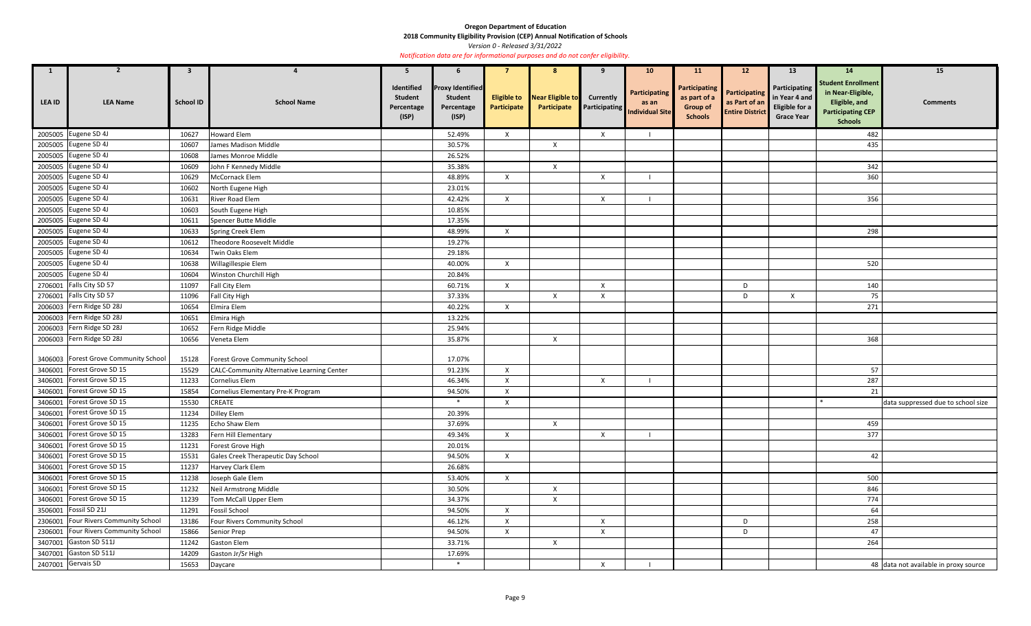**Oregon Department of Education**

**2018 Community Eligibility Provision (CEP) Annual Notification of Schools**

*Version 0 - Released 3/31/2022*

*Notification data are for informational purposes and do not confer eligibility.*

| 1 | 2 | 3 | 4 | 5 | 6 | 7 | 8 | 9 | 10 | 11 | 12 | 13 | 14 | 15 |
|---|---|---|---|---|---|---|---|---|---|---|---|---|---|---|
| LEA ID | LEA Name | School ID | School Name | Identified Student Percentage (ISP) | Proxy Identified Student Percentage (ISP) | Eligible to Participate | Near Eligible to Participate | Currently Participating | Participating as an Individual Site | Participating as part of a Group of Schools | Participating as Part of an Entire District | Participating in Year 4 and Eligible for a Grace Year | Student Enrollment in Near-Eligible, Eligible, and Participating CEP Schools | Comments |
| 2005005 | Eugene SD 4J | 10627 | Howard Elem | | 52.49% | X | | X | I | | | | 482 | |
| 2005005 | Eugene SD 4J | 10607 | James Madison Middle | | 30.57% | | X | | | | | | 435 | |
| 2005005 | Eugene SD 4J | 10608 | James Monroe Middle | | 26.52% | | | | | | | | | |
| 2005005 | Eugene SD 4J | 10609 | John F Kennedy Middle | | 35.38% | | X | | | | | | 342 | |
| 2005005 | Eugene SD 4J | 10629 | McCornack Elem | | 48.89% | X | | X | I | | | | 360 | |
| 2005005 | Eugene SD 4J | 10602 | North Eugene High | | 23.01% | | | | | | | | | |
| 2005005 | Eugene SD 4J | 10631 | River Road Elem | | 42.42% | X | | X | I | | | | 356 | |
| 2005005 | Eugene SD 4J | 10603 | South Eugene High | | 10.85% | | | | | | | | | |
| 2005005 | Eugene SD 4J | 10611 | Spencer Butte Middle | | 17.35% | | | | | | | | | |
| 2005005 | Eugene SD 4J | 10633 | Spring Creek Elem | | 48.99% | X | | | | | | | 298 | |
| 2005005 | Eugene SD 4J | 10612 | Theodore Roosevelt Middle | | 19.27% | | | | | | | | | |
| 2005005 | Eugene SD 4J | 10634 | Twin Oaks Elem | | 29.18% | | | | | | | | | |
| 2005005 | Eugene SD 4J | 10638 | Willagillespie Elem | | 40.00% | X | | | | | | | 520 | |
| 2005005 | Eugene SD 4J | 10604 | Winston Churchill High | | 20.84% | | | | | | | | | |
| 2706001 | Falls City SD 57 | 11097 | Fall City Elem | | 60.71% | X | | X | | | D | | 140 | |
| 2706001 | Falls City SD 57 | 11096 | Fall City High | | 37.33% | | X | X | | | D | X | 75 | |
| 2006003 | Fern Ridge SD 28J | 10654 | Elmira Elem | | 40.22% | X | | | | | | | 271 | |
| 2006003 | Fern Ridge SD 28J | 10651 | Elmira High | | 13.22% | | | | | | | | | |
| 2006003 | Fern Ridge SD 28J | 10652 | Fern Ridge Middle | | 25.94% | | | | | | | | | |
| 2006003 | Fern Ridge SD 28J | 10656 | Veneta Elem | | 35.87% | | X | | | | | | 368 | |
| 3406003 | Forest Grove Community School | 15128 | Forest Grove Community School | | 17.07% | | | | | | | | | |
| 3406001 | Forest Grove SD 15 | 15529 | CALC-Community Alternative Learning Center | | 91.23% | X | | | | | | | 57 | |
| 3406001 | Forest Grove SD 15 | 11233 | Cornelius Elem | | 46.34% | X | | X | I | | | | 287 | |
| 3406001 | Forest Grove SD 15 | 15854 | Cornelius Elementary Pre-K Program | | 94.50% | X | | | | | | | 21 | |
| 3406001 | Forest Grove SD 15 | 15530 | CREATE | | * | X | | | | | | | * | data suppressed due to school size |
| 3406001 | Forest Grove SD 15 | 11234 | Dilley Elem | | 20.39% | | | | | | | | | |
| 3406001 | Forest Grove SD 15 | 11235 | Echo Shaw Elem | | 37.69% | | X | | | | | | 459 | |
| 3406001 | Forest Grove SD 15 | 13283 | Fern Hill Elementary | | 49.34% | X | | X | I | | | | 377 | |
| 3406001 | Forest Grove SD 15 | 11231 | Forest Grove High | | 20.01% | | | | | | | | | |
| 3406001 | Forest Grove SD 15 | 15531 | Gales Creek Therapeutic Day School | | 94.50% | X | | | | | | | 42 | |
| 3406001 | Forest Grove SD 15 | 11237 | Harvey Clark Elem | | 26.68% | | | | | | | | | |
| 3406001 | Forest Grove SD 15 | 11238 | Joseph Gale Elem | | 53.40% | X | | | | | | | 500 | |
| 3406001 | Forest Grove SD 15 | 11232 | Neil Armstrong Middle | | 30.50% | | X | | | | | | 846 | |
| 3406001 | Forest Grove SD 15 | 11239 | Tom McCall Upper Elem | | 34.37% | | X | | | | | | 774 | |
| 3506001 | Fossil SD 21J | 11291 | Fossil School | | 94.50% | X | | | | | | | 64 | |
| 2306001 | Four Rivers Community School | 13186 | Four Rivers Community School | | 46.12% | X | | X | | | D | | 258 | |
| 2306001 | Four Rivers Community School | 15866 | Senior Prep | | 94.50% | X | | X | | | D | | 47 | |
| 3407001 | Gaston SD 511J | 11242 | Gaston Elem | | 33.71% | | X | | | | | | 264 | |
| 3407001 | Gaston SD 511J | 14209 | Gaston Jr/Sr High | | 17.69% | | | | | | | | | |
| 2407001 | Gervais SD | 15653 | Daycare | | * | | | X | I | | | | 48 | data not available in proxy source |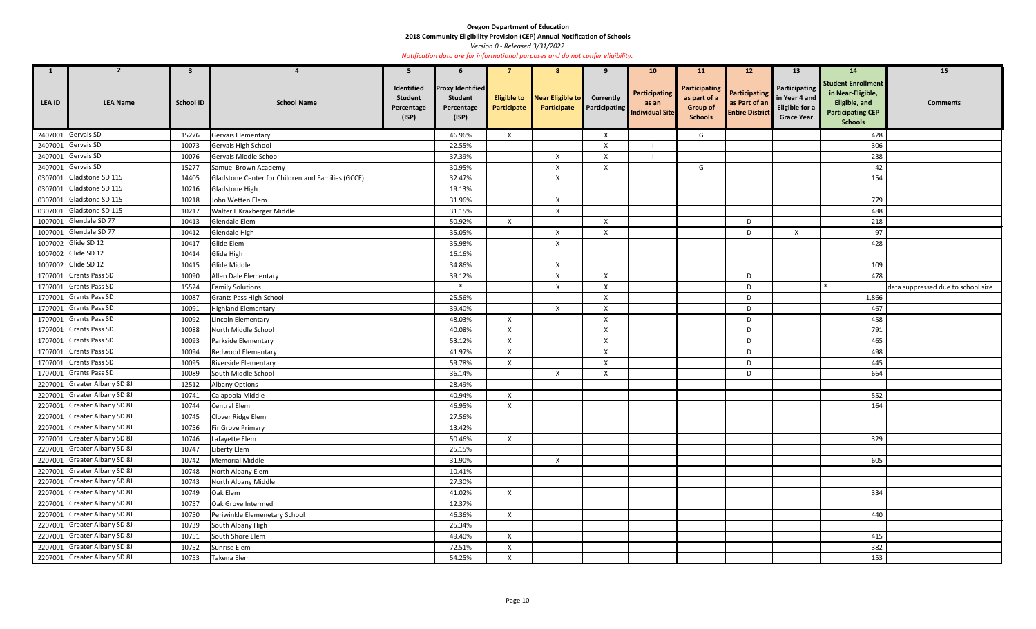**Oregon Department of Education**

**2018 Community Eligibility Provision (CEP) Annual Notification of Schools**

*Version 0 - Released 3/31/2022*

*Notification data are for informational purposes and do not confer eligibility.*

| 1 | 2 | 3 | 4 | 5 | 6 | 7 | 8 | 9 | 10 | 11 | 12 | 13 | 14 | 15 |
|---|---|---|---|---|---|---|---|---|---|---|---|---|---|---|
| LEA ID | LEA Name | School ID | School Name | Identified Student Percentage (ISP) | Proxy Identified Student Percentage (ISP) | Eligible to Participate | Near Eligible to Participate | Currently Participating | Participating as an Individual Site | Participating as part of a Group of Schools | Participating as Part of an Entire District | Participating in Year 4 and Eligible for a Grace Year | Student Enrollment in Near-Eligible, Eligible, and Participating CEP Schools | Comments |
| 2407001 | Gervais SD | 15276 | Gervais Elementary | | 46.96% | X | | X | | G | | | 428 | |
| 2407001 | Gervais SD | 10073 | Gervais High School | | 22.55% | | | X | I | | | | 306 | |
| 2407001 | Gervais SD | 10076 | Gervais Middle School | | 37.39% | | X | X | I | | | | 238 | |
| 2407001 | Gervais SD | 15277 | Samuel Brown Academy | | 30.95% | | X | X | | G | | | 42 | |
| 0307001 | Gladstone SD 115 | 14405 | Gladstone Center for Children and Families (GCCF) | | 32.47% | | X | | | | | | 154 | |
| 0307001 | Gladstone SD 115 | 10216 | Gladstone High | | 19.13% | | | | | | | | | |
| 0307001 | Gladstone SD 115 | 10218 | John Wetten Elem | | 31.96% | | X | | | | | | 779 | |
| 0307001 | Gladstone SD 115 | 10217 | Walter L Kraxberger Middle | | 31.15% | | X | | | | | | 488 | |
| 1007001 | Glendale SD 77 | 10413 | Glendale Elem | | 50.92% | X | | X | | | D | | 218 | |
| 1007001 | Glendale SD 77 | 10412 | Glendale High | | 35.05% | | X | X | | | D | X | 97 | |
| 1007002 | Glide SD 12 | 10417 | Glide Elem | | 35.98% | | X | | | | | | 428 | |
| 1007002 | Glide SD 12 | 10414 | Glide High | | 16.16% | | | | | | | | | |
| 1007002 | Glide SD 12 | 10415 | Glide Middle | | 34.86% | | X | | | | | | 109 | |
| 1707001 | Grants Pass SD | 10090 | Allen Dale Elementary | | 39.12% | | X | X | | | D | | 478 | |
| 1707001 | Grants Pass SD | 15524 | Family Solutions | | * | | X | X | | | D | | * | data suppressed due to school size |
| 1707001 | Grants Pass SD | 10087 | Grants Pass High School | | 25.56% | | | X | | | D | | 1,866 | |
| 1707001 | Grants Pass SD | 10091 | Highland Elementary | | 39.40% | | X | X | | | D | | 467 | |
| 1707001 | Grants Pass SD | 10092 | Lincoln Elementary | | 48.03% | X | | X | | | D | | 458 | |
| 1707001 | Grants Pass SD | 10088 | North Middle School | | 40.08% | X | | X | | | D | | 791 | |
| 1707001 | Grants Pass SD | 10093 | Parkside Elementary | | 53.12% | X | | X | | | D | | 465 | |
| 1707001 | Grants Pass SD | 10094 | Redwood Elementary | | 41.97% | X | | X | | | D | | 498 | |
| 1707001 | Grants Pass SD | 10095 | Riverside Elementary | | 59.78% | X | | X | | | D | | 445 | |
| 1707001 | Grants Pass SD | 10089 | South Middle School | | 36.14% | | X | X | | | D | | 664 | |
| 2207001 | Greater Albany SD 8J | 12512 | Albany Options | | 28.49% | | | | | | | | | |
| 2207001 | Greater Albany SD 8J | 10741 | Calapooia Middle | | 40.94% | X | | | | | | | 552 | |
| 2207001 | Greater Albany SD 8J | 10744 | Central Elem | | 46.95% | X | | | | | | | 164 | |
| 2207001 | Greater Albany SD 8J | 10745 | Clover Ridge Elem | | 27.56% | | | | | | | | | |
| 2207001 | Greater Albany SD 8J | 10756 | Fir Grove Primary | | 13.42% | | | | | | | | | |
| 2207001 | Greater Albany SD 8J | 10746 | Lafayette Elem | | 50.46% | X | | | | | | | 329 | |
| 2207001 | Greater Albany SD 8J | 10747 | Liberty Elem | | 25.15% | | | | | | | | | |
| 2207001 | Greater Albany SD 8J | 10742 | Memorial Middle | | 31.90% | | X | | | | | | 605 | |
| 2207001 | Greater Albany SD 8J | 10748 | North Albany Elem | | 10.41% | | | | | | | | | |
| 2207001 | Greater Albany SD 8J | 10743 | North Albany Middle | | 27.30% | | | | | | | | | |
| 2207001 | Greater Albany SD 8J | 10749 | Oak Elem | | 41.02% | X | | | | | | | 334 | |
| 2207001 | Greater Albany SD 8J | 10757 | Oak Grove Intermed | | 12.37% | | | | | | | | | |
| 2207001 | Greater Albany SD 8J | 10750 | Periwinkle Elemenetary School | | 46.36% | X | | | | | | | 440 | |
| 2207001 | Greater Albany SD 8J | 10739 | South Albany High | | 25.34% | | | | | | | | | |
| 2207001 | Greater Albany SD 8J | 10751 | South Shore Elem | | 49.40% | X | | | | | | | 415 | |
| 2207001 | Greater Albany SD 8J | 10752 | Sunrise Elem | | 72.51% | X | | | | | | | 382 | |
| 2207001 | Greater Albany SD 8J | 10753 | Takena Elem | | 54.25% | X | | | | | | | 153 | |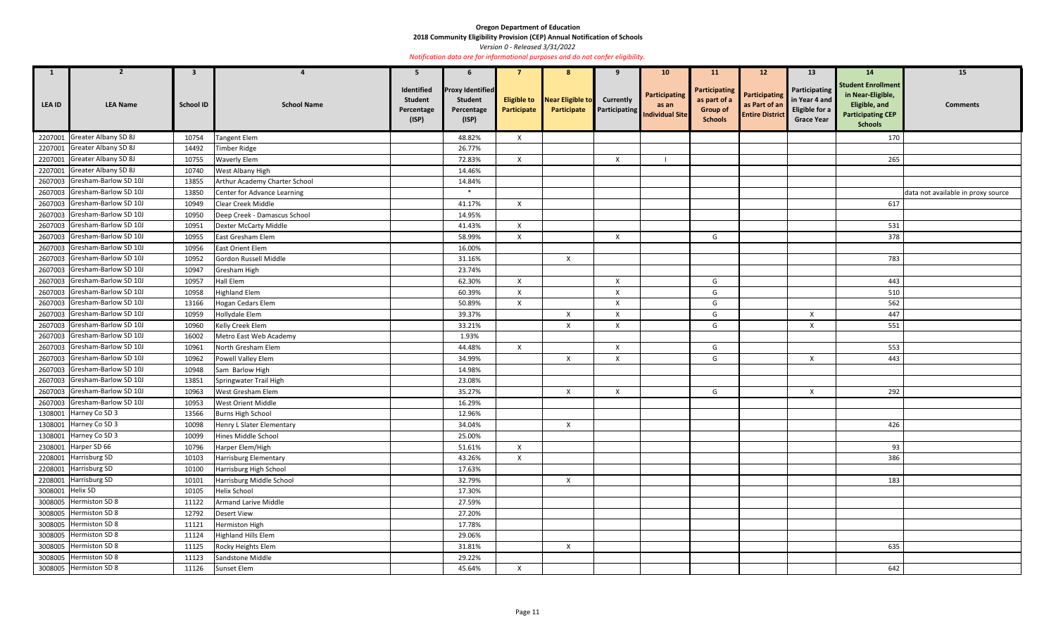**Oregon Department of Education**

**2018 Community Eligibility Provision (CEP) Annual Notification of Schools**

*Version 0 - Released 3/31/2022*

*Notification data are for informational purposes and do not confer eligibility.*

| 1 | 2 | 3 | 4 | 5 | 6 | 7 | 8 | 9 | 10 | 11 | 12 | 13 | 14 | 15 |
|---|---|---|---|---|---|---|---|---|---|---|---|---|---|---|
| LEA ID | LEA Name | School ID | School Name | Identified Student Percentage (ISP) | Proxy Identified Student Percentage (ISP) | Eligible to Participate | Near Eligible to Participate | Currently Participating | Participating as an Individual Site | Participating as part of a Group of Schools | Participating as Part of an Entire District | Participating in Year 4 and Eligible for a Grace Year | Student Enrollment in Near-Eligible, Eligible, and Participating CEP Schools | Comments |
| 2207001 | Greater Albany SD 8J | 10754 | Tangent Elem | | 48.82% | X | | | | | | | 170 | |
| 2207001 | Greater Albany SD 8J | 14492 | Timber Ridge | | 26.77% | | | | | | | | | |
| 2207001 | Greater Albany SD 8J | 10755 | Waverly Elem | | 72.83% | X | | X | I | | | | 265 | |
| 2207001 | Greater Albany SD 8J | 10740 | West Albany High | | 14.46% | | | | | | | | | |
| 2607003 | Gresham-Barlow SD 10J | 13855 | Arthur Academy Charter School | | 14.84% | | | | | | | | | |
| 2607003 | Gresham-Barlow SD 10J | 13850 | Center for Advance Learning | | * | | | | | | | | | data not available in proxy source |
| 2607003 | Gresham-Barlow SD 10J | 10949 | Clear Creek Middle | | 41.17% | X | | | | | | | 617 | |
| 2607003 | Gresham-Barlow SD 10J | 10950 | Deep Creek - Damascus School | | 14.95% | | | | | | | | | |
| 2607003 | Gresham-Barlow SD 10J | 10951 | Dexter McCarty Middle | | 41.43% | X | | | | | | | 531 | |
| 2607003 | Gresham-Barlow SD 10J | 10955 | East Gresham Elem | | 58.99% | X | | X | | G | | | 378 | |
| 2607003 | Gresham-Barlow SD 10J | 10956 | East Orient Elem | | 16.00% | | | | | | | | | |
| 2607003 | Gresham-Barlow SD 10J | 10952 | Gordon Russell Middle | | 31.16% | | X | | | | | | 783 | |
| 2607003 | Gresham-Barlow SD 10J | 10947 | Gresham High | | 23.74% | | | | | | | | | |
| 2607003 | Gresham-Barlow SD 10J | 10957 | Hall Elem | | 62.30% | X | | X | | G | | | 443 | |
| 2607003 | Gresham-Barlow SD 10J | 10958 | Highland Elem | | 60.39% | X | | X | | G | | | 510 | |
| 2607003 | Gresham-Barlow SD 10J | 13166 | Hogan Cedars Elem | | 50.89% | X | | X | | G | | | 562 | |
| 2607003 | Gresham-Barlow SD 10J | 10959 | Hollydale Elem | | 39.37% | | X | X | | G | | X | 447 | |
| 2607003 | Gresham-Barlow SD 10J | 10960 | Kelly Creek Elem | | 33.21% | | X | X | | G | | X | 551 | |
| 2607003 | Gresham-Barlow SD 10J | 16002 | Metro East Web Academy | | 1.93% | | | | | | | | | |
| 2607003 | Gresham-Barlow SD 10J | 10961 | North Gresham Elem | | 44.48% | X | | X | | G | | | 553 | |
| 2607003 | Gresham-Barlow SD 10J | 10962 | Powell Valley Elem | | 34.99% | | X | X | | G | | X | 443 | |
| 2607003 | Gresham-Barlow SD 10J | 10948 | Sam Barlow High | | 14.98% | | | | | | | | | |
| 2607003 | Gresham-Barlow SD 10J | 13851 | Springwater Trail High | | 23.08% | | | | | | | | | |
| 2607003 | Gresham-Barlow SD 10J | 10963 | West Gresham Elem | | 35.27% | | X | X | | G | | X | 292 | |
| 2607003 | Gresham-Barlow SD 10J | 10953 | West Orient Middle | | 16.29% | | | | | | | | | |
| 1308001 | Harney Co SD 3 | 13566 | Burns High School | | 12.96% | | | | | | | | | |
| 1308001 | Harney Co SD 3 | 10098 | Henry L Slater Elementary | | 34.04% | | X | | | | | | 426 | |
| 1308001 | Harney Co SD 3 | 10099 | Hines Middle School | | 25.00% | | | | | | | | | |
| 2308001 | Harper SD 66 | 10796 | Harper Elem/High | | 51.61% | X | | | | | | | 93 | |
| 2208001 | Harrisburg SD | 10103 | Harrisburg Elementary | | 43.26% | X | | | | | | | 386 | |
| 2208001 | Harrisburg SD | 10100 | Harrisburg High School | | 17.63% | | | | | | | | | |
| 2208001 | Harrisburg SD | 10101 | Harrisburg Middle School | | 32.79% | | X | | | | | | 183 | |
| 3008001 | Helix SD | 10105 | Helix School | | 17.30% | | | | | | | | | |
| 3008005 | Hermiston SD 8 | 11122 | Armand Larive Middle | | 27.59% | | | | | | | | | |
| 3008005 | Hermiston SD 8 | 12792 | Desert View | | 27.20% | | | | | | | | | |
| 3008005 | Hermiston SD 8 | 11121 | Hermiston High | | 17.78% | | | | | | | | | |
| 3008005 | Hermiston SD 8 | 11124 | Highland Hills Elem | | 29.06% | | | | | | | | | |
| 3008005 | Hermiston SD 8 | 11125 | Rocky Heights Elem | | 31.81% | | X | | | | | | 635 | |
| 3008005 | Hermiston SD 8 | 11123 | Sandstone Middle | | 29.22% | | | | | | | | | |
| 3008005 | Hermiston SD 8 | 11126 | Sunset Elem | | 45.64% | X | | | | | | | 642 | |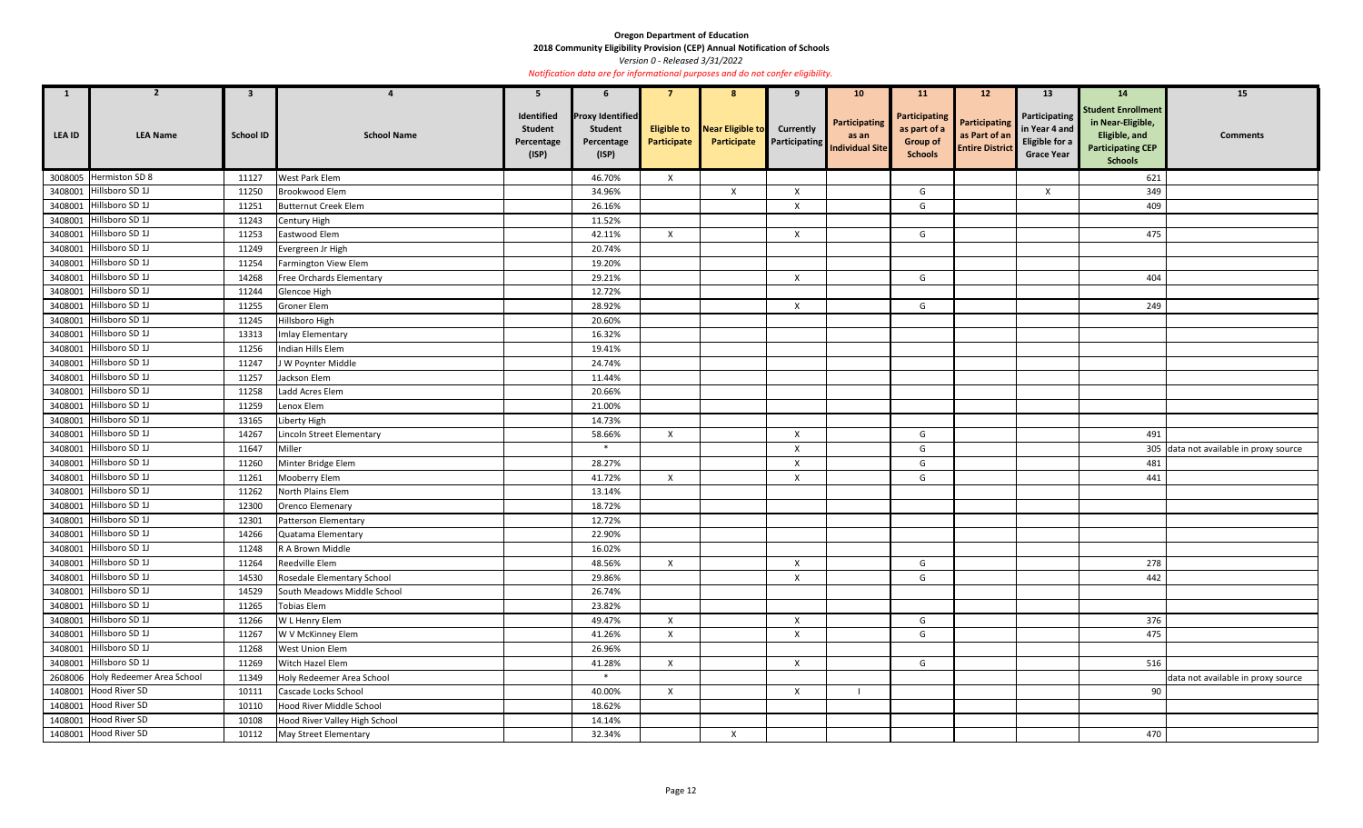**Oregon Department of Education**

**2018 Community Eligibility Provision (CEP) Annual Notification of Schools**

*Version 0 - Released 3/31/2022*

*Notification data are for informational purposes and do not confer eligibility.*

| 1 | 2 | 3 | 4 | 5 | 6 | 7 | 8 | 9 | 10 | 11 | 12 | 13 | 14 | 15 |
|---|---|---|---|---|---|---|---|---|---|---|---|---|---|---|
| LEA ID | LEA Name | School ID | School Name | Identified Student Percentage (ISP) | Proxy Identified Student Percentage (ISP) | Eligible to Participate | Near Eligible to Participate | Currently Participating | Participating as an Individual Site | Participating as part of a Group of Schools | Participating as Part of an Entire District | Participating in Year 4 and Eligible for a Grace Year | Student Enrollment in Near-Eligible, Eligible, and Participating CEP Schools | Comments |
| 3008005 | Hermiston SD 8 | 11127 | West Park Elem | | 46.70% | X | | | | | | | 621 | |
| 3408001 | Hillsboro SD 1J | 11250 | Brookwood Elem | | 34.96% | | X | X | | G | | X | 349 | |
| 3408001 | Hillsboro SD 1J | 11251 | Butternut Creek Elem | | 26.16% | | | X | | G | | | 409 | |
| 3408001 | Hillsboro SD 1J | 11243 | Century High | | 11.52% | | | | | | | | | |
| 3408001 | Hillsboro SD 1J | 11253 | Eastwood Elem | | 42.11% | X | | X | | G | | | 475 | |
| 3408001 | Hillsboro SD 1J | 11249 | Evergreen Jr High | | 20.74% | | | | | | | | | |
| 3408001 | Hillsboro SD 1J | 11254 | Farmington View Elem | | 19.20% | | | | | | | | | |
| 3408001 | Hillsboro SD 1J | 14268 | Free Orchards Elementary | | 29.21% | | | X | | G | | | 404 | |
| 3408001 | Hillsboro SD 1J | 11244 | Glencoe High | | 12.72% | | | | | | | | | |
| 3408001 | Hillsboro SD 1J | 11255 | Groner Elem | | 28.92% | | | X | | G | | | 249 | |
| 3408001 | Hillsboro SD 1J | 11245 | Hillsboro High | | 20.60% | | | | | | | | | |
| 3408001 | Hillsboro SD 1J | 13313 | Imlay Elementary | | 16.32% | | | | | | | | | |
| 3408001 | Hillsboro SD 1J | 11256 | Indian Hills Elem | | 19.41% | | | | | | | | | |
| 3408001 | Hillsboro SD 1J | 11247 | J W Poynter Middle | | 24.74% | | | | | | | | | |
| 3408001 | Hillsboro SD 1J | 11257 | Jackson Elem | | 11.44% | | | | | | | | | |
| 3408001 | Hillsboro SD 1J | 11258 | Ladd Acres Elem | | 20.66% | | | | | | | | | |
| 3408001 | Hillsboro SD 1J | 11259 | Lenox Elem | | 21.00% | | | | | | | | | |
| 3408001 | Hillsboro SD 1J | 13165 | Liberty High | | 14.73% | | | | | | | | | |
| 3408001 | Hillsboro SD 1J | 14267 | Lincoln Street Elementary | | 58.66% | X | | X | | G | | | 491 | |
| 3408001 | Hillsboro SD 1J | 11647 | Miller | | * | | | X | | G | | | 305 | data not available in proxy source |
| 3408001 | Hillsboro SD 1J | 11260 | Minter Bridge Elem | | 28.27% | | | X | | G | | | 481 | |
| 3408001 | Hillsboro SD 1J | 11261 | Mooberry Elem | | 41.72% | X | | X | | G | | | 441 | |
| 3408001 | Hillsboro SD 1J | 11262 | North Plains Elem | | 13.14% | | | | | | | | | |
| 3408001 | Hillsboro SD 1J | 12300 | Orenco Elemenary | | 18.72% | | | | | | | | | |
| 3408001 | Hillsboro SD 1J | 12301 | Patterson Elementary | | 12.72% | | | | | | | | | |
| 3408001 | Hillsboro SD 1J | 14266 | Quatama Elementary | | 22.90% | | | | | | | | | |
| 3408001 | Hillsboro SD 1J | 11248 | R A Brown Middle | | 16.02% | | | | | | | | | |
| 3408001 | Hillsboro SD 1J | 11264 | Reedville Elem | | 48.56% | X | | X | | G | | | 278 | |
| 3408001 | Hillsboro SD 1J | 14530 | Rosedale Elementary School | | 29.86% | | | X | | G | | | 442 | |
| 3408001 | Hillsboro SD 1J | 14529 | South Meadows Middle School | | 26.74% | | | | | | | | | |
| 3408001 | Hillsboro SD 1J | 11265 | Tobias Elem | | 23.82% | | | | | | | | | |
| 3408001 | Hillsboro SD 1J | 11266 | W L Henry Elem | | 49.47% | X | | X | | G | | | 376 | |
| 3408001 | Hillsboro SD 1J | 11267 | W V McKinney Elem | | 41.26% | X | | X | | G | | | 475 | |
| 3408001 | Hillsboro SD 1J | 11268 | West Union Elem | | 26.96% | | | | | | | | | |
| 3408001 | Hillsboro SD 1J | 11269 | Witch Hazel Elem | | 41.28% | X | | X | | G | | | 516 | |
| 2608006 | Holy Redeemer Area School | 11349 | Holy Redeemer Area School | | * | | | | | | | | | data not available in proxy source |
| 1408001 | Hood River SD | 10111 | Cascade Locks School | | 40.00% | X | | X | I | | | | 90 | |
| 1408001 | Hood River SD | 10110 | Hood River Middle School | | 18.62% | | | | | | | | | |
| 1408001 | Hood River SD | 10108 | Hood River Valley High School | | 14.14% | | | | | | | | | |
| 1408001 | Hood River SD | 10112 | May Street Elementary | | 32.34% | | X | | | | | | 470 | |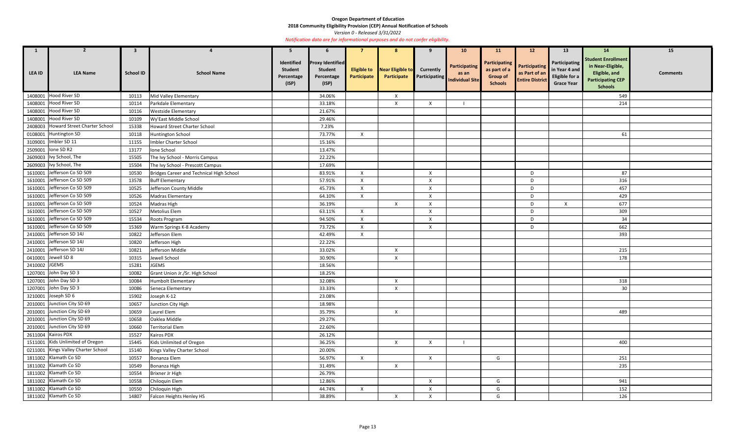**Oregon Department of Education**

**2018 Community Eligibility Provision (CEP) Annual Notification of Schools**

*Version 0 - Released 3/31/2022*

*Notification data are for informational purposes and do not confer eligibility.*

| 1 | 2 | 3 | 4 | 5 | 6 | 7 | 8 | 9 | 10 | 11 | 12 | 13 | 14 | 15 |
|---|---|---|---|---|---|---|---|---|---|---|---|---|---|---|
| LEA ID | LEA Name | School ID | School Name | Identified Student Percentage (ISP) | Proxy Identified Student Percentage (ISP) | Eligible to Participate | Near Eligible to Participate | Currently Participating | Participating as an Individual Site | Participating as part of a Group of Schools | Participating as Part of an Entire District | Participating in Year 4 and Eligible for a Grace Year | Student Enrollment in Near-Eligible, Eligible, and Participating CEP Schools | Comments |
| 1408001 | Hood River SD | 10113 | Mid Valley Elementary | | 34.06% | | X | | | | | | 549 | |
| 1408001 | Hood River SD | 10114 | Parkdale Elementary | | 33.18% | | X | X | I | | | | 214 | |
| 1408001 | Hood River SD | 10116 | Westside Elementary | | 21.67% | | | | | | | | | |
| 1408001 | Hood River SD | 10109 | Wy'East Middle School | | 29.46% | | | | | | | | | |
| 2408003 | Howard Street Charter School | 15338 | Howard Street Charter School | | 7.23% | | | | | | | | | |
| 0108001 | Huntington SD | 10118 | Huntington School | | 73.77% | X | | | | | | | 61 | |
| 3109001 | Imbler SD 11 | 11155 | Imbler Charter School | | 15.16% | | | | | | | | | |
| 2509001 | Ione SD R2 | 13177 | Ione School | | 13.47% | | | | | | | | | |
| 2609003 | Ivy School, The | 15505 | The Ivy School - Morris Campus | | 22.22% | | | | | | | | | |
| 2609003 | Ivy School, The | 15504 | The Ivy School - Prescott Campus | | 17.69% | | | | | | | | | |
| 1610001 | Jefferson Co SD 509 | 10530 | Bridges Career and Technical High School | | 83.91% | X | | X | | | D | | 87 | |
| 1610001 | Jefferson Co SD 509 | 13578 | Buff Elementary | | 57.91% | X | | X | | | D | | 316 | |
| 1610001 | Jefferson Co SD 509 | 10525 | Jefferson County Middle | | 45.73% | X | | X | | | D | | 457 | |
| 1610001 | Jefferson Co SD 509 | 10526 | Madras Elementary | | 64.10% | X | | X | | | D | | 429 | |
| 1610001 | Jefferson Co SD 509 | 10524 | Madras High | | 36.19% | | X | X | | | D | X | 677 | |
| 1610001 | Jefferson Co SD 509 | 10527 | Metolius Elem | | 63.11% | X | | X | | | D | | 309 | |
| 1610001 | Jefferson Co SD 509 | 15534 | Roots Program | | 94.50% | X | | X | | | D | | 34 | |
| 1610001 | Jefferson Co SD 509 | 15369 | Warm Springs K-8 Academy | | 73.72% | X | | X | | | D | | 662 | |
| 2410001 | Jefferson SD 14J | 10822 | Jefferson Elem | | 42.49% | X | | | | | | | 393 | |
| 2410001 | Jefferson SD 14J | 10820 | Jefferson High | | 22.22% | | | | | | | | | |
| 2410001 | Jefferson SD 14J | 10821 | Jefferson Middle | | 33.02% | | X | | | | | | 215 | |
| 0410001 | Jewell SD 8 | 10315 | Jewell School | | 30.90% | | X | | | | | | 178 | |
| 2410002 | JGEMS | 15281 | JGEMS | | 18.56% | | | | | | | | | |
| 1207001 | John Day SD 3 | 10082 | Grant Union Jr./Sr. High School | | 18.25% | | | | | | | | | |
| 1207001 | John Day SD 3 | 10084 | Humbolt Elementary | | 32.08% | | X | | | | | | 318 | |
| 1207001 | John Day SD 3 | 10086 | Seneca Elementary | | 33.33% | | X | | | | | | 30 | |
| 3210001 | Joseph SD 6 | 15902 | Joseph K-12 | | 23.08% | | | | | | | | | |
| 2010001 | Junction City SD 69 | 10657 | Junction City High | | 18.98% | | | | | | | | | |
| 2010001 | Junction City SD 69 | 10659 | Laurel Elem | | 35.79% | | X | | | | | | 489 | |
| 2010001 | Junction City SD 69 | 10658 | Oaklea Middle | | 29.27% | | | | | | | | | |
| 2010001 | Junction City SD 69 | 10660 | Territorial Elem | | 22.60% | | | | | | | | | |
| 2611004 | Kairos PDX | 15527 | Kairos PDX | | 26.12% | | | | | | | | | |
| 1511001 | Kids Unlimited of Oregon | 15445 | Kids Unlimited of Oregon | | 36.25% | | X | X | I | | | | 400 | |
| 0211001 | Kings Valley Charter School | 15140 | Kings Valley Charter School | | 20.00% | | | | | | | | | |
| 1811002 | Klamath Co SD | 10557 | Bonanza Elem | | 56.97% | X | | X | | G | | | 251 | |
| 1811002 | Klamath Co SD | 10549 | Bonanza High | | 31.49% | | X | | | | | | 235 | |
| 1811002 | Klamath Co SD | 10554 | Brixner Jr High | | 26.79% | | | | | | | | | |
| 1811002 | Klamath Co SD | 10558 | Chiloquin Elem | | 12.86% | | | X | | G | | | 941 | |
| 1811002 | Klamath Co SD | 10550 | Chiloquin High | | 44.74% | X | | X | | G | | | 152 | |
| 1811002 | Klamath Co SD | 14807 | Falcon Heights Henley HS | | 38.89% | | X | X | | G | | | 126 | |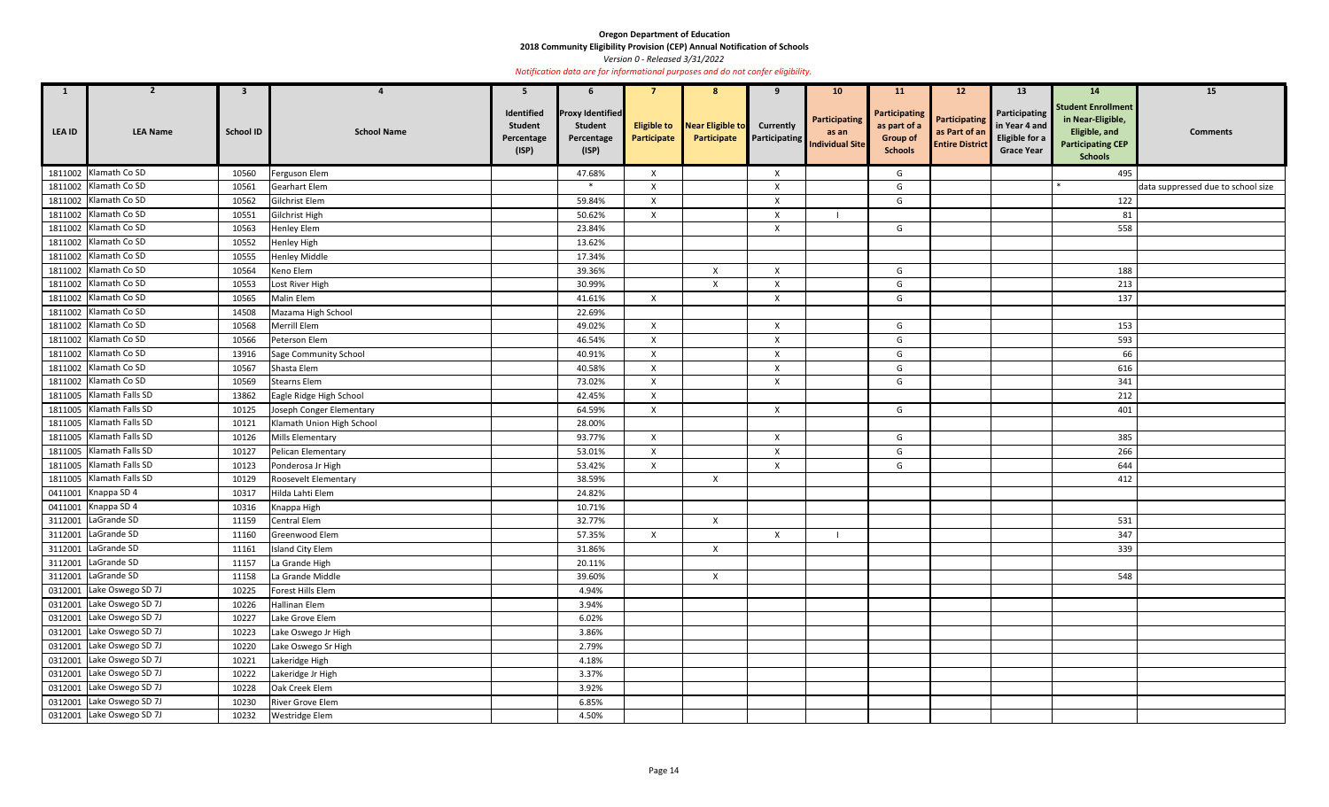**Oregon Department of Education**

**2018 Community Eligibility Provision (CEP) Annual Notification of Schools**

*Version 0 - Released 3/31/2022*

*Notification data are for informational purposes and do not confer eligibility.*

| 1 | 2 | 3 | 4 | 5 | 6 | 7 | 8 | 9 | 10 | 11 | 12 | 13 | 14 | 15 |
|---|---|---|---|---|---|---|---|---|---|---|---|---|---|---|
| LEA ID | LEA Name | School ID | School Name | Identified Student Percentage (ISP) | Proxy Identified Student Percentage (ISP) | Eligible to Participate | Near Eligible to Participate | Currently Participating | Participating as an Individual Site | Participating as part of a Group of Schools | Participating as Part of an Entire District | Participating in Year 4 and Eligible for a Grace Year | Student Enrollment in Near-Eligible, Eligible, and Participating CEP Schools | Comments |
| 1811002 | Klamath Co SD | 10560 | Ferguson Elem | | 47.68% | X | | X | | G | | | 495 | |
| 1811002 | Klamath Co SD | 10561 | Gearhart Elem | | * | X | | X | | G | | | * | data suppressed due to school size |
| 1811002 | Klamath Co SD | 10562 | Gilchrist Elem | | 59.84% | X | | X | | G | | | 122 | |
| 1811002 | Klamath Co SD | 10551 | Gilchrist High | | 50.62% | X | | X | I | | | | 81 | |
| 1811002 | Klamath Co SD | 10563 | Henley Elem | | 23.84% | | | X | | G | | | 558 | |
| 1811002 | Klamath Co SD | 10552 | Henley High | | 13.62% | | | | | | | | | |
| 1811002 | Klamath Co SD | 10555 | Henley Middle | | 17.34% | | | | | | | | | |
| 1811002 | Klamath Co SD | 10564 | Keno Elem | | 39.36% | | X | X | | G | | | 188 | |
| 1811002 | Klamath Co SD | 10553 | Lost River High | | 30.99% | | X | X | | G | | | 213 | |
| 1811002 | Klamath Co SD | 10565 | Malin Elem | | 41.61% | X | | X | | G | | | 137 | |
| 1811002 | Klamath Co SD | 14508 | Mazama High School | | 22.69% | | | | | | | | | |
| 1811002 | Klamath Co SD | 10568 | Merrill Elem | | 49.02% | X | | X | | G | | | 153 | |
| 1811002 | Klamath Co SD | 10566 | Peterson Elem | | 46.54% | X | | X | | G | | | 593 | |
| 1811002 | Klamath Co SD | 13916 | Sage Community School | | 40.91% | X | | X | | G | | | 66 | |
| 1811002 | Klamath Co SD | 10567 | Shasta Elem | | 40.58% | X | | X | | G | | | 616 | |
| 1811002 | Klamath Co SD | 10569 | Stearns Elem | | 73.02% | X | | X | | G | | | 341 | |
| 1811005 | Klamath Falls SD | 13862 | Eagle Ridge High School | | 42.45% | X | | | | | | | 212 | |
| 1811005 | Klamath Falls SD | 10125 | Joseph Conger Elementary | | 64.59% | X | | X | | G | | | 401 | |
| 1811005 | Klamath Falls SD | 10121 | Klamath Union High School | | 28.00% | | | | | | | | | |
| 1811005 | Klamath Falls SD | 10126 | Mills Elementary | | 93.77% | X | | X | | G | | | 385 | |
| 1811005 | Klamath Falls SD | 10127 | Pelican Elementary | | 53.01% | X | | X | | G | | | 266 | |
| 1811005 | Klamath Falls SD | 10123 | Ponderosa Jr High | | 53.42% | X | | X | | G | | | 644 | |
| 1811005 | Klamath Falls SD | 10129 | Roosevelt Elementary | | 38.59% | | X | | | | | | 412 | |
| 0411001 | Knappa SD 4 | 10317 | Hilda Lahti Elem | | 24.82% | | | | | | | | | |
| 0411001 | Knappa SD 4 | 10316 | Knappa High | | 10.71% | | | | | | | | | |
| 3112001 | LaGrande SD | 11159 | Central Elem | | 32.77% | | X | | | | | | 531 | |
| 3112001 | LaGrande SD | 11160 | Greenwood Elem | | 57.35% | X | | X | I | | | | 347 | |
| 3112001 | LaGrande SD | 11161 | Island City Elem | | 31.86% | | X | | | | | | 339 | |
| 3112001 | LaGrande SD | 11157 | La Grande High | | 20.11% | | | | | | | | | |
| 3112001 | LaGrande SD | 11158 | La Grande Middle | | 39.60% | | X | | | | | | 548 | |
| 0312001 | Lake Oswego SD 7J | 10225 | Forest Hills Elem | | 4.94% | | | | | | | | | |
| 0312001 | Lake Oswego SD 7J | 10226 | Hallinan Elem | | 3.94% | | | | | | | | | |
| 0312001 | Lake Oswego SD 7J | 10227 | Lake Grove Elem | | 6.02% | | | | | | | | | |
| 0312001 | Lake Oswego SD 7J | 10223 | Lake Oswego Jr High | | 3.86% | | | | | | | | | |
| 0312001 | Lake Oswego SD 7J | 10220 | Lake Oswego Sr High | | 2.79% | | | | | | | | | |
| 0312001 | Lake Oswego SD 7J | 10221 | Lakeridge High | | 4.18% | | | | | | | | | |
| 0312001 | Lake Oswego SD 7J | 10222 | Lakeridge Jr High | | 3.37% | | | | | | | | | |
| 0312001 | Lake Oswego SD 7J | 10228 | Oak Creek Elem | | 3.92% | | | | | | | | | |
| 0312001 | Lake Oswego SD 7J | 10230 | River Grove Elem | | 6.85% | | | | | | | | | |
| 0312001 | Lake Oswego SD 7J | 10232 | Westridge Elem | | 4.50% | | | | | | | | | |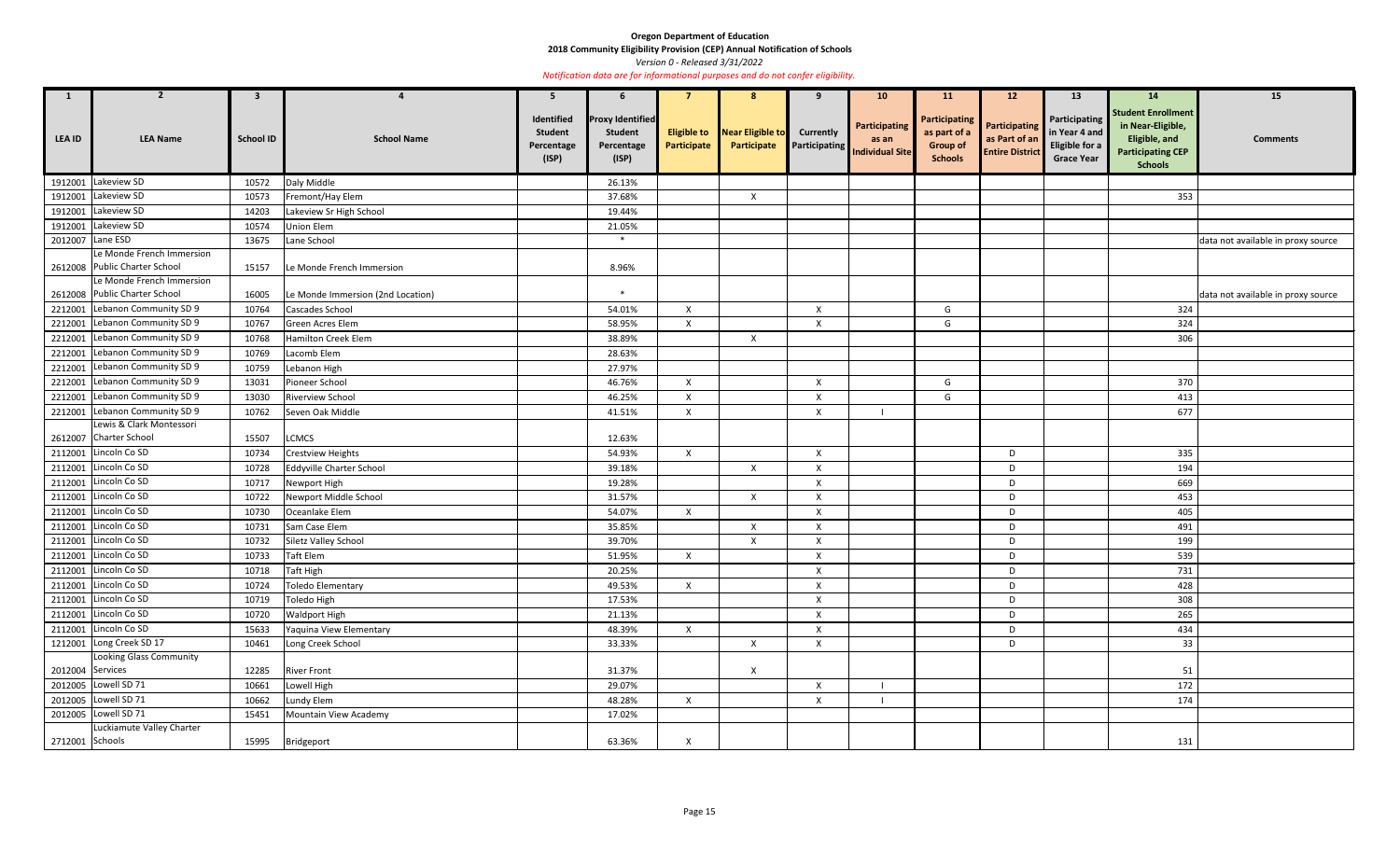**Oregon Department of Education**
**2018 Community Eligibility Provision (CEP) Annual Notification of Schools**
*Version 0 - Released 3/31/2022*
*Notification data are for informational purposes and do not confer eligibility.*

| 1 | 2 | 3 | 4 | 5 | 6 | 7 | 8 | 9 | 10 | 11 | 12 | 13 | 14 | 15 |
|---|---|---|---|---|---|---|---|---|---|---|---|---|---|---|
| LEA ID | LEA Name | School ID | School Name | Identified Student Percentage (ISP) | Proxy Identified Student Percentage (ISP) | Eligible to Participate | Near Eligible to Participate | Currently Participating | Participating as an Individual Site | Participating as part of a Group of Schools | Participating as Part of an Entire District | Participating in Year 4 and Eligible for a Grace Year | Student Enrollment in Near-Eligible, Eligible, and Participating CEP Schools | Comments |
| 1912001 | Lakeview SD | 10572 | Daly Middle | | 26.13% | | | | | | | | | |
| 1912001 | Lakeview SD | 10573 | Fremont/Hay Elem | | 37.68% | | X | | | | | | 353 | |
| 1912001 | Lakeview SD | 14203 | Lakeview Sr High School | | 19.44% | | | | | | | | | |
| 1912001 | Lakeview SD | 10574 | Union Elem | | 21.05% | | | | | | | | | |
| 2012007 | Lane ESD | 13675 | Lane School | | * | | | | | | | | | data not available in proxy source |
| 2612008 | Le Monde French Immersion Public Charter School | 15157 | Le Monde French Immersion | | 8.96% | | | | | | | | | |
| 2612008 | Le Monde French Immersion Public Charter School | 16005 | Le Monde Immersion (2nd Location) | | * | | | | | | | | | data not available in proxy source |
| 2212001 | Lebanon Community SD 9 | 10764 | Cascades School | | 54.01% | X | | X | | G | | | 324 | |
| 2212001 | Lebanon Community SD 9 | 10767 | Green Acres Elem | | 58.95% | X | | X | | G | | | 324 | |
| 2212001 | Lebanon Community SD 9 | 10768 | Hamilton Creek Elem | | 38.89% | | X | | | | | | 306 | |
| 2212001 | Lebanon Community SD 9 | 10769 | Lacomb Elem | | 28.63% | | | | | | | | | |
| 2212001 | Lebanon Community SD 9 | 10759 | Lebanon High | | 27.97% | | | | | | | | | |
| 2212001 | Lebanon Community SD 9 | 13031 | Pioneer School | | 46.76% | X | | X | | G | | | 370 | |
| 2212001 | Lebanon Community SD 9 | 13030 | Riverview School | | 46.25% | X | | X | | G | | | 413 | |
| 2212001 | Lebanon Community SD 9 | 10762 | Seven Oak Middle | | 41.51% | X | | X | I | | | | 677 | |
| 2612007 | Lewis & Clark Montessori Charter School | 15507 | LCMCS | | 12.63% | | | | | | | | | |
| 2112001 | Lincoln Co SD | 10734 | Crestview Heights | | 54.93% | X | | X | | | D | | 335 | |
| 2112001 | Lincoln Co SD | 10728 | Eddyville Charter School | | 39.18% | | X | X | | | D | | 194 | |
| 2112001 | Lincoln Co SD | 10717 | Newport High | | 19.28% | | | X | | | D | | 669 | |
| 2112001 | Lincoln Co SD | 10722 | Newport Middle School | | 31.57% | | X | X | | | D | | 453 | |
| 2112001 | Lincoln Co SD | 10730 | Oceanlake Elem | | 54.07% | X | | X | | | D | | 405 | |
| 2112001 | Lincoln Co SD | 10731 | Sam Case Elem | | 35.85% | | X | X | | | D | | 491 | |
| 2112001 | Lincoln Co SD | 10732 | Siletz Valley School | | 39.70% | | X | X | | | D | | 199 | |
| 2112001 | Lincoln Co SD | 10733 | Taft Elem | | 51.95% | X | | X | | | D | | 539 | |
| 2112001 | Lincoln Co SD | 10718 | Taft High | | 20.25% | | | X | | | D | | 731 | |
| 2112001 | Lincoln Co SD | 10724 | Toledo Elementary | | 49.53% | X | | X | | | D | | 428 | |
| 2112001 | Lincoln Co SD | 10719 | Toledo High | | 17.53% | | | X | | | D | | 308 | |
| 2112001 | Lincoln Co SD | 10720 | Waldport High | | 21.13% | | | X | | | D | | 265 | |
| 2112001 | Lincoln Co SD | 15633 | Yaquina View Elementary | | 48.39% | X | | X | | | D | | 434 | |
| 1212001 | Long Creek SD 17 | 10461 | Long Creek School | | 33.33% | | X | X | | | D | | 33 | |
| 2012004 | Looking Glass Community Services | 12285 | River Front | | 31.37% | | X | | | | | | 51 | |
| 2012005 | Lowell SD 71 | 10661 | Lowell High | | 29.07% | | | X | I | | | | 172 | |
| 2012005 | Lowell SD 71 | 10662 | Lundy Elem | | 48.28% | X | | X | I | | | | 174 | |
| 2012005 | Lowell SD 71 | 15451 | Mountain View Academy | | 17.02% | | | | | | | | | |
| 2712001 | Luckiamute Valley Charter Schools | 15995 | Bridgeport | | 63.36% | X | | | | | | | 131 | |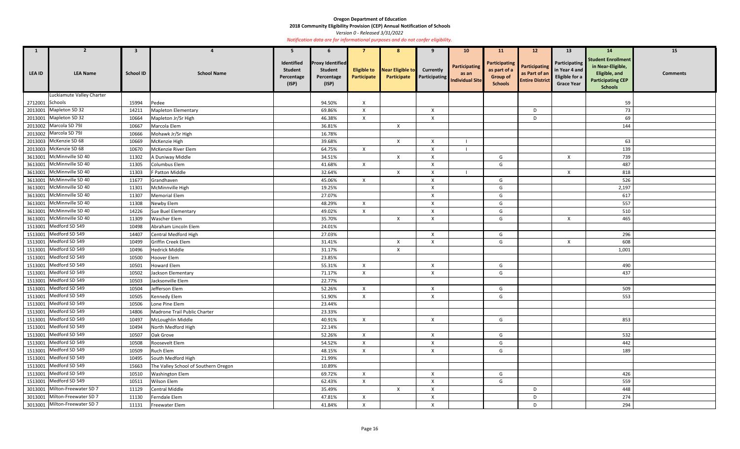**Oregon Department of Education**
**2018 Community Eligibility Provision (CEP) Annual Notification of Schools**
*Version 0 - Released 3/31/2022*
*Notification data are for informational purposes and do not confer eligibility.*

| 1 | 2 | 3 | 4 | 5 | 6 | 7 | 8 | 9 | 10 | 11 | 12 | 13 | 14 | 15 |
|---|---|---|---|---|---|---|---|---|---|---|---|---|---|---|
| LEA ID | LEA Name | School ID | School Name | Identified Student Percentage (ISP) | Proxy Identified Student Percentage (ISP) | Eligible to Participate | Near Eligible to Participate | Currently Participating | Participating as an Individual Site | Participating as part of a Group of Schools | Participating as Part of an Entire District | Participating in Year 4 and Eligible for a Grace Year | Student Enrollment in Near-Eligible, Eligible, and Participating CEP Schools | Comments |
| 2712001 | Luckiamute Valley Charter Schools | 15994 | Pedee | | 94.50% | X | | | | | | | 59 | |
| 2013001 | Mapleton SD 32 | 14211 | Mapleton Elementary | | 69.86% | X | | X | | | D | | 73 | |
| 2013001 | Mapleton SD 32 | 10664 | Mapleton Jr/Sr High | | 46.38% | X | | X | | | D | | 69 | |
| 2013002 | Marcola SD 79J | 10667 | Marcola Elem | | 36.81% | | X | | | | | | 144 | |
| 2013002 | Marcola SD 79J | 10666 | Mohawk Jr/Sr High | | 16.78% | | | | | | | | | |
| 2013003 | McKenzie SD 68 | 10669 | McKenzie High | | 39.68% | | X | X | I | | | | 63 | |
| 2013003 | McKenzie SD 68 | 10670 | McKenzie River Elem | | 64.75% | X | | X | I | | | | 139 | |
| 3613001 | McMinnville SD 40 | 11302 | A Duniway Middle | | 34.51% | | X | X | | G | | X | 739 | |
| 3613001 | McMinnville SD 40 | 11305 | Columbus Elem | | 41.68% | X | | X | | G | | | 487 | |
| 3613001 | McMinnville SD 40 | 11303 | F Patton Middle | | 32.64% | | X | X | I | | | X | 818 | |
| 3613001 | McMinnville SD 40 | 11677 | Grandhaven | | 45.06% | X | | X | | G | | | 526 | |
| 3613001 | McMinnville SD 40 | 11301 | McMinnville High | | 19.25% | | | X | | G | | | 2,197 | |
| 3613001 | McMinnville SD 40 | 11307 | Memorial Elem | | 27.07% | | | X | | G | | | 617 | |
| 3613001 | McMinnville SD 40 | 11308 | Newby Elem | | 48.29% | X | | X | | G | | | 557 | |
| 3613001 | McMinnville SD 40 | 14226 | Sue Buel Elementary | | 49.02% | X | | X | | G | | | 510 | |
| 3613001 | McMinnville SD 40 | 11309 | Wascher Elem | | 35.70% | | X | X | | G | | X | 465 | |
| 1513001 | Medford SD 549 | 10498 | Abraham Lincoln Elem | | 24.01% | | | | | | | | | |
| 1513001 | Medford SD 549 | 14407 | Central Medford High | | 27.03% | | | X | | G | | | 296 | |
| 1513001 | Medford SD 549 | 10499 | Griffin Creek Elem | | 31.41% | | X | X | | G | | X | 608 | |
| 1513001 | Medford SD 549 | 10496 | Hedrick Middle | | 31.17% | | X | | | | | | 1,001 | |
| 1513001 | Medford SD 549 | 10500 | Hoover Elem | | 23.85% | | | | | | | | | |
| 1513001 | Medford SD 549 | 10501 | Howard Elem | | 55.31% | X | | X | | G | | | 490 | |
| 1513001 | Medford SD 549 | 10502 | Jackson Elementary | | 71.17% | X | | X | | G | | | 437 | |
| 1513001 | Medford SD 549 | 10503 | Jacksonville Elem | | 22.77% | | | | | | | | | |
| 1513001 | Medford SD 549 | 10504 | Jefferson Elem | | 52.26% | X | | X | | G | | | 509 | |
| 1513001 | Medford SD 549 | 10505 | Kennedy Elem | | 51.90% | X | | X | | G | | | 553 | |
| 1513001 | Medford SD 549 | 10506 | Lone Pine Elem | | 23.44% | | | | | | | | | |
| 1513001 | Medford SD 549 | 14806 | Madrone Trail Public Charter | | 23.33% | | | | | | | | | |
| 1513001 | Medford SD 549 | 10497 | McLoughlin Middle | | 40.91% | X | | X | | G | | | 853 | |
| 1513001 | Medford SD 549 | 10494 | North Medford High | | 22.14% | | | | | | | | | |
| 1513001 | Medford SD 549 | 10507 | Oak Grove | | 52.26% | X | | X | | G | | | 532 | |
| 1513001 | Medford SD 549 | 10508 | Roosevelt Elem | | 54.52% | X | | X | | G | | | 442 | |
| 1513001 | Medford SD 549 | 10509 | Ruch Elem | | 48.15% | X | | X | | G | | | 189 | |
| 1513001 | Medford SD 549 | 10495 | South Medford High | | 21.99% | | | | | | | | | |
| 1513001 | Medford SD 549 | 15663 | The Valley School of Southern Oregon | | 10.89% | | | | | | | | | |
| 1513001 | Medford SD 549 | 10510 | Washington Elem | | 69.72% | X | | X | | G | | | 426 | |
| 1513001 | Medford SD 549 | 10511 | Wilson Elem | | 62.43% | X | | X | | G | | | 559 | |
| 3013001 | Milton-Freewater SD 7 | 11129 | Central Middle | | 35.49% | | X | X | | | D | | 448 | |
| 3013001 | Milton-Freewater SD 7 | 11130 | Ferndale Elem | | 47.81% | X | | X | | | D | | 274 | |
| 3013001 | Milton-Freewater SD 7 | 11131 | Freewater Elem | | 41.84% | X | | X | | | D | | 294 | |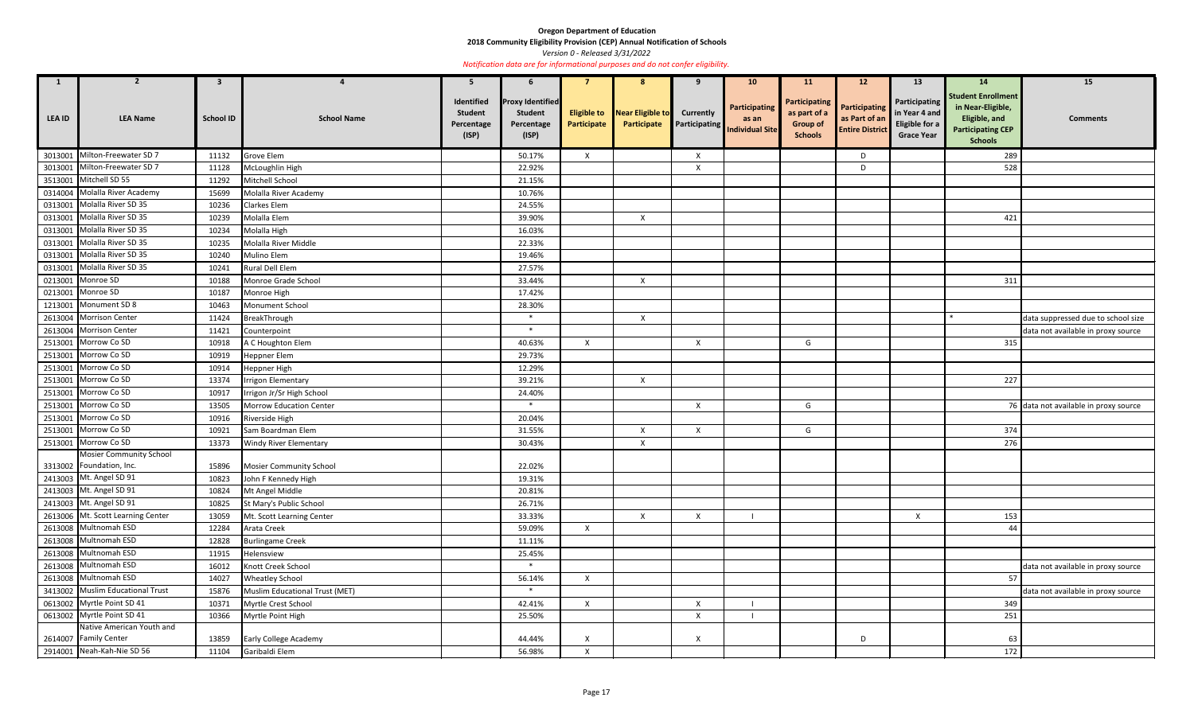**Oregon Department of Education**
**2018 Community Eligibility Provision (CEP) Annual Notification of Schools**
*Version 0 - Released 3/31/2022*
*Notification data are for informational purposes and do not confer eligibility.*

| 1 | 2 | 3 | 4 | 5 | 6 | 7 | 8 | 9 | 10 | 11 | 12 | 13 | 14 | 15 |
|---|---|---|---|---|---|---|---|---|---|---|---|---|---|---|
| LEA ID | LEA Name | School ID | School Name | Identified Student Percentage (ISP) | Proxy Identified Student Percentage (ISP) | Eligible to Participate | Near Eligible to Participate | Currently Participating | Participating as an Individual Site | Participating as part of a Group of Schools | Participating as Part of an Entire District | Participating in Year 4 and Eligible for a Grace Year | Student Enrollment in Near-Eligible, Eligible, and Participating CEP Schools | Comments |
| 3013001 | Milton-Freewater SD 7 | 11132 | Grove Elem | | 50.17% | X | | X | | | D | | 289 | |
| 3013001 | Milton-Freewater SD 7 | 11128 | McLoughlin High | | 22.92% | | | X | | | D | | 528 | |
| 3513001 | Mitchell SD 55 | 11292 | Mitchell School | | 21.15% | | | | | | | | | |
| 0314004 | Molalla River Academy | 15699 | Molalla River Academy | | 10.76% | | | | | | | | | |
| 0313001 | Molalla River SD 35 | 10236 | Clarkes Elem | | 24.55% | | | | | | | | | |
| 0313001 | Molalla River SD 35 | 10239 | Molalla Elem | | 39.90% | | X | | | | | | 421 | |
| 0313001 | Molalla River SD 35 | 10234 | Molalla High | | 16.03% | | | | | | | | | |
| 0313001 | Molalla River SD 35 | 10235 | Molalla River Middle | | 22.33% | | | | | | | | | |
| 0313001 | Molalla River SD 35 | 10240 | Mulino Elem | | 19.46% | | | | | | | | | |
| 0313001 | Molalla River SD 35 | 10241 | Rural Dell Elem | | 27.57% | | | | | | | | | |
| 0213001 | Monroe SD | 10188 | Monroe Grade School | | 33.44% | | X | | | | | | 311 | |
| 0213001 | Monroe SD | 10187 | Monroe High | | 17.42% | | | | | | | | | |
| 1213001 | Monument SD 8 | 10463 | Monument School | | 28.30% | | | | | | | | | |
| 2613004 | Morrison Center | 11424 | BreakThrough | | * | | X | | | | | | * | data suppressed due to school size |
| 2613004 | Morrison Center | 11421 | Counterpoint | | * | | | | | | | | | data not available in proxy source |
| 2513001 | Morrow Co SD | 10918 | A C Houghton Elem | | 40.63% | X | | X | | G | | | 315 | |
| 2513001 | Morrow Co SD | 10919 | Heppner Elem | | 29.73% | | | | | | | | | |
| 2513001 | Morrow Co SD | 10914 | Heppner High | | 12.29% | | | | | | | | | |
| 2513001 | Morrow Co SD | 13374 | Irrigon Elementary | | 39.21% | | X | | | | | | 227 | |
| 2513001 | Morrow Co SD | 10917 | Irrigon Jr/Sr High School | | 24.40% | | | | | | | | | |
| 2513001 | Morrow Co SD | 13505 | Morrow Education Center | | * | | | X | | G | | | 76 | data not available in proxy source |
| 2513001 | Morrow Co SD | 10916 | Riverside High | | 20.04% | | | | | | | | | |
| 2513001 | Morrow Co SD | 10921 | Sam Boardman Elem | | 31.55% | | X | X | | G | | | 374 | |
| 2513001 | Morrow Co SD | 13373 | Windy River Elementary | | 30.43% | | X | | | | | | 276 | |
| 3313002 | Mosier Community School Foundation, Inc. | 15896 | Mosier Community School | | 22.02% | | | | | | | | | |
| 2413003 | Mt. Angel SD 91 | 10823 | John F Kennedy High | | 19.31% | | | | | | | | | |
| 2413003 | Mt. Angel SD 91 | 10824 | Mt Angel Middle | | 20.81% | | | | | | | | | |
| 2413003 | Mt. Angel SD 91 | 10825 | St Mary's Public School | | 26.71% | | | | | | | | | |
| 2613006 | Mt. Scott Learning Center | 13059 | Mt. Scott Learning Center | | 33.33% | | X | X | I | | | X | 153 | |
| 2613008 | Multnomah ESD | 12284 | Arata Creek | | 59.09% | X | | | | | | | 44 | |
| 2613008 | Multnomah ESD | 12828 | Burlingame Creek | | 11.11% | | | | | | | | | |
| 2613008 | Multnomah ESD | 11915 | Helensview | | 25.45% | | | | | | | | | |
| 2613008 | Multnomah ESD | 16012 | Knott Creek School | | * | | | | | | | | | data not available in proxy source |
| 2613008 | Multnomah ESD | 14027 | Wheatley School | | 56.14% | X | | | | | | | 57 | |
| 3413002 | Muslim Educational Trust | 15876 | Muslim Educational Trust (MET) | | * | | | | | | | | | data not available in proxy source |
| 0613002 | Myrtle Point SD 41 | 10371 | Myrtle Crest School | | 42.41% | X | | X | I | | | | 349 | |
| 0613002 | Myrtle Point SD 41 | 10366 | Myrtle Point High | | 25.50% | | | X | I | | | | 251 | |
| 2614007 | Native American Youth and Family Center | 13859 | Early College Academy | | 44.44% | X | | X | | | D | | 63 | |
| 2914001 | Neah-Kah-Nie SD 56 | 11104 | Garibaldi Elem | | 56.98% | X | | | | | | | 172 | |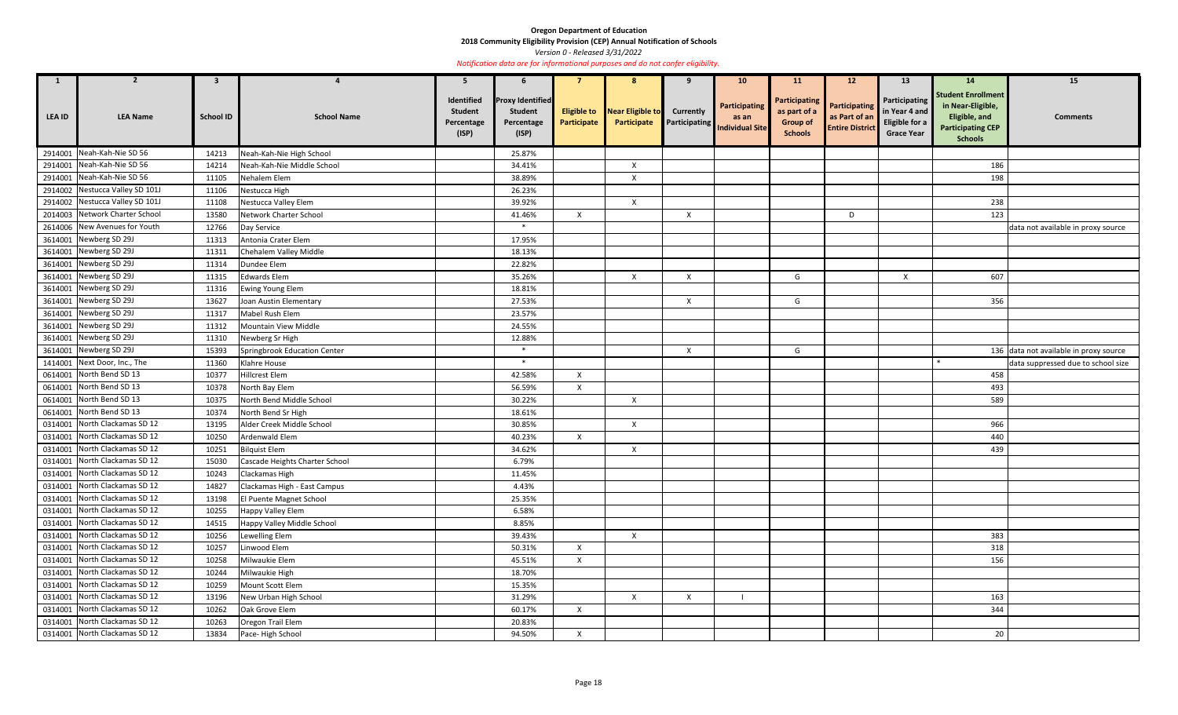**Oregon Department of Education**

**2018 Community Eligibility Provision (CEP) Annual Notification of Schools**

*Version 0 - Released 3/31/2022*

*Notification data are for informational purposes and do not confer eligibility.*

| 1 | 2 | 3 | 4 | 5 | 6 | 7 | 8 | 9 | 10 | 11 | 12 | 13 | 14 | 15 |
|---|---|---|---|---|---|---|---|---|---|---|---|---|---|---|
| **LEA ID** | **LEA Name** | **School ID** | **School Name** | **Identified Student Percentage (ISP)** | **Proxy Identified Student Percentage (ISP)** | **Eligible to Participate** | **Near Eligible to Participate** | **Currently Participating** | **Participating as an Individual Site** | **Participating as part of a Group of Schools** | **Participating as Part of an Entire District** | **Participating in Year 4 and Eligible for a Grace Year** | **Student Enrollment in Near-Eligible, Eligible, and Participating CEP Schools** | **Comments** |
| 2914001 | Neah-Kah-Nie SD 56 | 14213 | Neah-Kah-Nie High School | | 25.87% | | | | | | | | | |
| 2914001 | Neah-Kah-Nie SD 56 | 14214 | Neah-Kah-Nie Middle School | | 34.41% | | X | | | | | | 186 | |
| 2914001 | Neah-Kah-Nie SD 56 | 11105 | Nehalem Elem | | 38.89% | | X | | | | | | 198 | |
| 2914002 | Nestucca Valley SD 101J | 11106 | Nestucca High | | 26.23% | | | | | | | | | |
| 2914002 | Nestucca Valley SD 101J | 11108 | Nestucca Valley Elem | | 39.92% | | X | | | | | | 238 | |
| 2014003 | Network Charter School | 13580 | Network Charter School | | 41.46% | X | | X | | | D | | 123 | |
| 2614006 | New Avenues for Youth | 12766 | Day Service | | * | | | | | | | | | data not available in proxy source |
| 3614001 | Newberg SD 29J | 11313 | Antonia Crater Elem | | 17.95% | | | | | | | | | |
| 3614001 | Newberg SD 29J | 11311 | Chehalem Valley Middle | | 18.13% | | | | | | | | | |
| 3614001 | Newberg SD 29J | 11314 | Dundee Elem | | 22.82% | | | | | | | | | |
| 3614001 | Newberg SD 29J | 11315 | Edwards Elem | | 35.26% | | X | X | | G | | X | 607 | |
| 3614001 | Newberg SD 29J | 11316 | Ewing Young Elem | | 18.81% | | | | | | | | | |
| 3614001 | Newberg SD 29J | 13627 | Joan Austin Elementary | | 27.53% | | | X | | G | | | 356 | |
| 3614001 | Newberg SD 29J | 11317 | Mabel Rush Elem | | 23.57% | | | | | | | | | |
| 3614001 | Newberg SD 29J | 11312 | Mountain View Middle | | 24.55% | | | | | | | | | |
| 3614001 | Newberg SD 29J | 11310 | Newberg Sr High | | 12.88% | | | | | | | | | |
| 3614001 | Newberg SD 29J | 15393 | Springbrook Education Center | | * | | | X | | G | | | 136 | data not available in proxy source |
| 1414001 | Next Door, Inc., The | 11360 | Klahre House | | * | | | | | | | | * | data suppressed due to school size |
| 0614001 | North Bend SD 13 | 10377 | Hillcrest Elem | | 42.58% | X | | | | | | | 458 | |
| 0614001 | North Bend SD 13 | 10378 | North Bay Elem | | 56.59% | X | | | | | | | 493 | |
| 0614001 | North Bend SD 13 | 10375 | North Bend Middle School | | 30.22% | | X | | | | | | 589 | |
| 0614001 | North Bend SD 13 | 10374 | North Bend Sr High | | 18.61% | | | | | | | | | |
| 0314001 | North Clackamas SD 12 | 13195 | Alder Creek Middle School | | 30.85% | | X | | | | | | 966 | |
| 0314001 | North Clackamas SD 12 | 10250 | Ardenwald Elem | | 40.23% | X | | | | | | | 440 | |
| 0314001 | North Clackamas SD 12 | 10251 | Bilquist Elem | | 34.62% | | X | | | | | | 439 | |
| 0314001 | North Clackamas SD 12 | 15030 | Cascade Heights Charter School | | 6.79% | | | | | | | | | |
| 0314001 | North Clackamas SD 12 | 10243 | Clackamas High | | 11.45% | | | | | | | | | |
| 0314001 | North Clackamas SD 12 | 14827 | Clackamas High - East Campus | | 4.43% | | | | | | | | | |
| 0314001 | North Clackamas SD 12 | 13198 | El Puente Magnet School | | 25.35% | | | | | | | | | |
| 0314001 | North Clackamas SD 12 | 10255 | Happy Valley Elem | | 6.58% | | | | | | | | | |
| 0314001 | North Clackamas SD 12 | 14515 | Happy Valley Middle School | | 8.85% | | | | | | | | | |
| 0314001 | North Clackamas SD 12 | 10256 | Lewelling Elem | | 39.43% | | X | | | | | | 383 | |
| 0314001 | North Clackamas SD 12 | 10257 | Linwood Elem | | 50.31% | X | | | | | | | 318 | |
| 0314001 | North Clackamas SD 12 | 10258 | Milwaukie Elem | | 45.51% | X | | | | | | | 156 | |
| 0314001 | North Clackamas SD 12 | 10244 | Milwaukie High | | 18.70% | | | | | | | | | |
| 0314001 | North Clackamas SD 12 | 10259 | Mount Scott Elem | | 15.35% | | | | | | | | | |
| 0314001 | North Clackamas SD 12 | 13196 | New Urban High School | | 31.29% | | X | X | I | | | | 163 | |
| 0314001 | North Clackamas SD 12 | 10262 | Oak Grove Elem | | 60.17% | X | | | | | | | 344 | |
| 0314001 | North Clackamas SD 12 | 10263 | Oregon Trail Elem | | 20.83% | | | | | | | | | |
| 0314001 | North Clackamas SD 12 | 13834 | Pace- High School | | 94.50% | X | | | | | | | 20 | |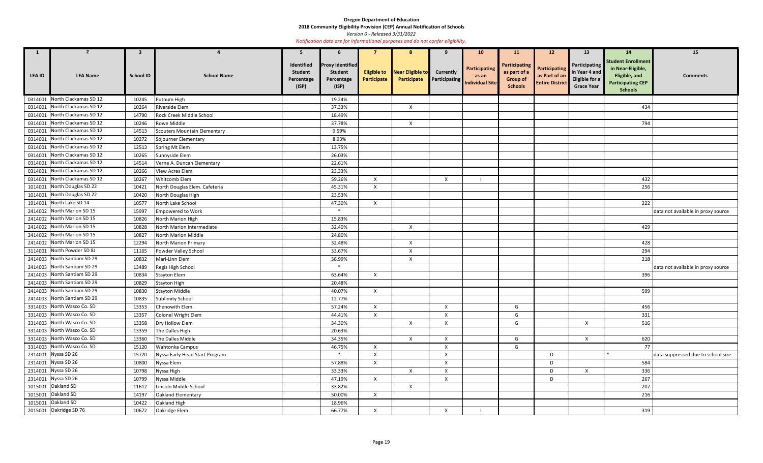**Oregon Department of Education**

**2018 Community Eligibility Provision (CEP) Annual Notification of Schools**

*Version 0 - Released 3/31/2022*

*Notification data are for informational purposes and do not confer eligibility.*

| 1 | 2 | 3 | 4 | 5 | 6 | 7 | 8 | 9 | 10 | 11 | 12 | 13 | 14 | 15 |
|---|---|---|---|---|---|---|---|---|---|---|---|---|---|---|
| LEA ID | LEA Name | School ID | School Name | Identified Student Percentage (ISP) | Proxy Identified Student Percentage (ISP) | Eligible to Participate | Near Eligible to Participate | Currently Participating | Participating as an Individual Site | Participating as part of a Group of Schools | Participating as Part of an Entire District | Participating in Year 4 and Eligible for a Grace Year | Student Enrollment in Near-Eligible, Eligible, and Participating CEP Schools | Comments |
| 0314001 | North Clackamas SD 12 | 10245 | Putnum High | | 19.24% | | | | | | | | | |
| 0314001 | North Clackamas SD 12 | 10264 | Riverside Elem | | 37.33% | | X | | | | | | 434 | |
| 0314001 | North Clackamas SD 12 | 14790 | Rock Creek Middle School | | 18.49% | | | | | | | | | |
| 0314001 | North Clackamas SD 12 | 10246 | Rowe Middle | | 37.78% | | X | | | | | | 794 | |
| 0314001 | North Clackamas SD 12 | 14513 | Scouters Mountain Elementary | | 9.59% | | | | | | | | | |
| 0314001 | North Clackamas SD 12 | 10272 | Sojourner Elementary | | 8.93% | | | | | | | | | |
| 0314001 | North Clackamas SD 12 | 12513 | Spring Mt Elem | | 13.75% | | | | | | | | | |
| 0314001 | North Clackamas SD 12 | 10265 | Sunnyside Elem | | 26.03% | | | | | | | | | |
| 0314001 | North Clackamas SD 12 | 14514 | Verne A. Duncan Elementary | | 22.61% | | | | | | | | | |
| 0314001 | North Clackamas SD 12 | 10266 | View Acres Elem | | 23.33% | | | | | | | | | |
| 0314001 | North Clackamas SD 12 | 10267 | Whitcomb Elem | | 59.26% | X | | X | I | | | | 432 | |
| 1014001 | North Douglas SD 22 | 10421 | North Douglas Elem. Cafeteria | | 45.31% | X | | | | | | | 256 | |
| 1014001 | North Douglas SD 22 | 10420 | North Douglas High | | 23.53% | | | | | | | | | |
| 1914001 | North Lake SD 14 | 10577 | North Lake School | | 47.30% | X | | | | | | | 222 | |
| 2414002 | North Marion SD 15 | 15997 | Empowered to Work | | * | | | | | | | | | data not available in proxy source |
| 2414002 | North Marion SD 15 | 10826 | North Marion High | | 15.83% | | | | | | | | | |
| 2414002 | North Marion SD 15 | 10828 | North Marion Intermediate | | 32.40% | | X | | | | | | 429 | |
| 2414002 | North Marion SD 15 | 10827 | North Marion Middle | | 24.80% | | | | | | | | | |
| 2414002 | North Marion SD 15 | 12294 | North Marion Primary | | 32.48% | | X | | | | | | 428 | |
| 3114001 | North Powder SD 8J | 11165 | Powder Valley School | | 33.67% | | X | | | | | | 294 | |
| 2414003 | North Santiam SD 29 | 10832 | Mari-Linn Elem | | 38.99% | | X | | | | | | 218 | |
| 2414003 | North Santiam SD 29 | 13489 | Regis High School | | * | | | | | | | | | data not available in proxy source |
| 2414003 | North Santiam SD 29 | 10834 | Stayton Elem | | 63.64% | X | | | | | | | 396 | |
| 2414003 | North Santiam SD 29 | 10829 | Stayton High | | 20.48% | | | | | | | | | |
| 2414003 | North Santiam SD 29 | 10830 | Stayton Middle | | 40.07% | X | | | | | | | 599 | |
| 2414003 | North Santiam SD 29 | 10835 | Sublimity School | | 12.77% | | | | | | | | | |
| 3314003 | North Wasco Co. SD | 13353 | Chenowith Elem | | 57.24% | X | | X | | G | | | 456 | |
| 3314003 | North Wasco Co. SD | 13357 | Colonel Wright Elem | | 44.41% | X | | X | | G | | | 331 | |
| 3314003 | North Wasco Co. SD | 13358 | Dry Hollow Elem | | 34.30% | | X | X | | G | | X | 516 | |
| 3314003 | North Wasco Co. SD | 13359 | The Dalles High | | 20.63% | | | | | | | | | |
| 3314003 | North Wasco Co. SD | 13360 | The Dalles Middle | | 34.35% | | X | X | | G | | X | 620 | |
| 3314003 | North Wasco Co. SD | 15120 | Wahtonka Campus | | 46.75% | X | | X | | G | | | 77 | |
| 2314001 | Nyssa SD 26 | 15720 | Nyssa Early Head Start Program | | * | X | | X | | | D | | * | data suppressed due to school size |
| 2314001 | Nyssa SD 26 | 10800 | Nyssa Elem | | 57.88% | X | | X | | | D | | 584 | |
| 2314001 | Nyssa SD 26 | 10798 | Nyssa High | | 33.33% | | X | X | | | D | X | 336 | |
| 2314001 | Nyssa SD 26 | 10799 | Nyssa Middle | | 47.19% | X | | X | | | D | | 267 | |
| 1015001 | Oakland SD | 11612 | Lincoln Middle School | | 33.82% | | X | | | | | | 207 | |
| 1015001 | Oakland SD | 14197 | Oakland Elementary | | 50.00% | X | | | | | | | 216 | |
| 1015001 | Oakland SD | 10422 | Oakland High | | 18.96% | | | | | | | | | |
| 2015001 | Oakridge SD 76 | 10672 | Oakridge Elem | | 66.77% | X | | X | I | | | | 319 | |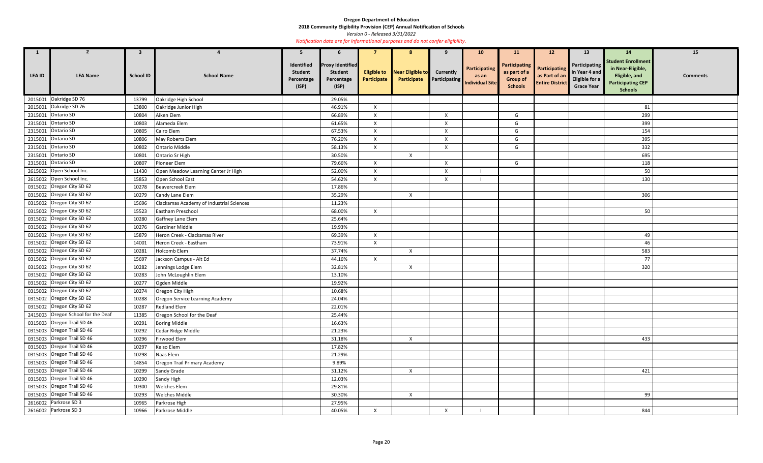**Oregon Department of Education**

**2018 Community Eligibility Provision (CEP) Annual Notification of Schools**

*Version 0 - Released 3/31/2022*

*Notification data are for informational purposes and do not confer eligibility.*

| 1 | 2 | 3 | 4 | 5 | 6 | 7 | 8 | 9 | 10 | 11 | 12 | 13 | 14 | 15 |
|---|---|---|---|---|---|---|---|---|---|---|---|---|---|---|
| LEA ID | LEA Name | School ID | School Name | Identified Student Percentage (ISP) | Proxy Identified Student Percentage (ISP) | Eligible to Participate | Near Eligible to Participate | Currently Participating | Participating as an Individual Site | Participating as part of a Group of Schools | Participating as Part of an Entire District | Participating in Year 4 and Eligible for a Grace Year | Student Enrollment in Near-Eligible, Eligible, and Participating CEP Schools | Comments |
| 2015001 | Oakridge SD 76 | 13799 | Oakridge High School | | 29.05% | | | | | | | | | |
| 2015001 | Oakridge SD 76 | 13800 | Oakridge Junior High | | 46.91% | X | | | | | | | 81 | |
| 2315001 | Ontario SD | 10804 | Aiken Elem | | 66.89% | X | | X | | G | | | 299 | |
| 2315001 | Ontario SD | 10803 | Alameda Elem | | 61.65% | X | | X | | G | | | 399 | |
| 2315001 | Ontario SD | 10805 | Cairo Elem | | 67.53% | X | | X | | G | | | 154 | |
| 2315001 | Ontario SD | 10806 | May Roberts Elem | | 76.20% | X | | X | | G | | | 395 | |
| 2315001 | Ontario SD | 10802 | Ontario Middle | | 58.13% | X | | X | | G | | | 332 | |
| 2315001 | Ontario SD | 10801 | Ontario Sr High | | 30.50% | | X | | | | | | 695 | |
| 2315001 | Ontario SD | 10807 | Pioneer Elem | | 79.66% | X | | X | | G | | | 118 | |
| 2615002 | Open School Inc. | 11430 | Open Meadow Learning Center Jr High | | 52.00% | X | | X | I | | | | 50 | |
| 2615002 | Open School Inc. | 15853 | Open School East | | 54.62% | X | | X | I | | | | 130 | |
| 0315002 | Oregon City SD 62 | 10278 | Beavercreek Elem | | 17.86% | | | | | | | | | |
| 0315002 | Oregon City SD 62 | 10279 | Candy Lane Elem | | 35.29% | | X | | | | | | 306 | |
| 0315002 | Oregon City SD 62 | 15696 | Clackamas Academy of Industrial Sciences | | 11.23% | | | | | | | | | |
| 0315002 | Oregon City SD 62 | 15523 | Eastham Preschool | | 68.00% | X | | | | | | | 50 | |
| 0315002 | Oregon City SD 62 | 10280 | Gaffney Lane Elem | | 25.64% | | | | | | | | | |
| 0315002 | Oregon City SD 62 | 10276 | Gardiner Middle | | 19.93% | | | | | | | | | |
| 0315002 | Oregon City SD 62 | 15879 | Heron Creek - Clackamas River | | 69.39% | X | | | | | | | 49 | |
| 0315002 | Oregon City SD 62 | 14001 | Heron Creek - Eastham | | 73.91% | X | | | | | | | 46 | |
| 0315002 | Oregon City SD 62 | 10281 | Holcomb Elem | | 37.74% | | X | | | | | | 583 | |
| 0315002 | Oregon City SD 62 | 15697 | Jackson Campus - Alt Ed | | 44.16% | X | | | | | | | 77 | |
| 0315002 | Oregon City SD 62 | 10282 | Jennings Lodge Elem | | 32.81% | | X | | | | | | 320 | |
| 0315002 | Oregon City SD 62 | 10283 | John McLoughlin Elem | | 13.10% | | | | | | | | | |
| 0315002 | Oregon City SD 62 | 10277 | Ogden Middle | | 19.92% | | | | | | | | | |
| 0315002 | Oregon City SD 62 | 10274 | Oregon City High | | 10.68% | | | | | | | | | |
| 0315002 | Oregon City SD 62 | 10288 | Oregon Service Learning Academy | | 24.04% | | | | | | | | | |
| 0315002 | Oregon City SD 62 | 10287 | Redland Elem | | 22.01% | | | | | | | | | |
| 2415003 | Oregon School for the Deaf | 11385 | Oregon School for the Deaf | | 25.44% | | | | | | | | | |
| 0315003 | Oregon Trail SD 46 | 10291 | Boring Middle | | 16.63% | | | | | | | | | |
| 0315003 | Oregon Trail SD 46 | 10292 | Cedar Ridge Middle | | 21.23% | | | | | | | | | |
| 0315003 | Oregon Trail SD 46 | 10296 | Firwood Elem | | 31.18% | | X | | | | | | 433 | |
| 0315003 | Oregon Trail SD 46 | 10297 | Kelso Elem | | 17.82% | | | | | | | | | |
| 0315003 | Oregon Trail SD 46 | 10298 | Naas Elem | | 21.29% | | | | | | | | | |
| 0315003 | Oregon Trail SD 46 | 14854 | Oregon Trail Primary Academy | | 9.89% | | | | | | | | | |
| 0315003 | Oregon Trail SD 46 | 10299 | Sandy Grade | | 31.12% | | X | | | | | | 421 | |
| 0315003 | Oregon Trail SD 46 | 10290 | Sandy High | | 12.03% | | | | | | | | | |
| 0315003 | Oregon Trail SD 46 | 10300 | Welches Elem | | 29.81% | | | | | | | | | |
| 0315003 | Oregon Trail SD 46 | 10293 | Welches Middle | | 30.30% | | X | | | | | | 99 | |
| 2616002 | Parkrose SD 3 | 10965 | Parkrose High | | 27.95% | | | | | | | | | |
| 2616002 | Parkrose SD 3 | 10966 | Parkrose Middle | | 40.05% | X | | X | I | | | | 844 | |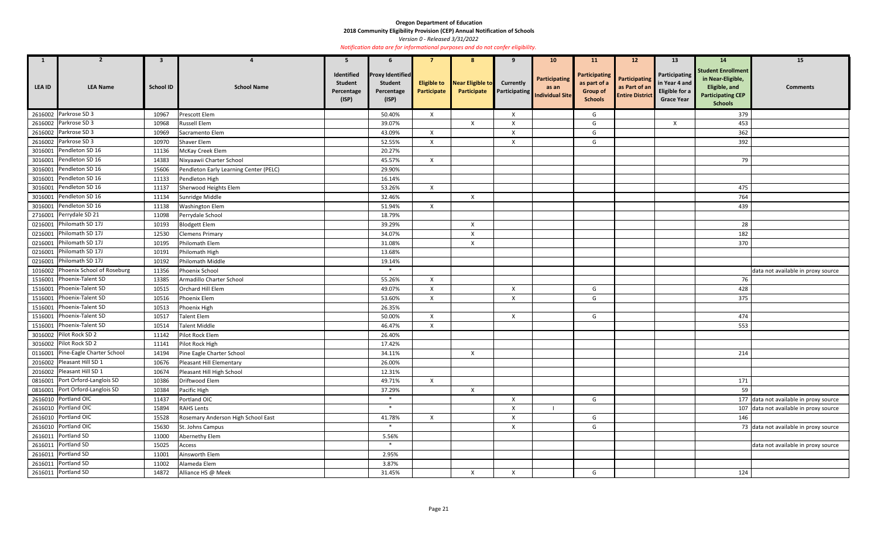**Oregon Department of Education**

**2018 Community Eligibility Provision (CEP) Annual Notification of Schools**

*Version 0 - Released 3/31/2022*

*Notification data are for informational purposes and do not confer eligibility.*

| 1 | 2 | 3 | 4 | 5 | 6 | 7 | 8 | 9 | 10 | 11 | 12 | 13 | 14 | 15 |
|---|---|---|---|---|---|---|---|---|---|---|---|---|---|---|
| **LEA ID** | **LEA Name** | **School ID** | **School Name** | **Identified Student Percentage (ISP)** | **Proxy Identified Student Percentage (ISP)** | **Eligible to Participate** | **Near Eligible to Participate** | **Currently Participating** | **Participating as an Individual Site** | **Participating as part of a Group of Schools** | **Participating as Part of an Entire District** | **Participating in Year 4 and Eligible for a Grace Year** | **Student Enrollment in Near-Eligible, Eligible, and Participating CEP Schools** | **Comments** |
| 2616002 | Parkrose SD 3 | 10967 | Prescott Elem | | 50.40% | X | | X | | G | | | 379 | |
| 2616002 | Parkrose SD 3 | 10968 | Russell Elem | | 39.07% | | X | X | | G | | X | 453 | |
| 2616002 | Parkrose SD 3 | 10969 | Sacramento Elem | | 43.09% | X | | X | | G | | | 362 | |
| 2616002 | Parkrose SD 3 | 10970 | Shaver Elem | | 52.55% | X | | X | | G | | | 392 | |
| 3016001 | Pendleton SD 16 | 11136 | McKay Creek Elem | | 20.27% | | | | | | | | | |
| 3016001 | Pendleton SD 16 | 14383 | Nixyaawii Charter School | | 45.57% | X | | | | | | | 79 | |
| 3016001 | Pendleton SD 16 | 15606 | Pendleton Early Learning Center (PELC) | | 29.90% | | | | | | | | | |
| 3016001 | Pendleton SD 16 | 11133 | Pendleton High | | 16.14% | | | | | | | | | |
| 3016001 | Pendleton SD 16 | 11137 | Sherwood Heights Elem | | 53.26% | X | | | | | | | 475 | |
| 3016001 | Pendleton SD 16 | 11134 | Sunridge Middle | | 32.46% | | X | | | | | | 764 | |
| 3016001 | Pendleton SD 16 | 11138 | Washington Elem | | 51.94% | X | | | | | | | 439 | |
| 2716001 | Perrydale SD 21 | 11098 | Perrydale School | | 18.79% | | | | | | | | | |
| 0216001 | Philomath SD 17J | 10193 | Blodgett Elem | | 39.29% | | X | | | | | | 28 | |
| 0216001 | Philomath SD 17J | 12530 | Clemens Primary | | 34.07% | | X | | | | | | 182 | |
| 0216001 | Philomath SD 17J | 10195 | Philomath Elem | | 31.08% | | X | | | | | | 370 | |
| 0216001 | Philomath SD 17J | 10191 | Philomath High | | 13.68% | | | | | | | | | |
| 0216001 | Philomath SD 17J | 10192 | Philomath Middle | | 19.14% | | | | | | | | | |
| 1016002 | Phoenix School of Roseburg | 11356 | Phoenix School | | * | | | | | | | | | data not available in proxy source |
| 1516001 | Phoenix-Talent SD | 13385 | Armadillo Charter School | | 55.26% | X | | | | | | | 76 | |
| 1516001 | Phoenix-Talent SD | 10515 | Orchard Hill Elem | | 49.07% | X | | X | | G | | | 428 | |
| 1516001 | Phoenix-Talent SD | 10516 | Phoenix Elem | | 53.60% | X | | X | | G | | | 375 | |
| 1516001 | Phoenix-Talent SD | 10513 | Phoenix High | | 26.35% | | | | | | | | | |
| 1516001 | Phoenix-Talent SD | 10517 | Talent Elem | | 50.00% | X | | X | | G | | | 474 | |
| 1516001 | Phoenix-Talent SD | 10514 | Talent Middle | | 46.47% | X | | | | | | | 553 | |
| 3016002 | Pilot Rock SD 2 | 11142 | Pilot Rock Elem | | 26.40% | | | | | | | | | |
| 3016002 | Pilot Rock SD 2 | 11141 | Pilot Rock High | | 17.42% | | | | | | | | | |
| 0116001 | Pine-Eagle Charter School | 14194 | Pine Eagle Charter School | | 34.11% | | X | | | | | | 214 | |
| 2016002 | Pleasant Hill SD 1 | 10676 | Pleasant Hill Elementary | | 26.00% | | | | | | | | | |
| 2016002 | Pleasant Hill SD 1 | 10674 | Pleasant Hill High School | | 12.31% | | | | | | | | | |
| 0816001 | Port Orford-Langlois SD | 10386 | Driftwood Elem | | 49.71% | X | | | | | | | 171 | |
| 0816001 | Port Orford-Langlois SD | 10384 | Pacific High | | 37.29% | | X | | | | | | 59 | |
| 2616010 | Portland OIC | 11437 | Portland OIC | | * | | | X | | G | | | 177 | data not available in proxy source |
| 2616010 | Portland OIC | 15894 | RAHS Lents | | * | | | X | I | | | | 107 | data not available in proxy source |
| 2616010 | Portland OIC | 15528 | Rosemary Anderson High School East | | 41.78% | X | | X | | G | | | 146 | |
| 2616010 | Portland OIC | 15630 | St. Johns Campus | | * | | | X | | G | | | 73 | data not available in proxy source |
| 2616011 | Portland SD | 11000 | Abernethy Elem | | 5.56% | | | | | | | | | |
| 2616011 | Portland SD | 15025 | Access | | * | | | | | | | | | data not available in proxy source |
| 2616011 | Portland SD | 11001 | Ainsworth Elem | | 2.95% | | | | | | | | | |
| 2616011 | Portland SD | 11002 | Alameda Elem | | 3.87% | | | | | | | | | |
| 2616011 | Portland SD | 14872 | Alliance HS @ Meek | | 31.45% | | X | X | | G | | | 124 | |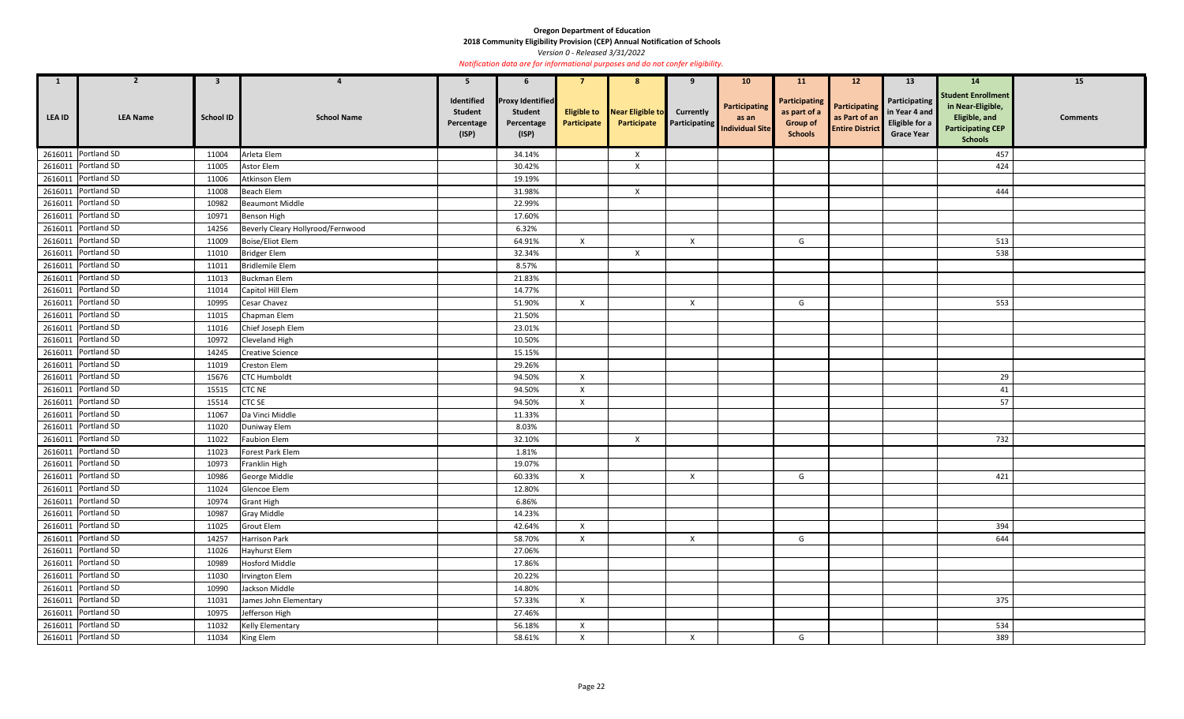**Oregon Department of Education**

**2018 Community Eligibility Provision (CEP) Annual Notification of Schools**

*Version 0 - Released 3/31/2022*

*Notification data are for informational purposes and do not confer eligibility.*

| 1 | 2 | 3 | 4 | 5 | 6 | 7 | 8 | 9 | 10 | 11 | 12 | 13 | 14 | 15 |
|---|---|---|---|---|---|---|---|---|---|---|---|---|---|---|
| LEA ID | LEA Name | School ID | School Name | Identified Student Percentage (ISP) | Proxy Identified Student Percentage (ISP) | Eligible to Participate | Near Eligible to Participate | Currently Participating | Participating as an Individual Site | Participating as part of a Group of Schools | Participating as Part of an Entire District | Participating in Year 4 and Eligible for a Grace Year | Student Enrollment in Near-Eligible, Eligible, and Participating CEP Schools | Comments |
| 2616011 | Portland SD | 11004 | Arleta Elem | | 34.14% | | X | | | | | | 457 | |
| 2616011 | Portland SD | 11005 | Astor Elem | | 30.42% | | X | | | | | | 424 | |
| 2616011 | Portland SD | 11006 | Atkinson Elem | | 19.19% | | | | | | | | | |
| 2616011 | Portland SD | 11008 | Beach Elem | | 31.98% | | X | | | | | | 444 | |
| 2616011 | Portland SD | 10982 | Beaumont Middle | | 22.99% | | | | | | | | | |
| 2616011 | Portland SD | 10971 | Benson High | | 17.60% | | | | | | | | | |
| 2616011 | Portland SD | 14256 | Beverly Cleary Hollyrood/Fernwood | | 6.32% | | | | | | | | | |
| 2616011 | Portland SD | 11009 | Boise/Eliot Elem | | 64.91% | X | | X | | G | | | 513 | |
| 2616011 | Portland SD | 11010 | Bridger Elem | | 32.34% | | X | | | | | | 538 | |
| 2616011 | Portland SD | 11011 | Bridlemile Elem | | 8.57% | | | | | | | | | |
| 2616011 | Portland SD | 11013 | Buckman Elem | | 21.83% | | | | | | | | | |
| 2616011 | Portland SD | 11014 | Capitol Hill Elem | | 14.77% | | | | | | | | | |
| 2616011 | Portland SD | 10995 | Cesar Chavez | | 51.90% | X | | X | | G | | | 553 | |
| 2616011 | Portland SD | 11015 | Chapman Elem | | 21.50% | | | | | | | | | |
| 2616011 | Portland SD | 11016 | Chief Joseph Elem | | 23.01% | | | | | | | | | |
| 2616011 | Portland SD | 10972 | Cleveland High | | 10.50% | | | | | | | | | |
| 2616011 | Portland SD | 14245 | Creative Science | | 15.15% | | | | | | | | | |
| 2616011 | Portland SD | 11019 | Creston Elem | | 29.26% | | | | | | | | | |
| 2616011 | Portland SD | 15676 | CTC Humboldt | | 94.50% | X | | | | | | | 29 | |
| 2616011 | Portland SD | 15515 | CTC NE | | 94.50% | X | | | | | | | 41 | |
| 2616011 | Portland SD | 15514 | CTC SE | | 94.50% | X | | | | | | | 57 | |
| 2616011 | Portland SD | 11067 | Da Vinci Middle | | 11.33% | | | | | | | | | |
| 2616011 | Portland SD | 11020 | Duniway Elem | | 8.03% | | | | | | | | | |
| 2616011 | Portland SD | 11022 | Faubion Elem | | 32.10% | | X | | | | | | 732 | |
| 2616011 | Portland SD | 11023 | Forest Park Elem | | 1.81% | | | | | | | | | |
| 2616011 | Portland SD | 10973 | Franklin High | | 19.07% | | | | | | | | | |
| 2616011 | Portland SD | 10986 | George Middle | | 60.33% | X | | X | | G | | | 421 | |
| 2616011 | Portland SD | 11024 | Glencoe Elem | | 12.80% | | | | | | | | | |
| 2616011 | Portland SD | 10974 | Grant High | | 6.86% | | | | | | | | | |
| 2616011 | Portland SD | 10987 | Gray Middle | | 14.23% | | | | | | | | | |
| 2616011 | Portland SD | 11025 | Grout Elem | | 42.64% | X | | | | | | | 394 | |
| 2616011 | Portland SD | 14257 | Harrison Park | | 58.70% | X | | X | | G | | | 644 | |
| 2616011 | Portland SD | 11026 | Hayhurst Elem | | 27.06% | | | | | | | | | |
| 2616011 | Portland SD | 10989 | Hosford Middle | | 17.86% | | | | | | | | | |
| 2616011 | Portland SD | 11030 | Irvington Elem | | 20.22% | | | | | | | | | |
| 2616011 | Portland SD | 10990 | Jackson Middle | | 14.80% | | | | | | | | | |
| 2616011 | Portland SD | 11031 | James John Elementary | | 57.33% | X | | | | | | | 375 | |
| 2616011 | Portland SD | 10975 | Jefferson High | | 27.46% | | | | | | | | | |
| 2616011 | Portland SD | 11032 | Kelly Elementary | | 56.18% | X | | | | | | | 534 | |
| 2616011 | Portland SD | 11034 | King Elem | | 58.61% | X | | X | | G | | | 389 | |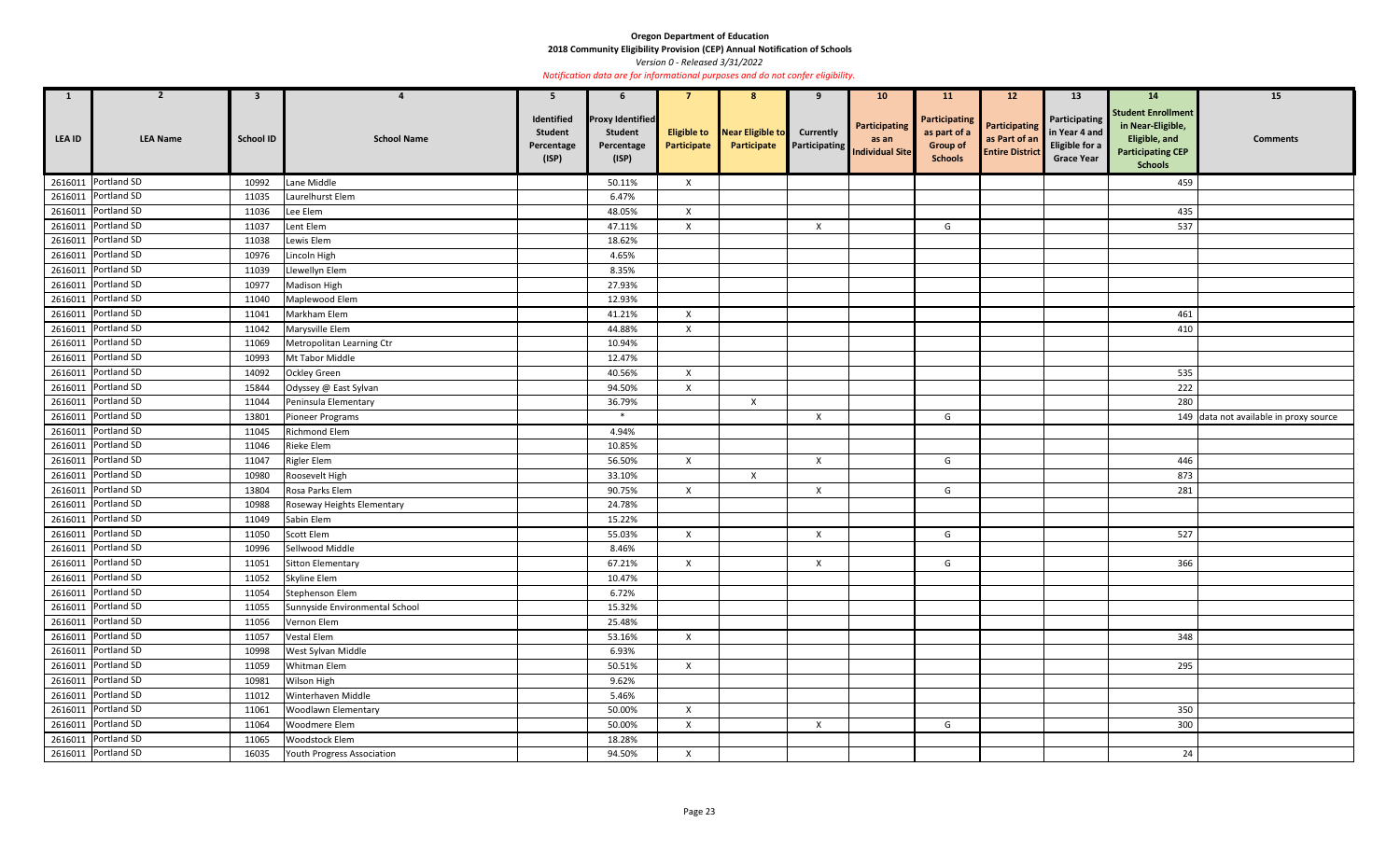# Oregon Department of Education

**2018 Community Eligibility Provision (CEP) Annual Notification of Schools**

*Version 0 - Released 3/31/2022*

*Notification data are for informational purposes and do not confer eligibility.*

| 1 | 2 | 3 | 4 | 5 | 6 | 7 | 8 | 9 | 10 | 11 | 12 | 13 | 14 | 15 |
|---|---|---|---|---|---|---|---|---|---|---|---|---|---|---|
| LEA ID | LEA Name | School ID | School Name | Identified Student Percentage (ISP) | Proxy Identified Student Percentage (ISP) | Eligible to Participate | Near Eligible to Participate | Currently Participating | Participating as an Individual Site | Participating as part of a Group of Schools | Participating as Part of an Entire District | Participating in Year 4 and Eligible for a Grace Year | Student Enrollment in Near-Eligible, Eligible, and Participating CEP Schools | Comments |
| 2616011 | Portland SD | 10992 | Lane Middle | | 50.11% | X | | | | | | | 459 | |
| 2616011 | Portland SD | 11035 | Laurelhurst Elem | | 6.47% | | | | | | | | | |
| 2616011 | Portland SD | 11036 | Lee Elem | | 48.05% | X | | | | | | | 435 | |
| 2616011 | Portland SD | 11037 | Lent Elem | | 47.11% | X | | X | | G | | | 537 | |
| 2616011 | Portland SD | 11038 | Lewis Elem | | 18.62% | | | | | | | | | |
| 2616011 | Portland SD | 10976 | Lincoln High | | 4.65% | | | | | | | | | |
| 2616011 | Portland SD | 11039 | Llewellyn Elem | | 8.35% | | | | | | | | | |
| 2616011 | Portland SD | 10977 | Madison High | | 27.93% | | | | | | | | | |
| 2616011 | Portland SD | 11040 | Maplewood Elem | | 12.93% | | | | | | | | | |
| 2616011 | Portland SD | 11041 | Markham Elem | | 41.21% | X | | | | | | | 461 | |
| 2616011 | Portland SD | 11042 | Marysville Elem | | 44.88% | X | | | | | | | 410 | |
| 2616011 | Portland SD | 11069 | Metropolitan Learning Ctr | | 10.94% | | | | | | | | | |
| 2616011 | Portland SD | 10993 | Mt Tabor Middle | | 12.47% | | | | | | | | | |
| 2616011 | Portland SD | 14092 | Ockley Green | | 40.56% | X | | | | | | | 535 | |
| 2616011 | Portland SD | 15844 | Odyssey @ East Sylvan | | 94.50% | X | | | | | | | 222 | |
| 2616011 | Portland SD | 11044 | Peninsula Elementary | | 36.79% | | X | | | | | | 280 | |
| 2616011 | Portland SD | 13801 | Pioneer Programs | | * | | | X | | G | | | 149 | data not available in proxy source |
| 2616011 | Portland SD | 11045 | Richmond Elem | | 4.94% | | | | | | | | | |
| 2616011 | Portland SD | 11046 | Rieke Elem | | 10.85% | | | | | | | | | |
| 2616011 | Portland SD | 11047 | Rigler Elem | | 56.50% | X | | X | | G | | | 446 | |
| 2616011 | Portland SD | 10980 | Roosevelt High | | 33.10% | | X | | | | | | 873 | |
| 2616011 | Portland SD | 13804 | Rosa Parks Elem | | 90.75% | X | | X | | G | | | 281 | |
| 2616011 | Portland SD | 10988 | Roseway Heights Elementary | | 24.78% | | | | | | | | | |
| 2616011 | Portland SD | 11049 | Sabin Elem | | 15.22% | | | | | | | | | |
| 2616011 | Portland SD | 11050 | Scott Elem | | 55.03% | X | | X | | G | | | 527 | |
| 2616011 | Portland SD | 10996 | Sellwood Middle | | 8.46% | | | | | | | | | |
| 2616011 | Portland SD | 11051 | Sitton Elementary | | 67.21% | X | | X | | G | | | 366 | |
| 2616011 | Portland SD | 11052 | Skyline Elem | | 10.47% | | | | | | | | | |
| 2616011 | Portland SD | 11054 | Stephenson Elem | | 6.72% | | | | | | | | | |
| 2616011 | Portland SD | 11055 | Sunnyside Environmental School | | 15.32% | | | | | | | | | |
| 2616011 | Portland SD | 11056 | Vernon Elem | | 25.48% | | | | | | | | | |
| 2616011 | Portland SD | 11057 | Vestal Elem | | 53.16% | X | | | | | | | 348 | |
| 2616011 | Portland SD | 10998 | West Sylvan Middle | | 6.93% | | | | | | | | | |
| 2616011 | Portland SD | 11059 | Whitman Elem | | 50.51% | X | | | | | | | 295 | |
| 2616011 | Portland SD | 10981 | Wilson High | | 9.62% | | | | | | | | | |
| 2616011 | Portland SD | 11012 | Winterhaven Middle | | 5.46% | | | | | | | | | |
| 2616011 | Portland SD | 11061 | Woodlawn Elementary | | 50.00% | X | | | | | | | 350 | |
| 2616011 | Portland SD | 11064 | Woodmere Elem | | 50.00% | X | | X | | G | | | 300 | |
| 2616011 | Portland SD | 11065 | Woodstock Elem | | 18.28% | | | | | | | | | |
| 2616011 | Portland SD | 16035 | Youth Progress Association | | 94.50% | X | | | | | | | 24 | |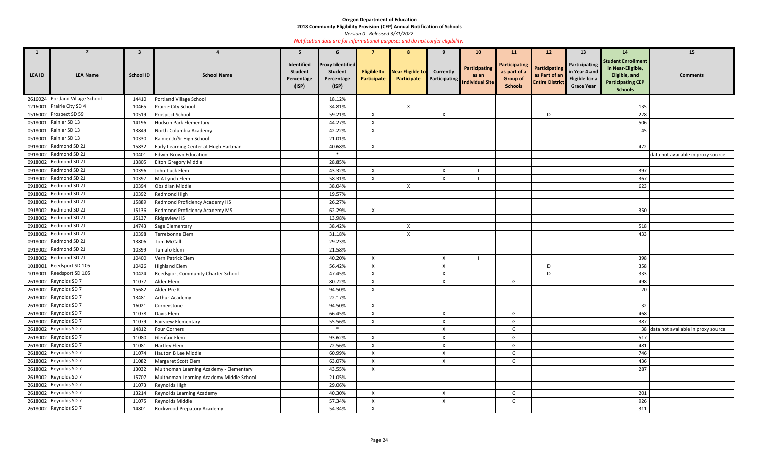**Oregon Department of Education**

**2018 Community Eligibility Provision (CEP) Annual Notification of Schools**

*Version 0 - Released 3/31/2022*

*Notification data are for informational purposes and do not confer eligibility.*

| 1 | 2 | 3 | 4 | 5 | 6 | 7 | 8 | 9 | 10 | 11 | 12 | 13 | 14 | 15 |
|---|---|---|---|---|---|---|---|---|---|---|---|---|---|---|
| **LEA ID** | **LEA Name** | **School ID** | **School Name** | **Identified Student Percentage (ISP)** | **Proxy Identified Student Percentage (ISP)** | **Eligible to Participate** | **Near Eligible to Participate** | **Currently Participating** | **Participating as an Individual Site** | **Participating as part of a Group of Schools** | **Participating as Part of an Entire District** | **Participating in Year 4 and Eligible for a Grace Year** | **Student Enrollment in Near-Eligible, Eligible, and Participating CEP Schools** | **Comments** |
| 2616024 | Portland Village School | 14410 | Portland Village School | | 18.12% | | | | | | | | | |
| 1216001 | Prairie City SD 4 | 10465 | Prairie City School | | 34.81% | | X | | | | | | 135 | |
| 1516002 | Prospect SD 59 | 10519 | Prospect School | | 59.21% | X | | X | | | D | | 228 | |
| 0518001 | Rainier SD 13 | 14196 | Hudson Park Elementary | | 44.27% | X | | | | | | | 506 | |
| 0518001 | Rainier SD 13 | 13849 | North Columbia Academy | | 42.22% | X | | | | | | | 45 | |
| 0518001 | Rainier SD 13 | 10330 | Rainier Jr/Sr High School | | 21.01% | | | | | | | | | |
| 0918002 | Redmond SD 2J | 15832 | Early Learning Center at Hugh Hartman | | 40.68% | X | | | | | | | 472 | |
| 0918002 | Redmond SD 2J | 10401 | Edwin Brown Education | | * | | | | | | | | | data not available in proxy source |
| 0918002 | Redmond SD 2J | 13805 | Elton Gregory Middle | | 28.85% | | | | | | | | | |
| 0918002 | Redmond SD 2J | 10396 | John Tuck Elem | | 43.32% | X | | X | I | | | | 397 | |
| 0918002 | Redmond SD 2J | 10397 | M A Lynch Elem | | 58.31% | X | | X | I | | | | 367 | |
| 0918002 | Redmond SD 2J | 10394 | Obsidian Middle | | 38.04% | | X | | | | | | 623 | |
| 0918002 | Redmond SD 2J | 10392 | Redmond High | | 19.57% | | | | | | | | | |
| 0918002 | Redmond SD 2J | 15889 | Redmond Proficiency Academy HS | | 26.27% | | | | | | | | | |
| 0918002 | Redmond SD 2J | 15136 | Redmond Proficiency Academy MS | | 62.29% | X | | | | | | | 350 | |
| 0918002 | Redmond SD 2J | 15137 | Ridgeview HS | | 13.98% | | | | | | | | | |
| 0918002 | Redmond SD 2J | 14743 | Sage Elementary | | 38.42% | | X | | | | | | 518 | |
| 0918002 | Redmond SD 2J | 10398 | Terrebonne Elem | | 31.18% | | X | | | | | | 433 | |
| 0918002 | Redmond SD 2J | 13806 | Tom McCall | | 29.23% | | | | | | | | | |
| 0918002 | Redmond SD 2J | 10399 | Tumalo Elem | | 21.58% | | | | | | | | | |
| 0918002 | Redmond SD 2J | 10400 | Vern Patrick Elem | | 40.20% | X | | X | I | | | | 398 | |
| 1018001 | Reedsport SD 105 | 10426 | Highland Elem | | 56.42% | X | | X | | | D | | 358 | |
| 1018001 | Reedsport SD 105 | 10424 | Reedsport Community Charter School | | 47.45% | X | | X | | | D | | 333 | |
| 2618002 | Reynolds SD 7 | 11077 | Alder Elem | | 80.72% | X | | X | | G | | | 498 | |
| 2618002 | Reynolds SD 7 | 15682 | Alder Pre K | | 94.50% | X | | | | | | | 20 | |
| 2618002 | Reynolds SD 7 | 13481 | Arthur Academy | | 22.17% | | | | | | | | | |
| 2618002 | Reynolds SD 7 | 16021 | Cornerstone | | 94.50% | X | | | | | | | 32 | |
| 2618002 | Reynolds SD 7 | 11078 | Davis Elem | | 66.45% | X | | X | | G | | | 468 | |
| 2618002 | Reynolds SD 7 | 11079 | Fairview Elementary | | 55.56% | X | | X | | G | | | 387 | |
| 2618002 | Reynolds SD 7 | 14812 | Four Corners | | * | | | X | | G | | | 38 | data not available in proxy source |
| 2618002 | Reynolds SD 7 | 11080 | Glenfair Elem | | 93.62% | X | | X | | G | | | 517 | |
| 2618002 | Reynolds SD 7 | 11081 | Hartley Elem | | 72.56% | X | | X | | G | | | 481 | |
| 2618002 | Reynolds SD 7 | 11074 | Hauton B Lee Middle | | 60.99% | X | | X | | G | | | 746 | |
| 2618002 | Reynolds SD 7 | 11082 | Margaret Scott Elem | | 63.07% | X | | X | | G | | | 436 | |
| 2618002 | Reynolds SD 7 | 13032 | Multnomah Learning Academy - Elementary | | 43.55% | X | | | | | | | 287 | |
| 2618002 | Reynolds SD 7 | 15707 | Multnomah Learning Academy Middle School | | 21.05% | | | | | | | | | |
| 2618002 | Reynolds SD 7 | 11073 | Reynolds High | | 29.06% | | | | | | | | | |
| 2618002 | Reynolds SD 7 | 13214 | Reynolds Learning Academy | | 40.30% | X | | X | | G | | | 201 | |
| 2618002 | Reynolds SD 7 | 11075 | Reynolds Middle | | 57.34% | X | | X | | G | | | 926 | |
| 2618002 | Reynolds SD 7 | 14801 | Rockwood Prepatory Academy | | 54.34% | X | | | | | | | 311 | |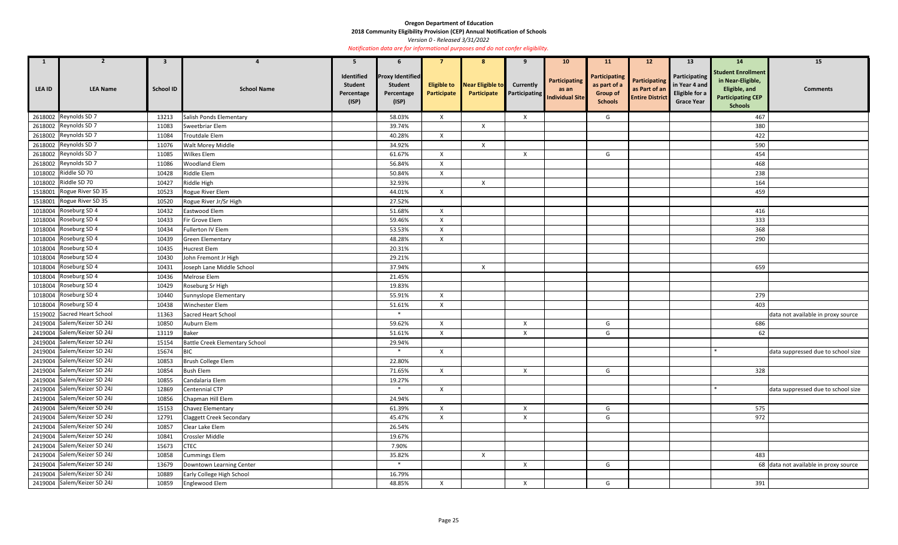**Oregon Department of Education**

**2018 Community Eligibility Provision (CEP) Annual Notification of Schools**

*Version 0 - Released 3/31/2022*

*Notification data are for informational purposes and do not confer eligibility.*

| 1 | 2 | 3 | 4 | 5 | 6 | 7 | 8 | 9 | 10 | 11 | 12 | 13 | 14 | 15 |
|---|---|---|---|---|---|---|---|---|---|---|---|---|---|---|
| LEA ID | LEA Name | School ID | School Name | Identified Student Percentage (ISP) | Proxy Identified Student Percentage (ISP) | Eligible to Participate | Near Eligible to Participate | Currently Participating | Participating as an Individual Site | Participating as part of a Group of Schools | Participating as Part of an Entire District | Participating in Year 4 and Eligible for a Grace Year | Student Enrollment in Near-Eligible, Eligible, and Participating CEP Schools | Comments |
| 2618002 | Reynolds SD 7 | 13213 | Salish Ponds Elementary | | 58.03% | X | | X | | G | | | 467 | |
| 2618002 | Reynolds SD 7 | 11083 | Sweetbriar Elem | | 39.74% | | X | | | | | | 380 | |
| 2618002 | Reynolds SD 7 | 11084 | Troutdale Elem | | 40.28% | X | | | | | | | 422 | |
| 2618002 | Reynolds SD 7 | 11076 | Walt Morey Middle | | 34.92% | | X | | | | | | 590 | |
| 2618002 | Reynolds SD 7 | 11085 | Wilkes Elem | | 61.67% | X | | X | | G | | | 454 | |
| 2618002 | Reynolds SD 7 | 11086 | Woodland Elem | | 56.84% | X | | | | | | | 468 | |
| 1018002 | Riddle SD 70 | 10428 | Riddle Elem | | 50.84% | X | | | | | | | 238 | |
| 1018002 | Riddle SD 70 | 10427 | Riddle High | | 32.93% | | X | | | | | | 164 | |
| 1518001 | Rogue River SD 35 | 10523 | Rogue River Elem | | 44.01% | X | | | | | | | 459 | |
| 1518001 | Rogue River SD 35 | 10520 | Rogue River Jr/Sr High | | 27.52% | | | | | | | | | |
| 1018004 | Roseburg SD 4 | 10432 | Eastwood Elem | | 51.68% | X | | | | | | | 416 | |
| 1018004 | Roseburg SD 4 | 10433 | Fir Grove Elem | | 59.46% | X | | | | | | | 333 | |
| 1018004 | Roseburg SD 4 | 10434 | Fullerton IV Elem | | 53.53% | X | | | | | | | 368 | |
| 1018004 | Roseburg SD 4 | 10439 | Green Elementary | | 48.28% | X | | | | | | | 290 | |
| 1018004 | Roseburg SD 4 | 10435 | Hucrest Elem | | 20.31% | | | | | | | | | |
| 1018004 | Roseburg SD 4 | 10430 | John Fremont Jr High | | 29.21% | | | | | | | | | |
| 1018004 | Roseburg SD 4 | 10431 | Joseph Lane Middle School | | 37.94% | | X | | | | | | 659 | |
| 1018004 | Roseburg SD 4 | 10436 | Melrose Elem | | 21.45% | | | | | | | | | |
| 1018004 | Roseburg SD 4 | 10429 | Roseburg Sr High | | 19.83% | | | | | | | | | |
| 1018004 | Roseburg SD 4 | 10440 | Sunnyslope Elementary | | 55.91% | X | | | | | | | 279 | |
| 1018004 | Roseburg SD 4 | 10438 | Winchester Elem | | 51.61% | X | | | | | | | 403 | |
| 1519002 | Sacred Heart School | 11363 | Sacred Heart School | | * | | | | | | | | | data not available in proxy source |
| 2419004 | Salem/Keizer SD 24J | 10850 | Auburn Elem | | 59.62% | X | | X | | G | | | 686 | |
| 2419004 | Salem/Keizer SD 24J | 13119 | Baker | | 51.61% | X | | X | | G | | | 62 | |
| 2419004 | Salem/Keizer SD 24J | 15154 | Battle Creek Elementary School | | 29.94% | | | | | | | | | |
| 2419004 | Salem/Keizer SD 24J | 15674 | BIC | | * | X | | | | | | | * | data suppressed due to school size |
| 2419004 | Salem/Keizer SD 24J | 10853 | Brush College Elem | | 22.80% | | | | | | | | | |
| 2419004 | Salem/Keizer SD 24J | 10854 | Bush Elem | | 71.65% | X | | X | | G | | | 328 | |
| 2419004 | Salem/Keizer SD 24J | 10855 | Candalaria Elem | | 19.27% | | | | | | | | | |
| 2419004 | Salem/Keizer SD 24J | 12869 | Centennial CTP | | * | X | | | | | | | * | data suppressed due to school size |
| 2419004 | Salem/Keizer SD 24J | 10856 | Chapman Hill Elem | | 24.94% | | | | | | | | | |
| 2419004 | Salem/Keizer SD 24J | 15153 | Chavez Elementary | | 61.39% | X | | X | | G | | | 575 | |
| 2419004 | Salem/Keizer SD 24J | 12791 | Claggett Creek Secondary | | 45.47% | X | | X | | G | | | 972 | |
| 2419004 | Salem/Keizer SD 24J | 10857 | Clear Lake Elem | | 26.54% | | | | | | | | | |
| 2419004 | Salem/Keizer SD 24J | 10841 | Crossler Middle | | 19.67% | | | | | | | | | |
| 2419004 | Salem/Keizer SD 24J | 15673 | CTEC | | 7.90% | | | | | | | | | |
| 2419004 | Salem/Keizer SD 24J | 10858 | Cummings Elem | | 35.82% | | X | | | | | | 483 | |
| 2419004 | Salem/Keizer SD 24J | 13679 | Downtown Learning Center | | * | | | X | | G | | | 68 | data not available in proxy source |
| 2419004 | Salem/Keizer SD 24J | 10889 | Early College High School | | 16.79% | | | | | | | | | |
| 2419004 | Salem/Keizer SD 24J | 10859 | Englewood Elem | | 48.85% | X | | X | | G | | | 391 | |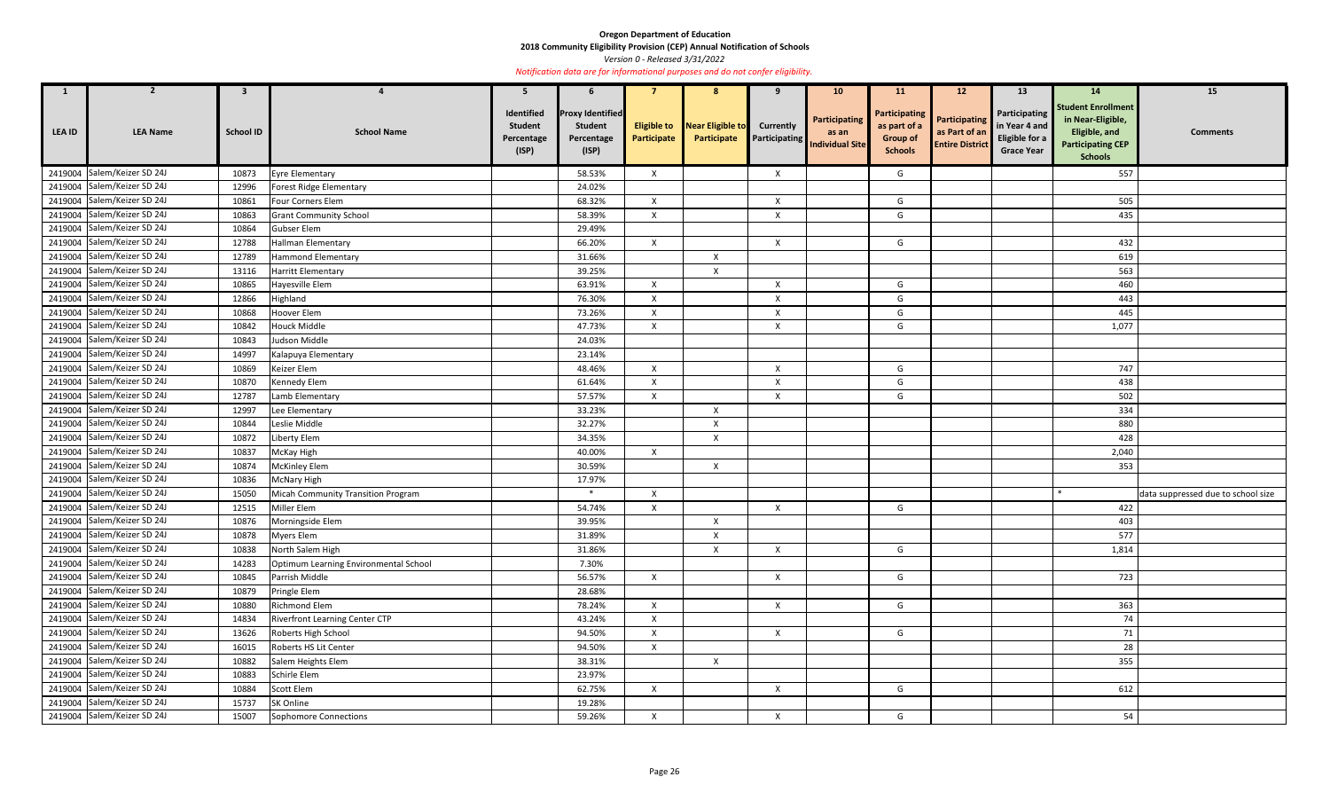**Oregon Department of Education**
**2018 Community Eligibility Provision (CEP) Annual Notification of Schools**
*Version 0 - Released 3/31/2022*
*Notification data are for informational purposes and do not confer eligibility.*

| 1 | 2 | 3 | 4 | 5 | 6 | 7 | 8 | 9 | 10 | 11 | 12 | 13 | 14 | 15 |
|---|---|---|---|---|---|---|---|---|---|---|---|---|---|---|
| LEA ID | LEA Name | School ID | School Name | Identified Student Percentage (ISP) | Proxy Identified Student Percentage (ISP) | Eligible to Participate | Near Eligible to Participate | Currently Participating | Participating as an Individual Site | Participating as part of a Group of Schools | Participating as Part of an Entire District | Participating in Year 4 and Eligible for a Grace Year | Student Enrollment in Near-Eligible, Eligible, and Participating CEP Schools | Comments |
| 2419004 | Salem/Keizer SD 24J | 10873 | Eyre Elementary | | 58.53% | X | | X | | G | | | 557 | |
| 2419004 | Salem/Keizer SD 24J | 12996 | Forest Ridge Elementary | | 24.02% | | | | | | | | | |
| 2419004 | Salem/Keizer SD 24J | 10861 | Four Corners Elem | | 68.32% | X | | X | | G | | | 505 | |
| 2419004 | Salem/Keizer SD 24J | 10863 | Grant Community School | | 58.39% | X | | X | | G | | | 435 | |
| 2419004 | Salem/Keizer SD 24J | 10864 | Gubser Elem | | 29.49% | | | | | | | | | |
| 2419004 | Salem/Keizer SD 24J | 12788 | Hallman Elementary | | 66.20% | X | | X | | G | | | 432 | |
| 2419004 | Salem/Keizer SD 24J | 12789 | Hammond Elementary | | 31.66% | | X | | | | | | 619 | |
| 2419004 | Salem/Keizer SD 24J | 13116 | Harritt Elementary | | 39.25% | | X | | | | | | 563 | |
| 2419004 | Salem/Keizer SD 24J | 10865 | Hayesville Elem | | 63.91% | X | | X | | G | | | 460 | |
| 2419004 | Salem/Keizer SD 24J | 12866 | Highland | | 76.30% | X | | X | | G | | | 443 | |
| 2419004 | Salem/Keizer SD 24J | 10868 | Hoover Elem | | 73.26% | X | | X | | G | | | 445 | |
| 2419004 | Salem/Keizer SD 24J | 10842 | Houck Middle | | 47.73% | X | | X | | G | | | 1,077 | |
| 2419004 | Salem/Keizer SD 24J | 10843 | Judson Middle | | 24.03% | | | | | | | | | |
| 2419004 | Salem/Keizer SD 24J | 14997 | Kalapuya Elementary | | 23.14% | | | | | | | | | |
| 2419004 | Salem/Keizer SD 24J | 10869 | Keizer Elem | | 48.46% | X | | X | | G | | | 747 | |
| 2419004 | Salem/Keizer SD 24J | 10870 | Kennedy Elem | | 61.64% | X | | X | | G | | | 438 | |
| 2419004 | Salem/Keizer SD 24J | 12787 | Lamb Elementary | | 57.57% | X | | X | | G | | | 502 | |
| 2419004 | Salem/Keizer SD 24J | 12997 | Lee Elementary | | 33.23% | | X | | | | | | 334 | |
| 2419004 | Salem/Keizer SD 24J | 10844 | Leslie Middle | | 32.27% | | X | | | | | | 880 | |
| 2419004 | Salem/Keizer SD 24J | 10872 | Liberty Elem | | 34.35% | | X | | | | | | 428 | |
| 2419004 | Salem/Keizer SD 24J | 10837 | McKay High | | 40.00% | X | | | | | | | 2,040 | |
| 2419004 | Salem/Keizer SD 24J | 10874 | McKinley Elem | | 30.59% | | X | | | | | | 353 | |
| 2419004 | Salem/Keizer SD 24J | 10836 | McNary High | | 17.97% | | | | | | | | | |
| 2419004 | Salem/Keizer SD 24J | 15050 | Micah Community Transition Program | | * | X | | | | | | | * | data suppressed due to school size |
| 2419004 | Salem/Keizer SD 24J | 12515 | Miller Elem | | 54.74% | X | | X | | G | | | 422 | |
| 2419004 | Salem/Keizer SD 24J | 10876 | Morningside Elem | | 39.95% | | X | | | | | | 403 | |
| 2419004 | Salem/Keizer SD 24J | 10878 | Myers Elem | | 31.89% | | X | | | | | | 577 | |
| 2419004 | Salem/Keizer SD 24J | 10838 | North Salem High | | 31.86% | | X | X | | G | | | 1,814 | |
| 2419004 | Salem/Keizer SD 24J | 14283 | Optimum Learning Environmental School | | 7.30% | | | | | | | | | |
| 2419004 | Salem/Keizer SD 24J | 10845 | Parrish Middle | | 56.57% | X | | X | | G | | | 723 | |
| 2419004 | Salem/Keizer SD 24J | 10879 | Pringle Elem | | 28.68% | | | | | | | | | |
| 2419004 | Salem/Keizer SD 24J | 10880 | Richmond Elem | | 78.24% | X | | X | | G | | | 363 | |
| 2419004 | Salem/Keizer SD 24J | 14834 | Riverfront Learning Center CTP | | 43.24% | X | | | | | | | 74 | |
| 2419004 | Salem/Keizer SD 24J | 13626 | Roberts High School | | 94.50% | X | | X | | G | | | 71 | |
| 2419004 | Salem/Keizer SD 24J | 16015 | Roberts HS Lit Center | | 94.50% | X | | | | | | | 28 | |
| 2419004 | Salem/Keizer SD 24J | 10882 | Salem Heights Elem | | 38.31% | | X | | | | | | 355 | |
| 2419004 | Salem/Keizer SD 24J | 10883 | Schirle Elem | | 23.97% | | | | | | | | | |
| 2419004 | Salem/Keizer SD 24J | 10884 | Scott Elem | | 62.75% | X | | X | | G | | | 612 | |
| 2419004 | Salem/Keizer SD 24J | 15737 | SK Online | | 19.28% | | | | | | | | | |
| 2419004 | Salem/Keizer SD 24J | 15007 | Sophomore Connections | | 59.26% | X | | X | | G | | | 54 | |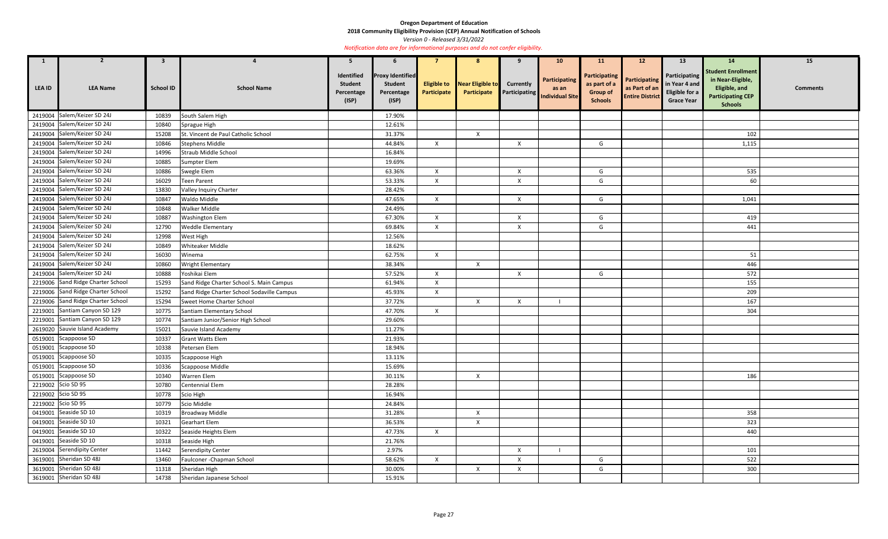**Oregon Department of Education**

**2018 Community Eligibility Provision (CEP) Annual Notification of Schools**

*Version 0 - Released 3/31/2022*

*Notification data are for informational purposes and do not confer eligibility.*

| 1 | 2 | 3 | 4 | 5 | 6 | 7 | 8 | 9 | 10 | 11 | 12 | 13 | 14 | 15 |
|---|---|---|---|---|---|---|---|---|---|---|---|---|---|---|
| LEA ID | LEA Name | School ID | School Name | Identified Student Percentage (ISP) | Proxy Identified Student Percentage (ISP) | Eligible to Participate | Near Eligible to Participate | Currently Participating | Participating as an Individual Site | Participating as part of a Group of Schools | Participating as Part of an Entire District | Participating in Year 4 and Eligible for a Grace Year | Student Enrollment in Near-Eligible, Eligible, and Participating CEP Schools | Comments |
| 2419004 | Salem/Keizer SD 24J | 10839 | South Salem High | | 17.90% | | | | | | | | | |
| 2419004 | Salem/Keizer SD 24J | 10840 | Sprague High | | 12.61% | | | | | | | | | |
| 2419004 | Salem/Keizer SD 24J | 15208 | St. Vincent de Paul Catholic School | | 31.37% | | X | | | | | | 102 | |
| 2419004 | Salem/Keizer SD 24J | 10846 | Stephens Middle | | 44.84% | X | | X | | G | | | 1,115 | |
| 2419004 | Salem/Keizer SD 24J | 14996 | Straub Middle School | | 16.84% | | | | | | | | | |
| 2419004 | Salem/Keizer SD 24J | 10885 | Sumpter Elem | | 19.69% | | | | | | | | | |
| 2419004 | Salem/Keizer SD 24J | 10886 | Swegle Elem | | 63.36% | X | | X | | G | | | 535 | |
| 2419004 | Salem/Keizer SD 24J | 16029 | Teen Parent | | 53.33% | X | | X | | G | | | 60 | |
| 2419004 | Salem/Keizer SD 24J | 13830 | Valley Inquiry Charter | | 28.42% | | | | | | | | | |
| 2419004 | Salem/Keizer SD 24J | 10847 | Waldo Middle | | 47.65% | X | | X | | G | | | 1,041 | |
| 2419004 | Salem/Keizer SD 24J | 10848 | Walker Middle | | 24.49% | | | | | | | | | |
| 2419004 | Salem/Keizer SD 24J | 10887 | Washington Elem | | 67.30% | X | | X | | G | | | 419 | |
| 2419004 | Salem/Keizer SD 24J | 12790 | Weddle Elementary | | 69.84% | X | | X | | G | | | 441 | |
| 2419004 | Salem/Keizer SD 24J | 12998 | West High | | 12.56% | | | | | | | | | |
| 2419004 | Salem/Keizer SD 24J | 10849 | Whiteaker Middle | | 18.62% | | | | | | | | | |
| 2419004 | Salem/Keizer SD 24J | 16030 | Winema | | 62.75% | X | | | | | | | 51 | |
| 2419004 | Salem/Keizer SD 24J | 10860 | Wright Elementary | | 38.34% | | X | | | | | | 446 | |
| 2419004 | Salem/Keizer SD 24J | 10888 | Yoshikai Elem | | 57.52% | X | | X | | G | | | 572 | |
| 2219006 | Sand Ridge Charter School | 15293 | Sand Ridge Charter School S. Main Campus | | 61.94% | X | | | | | | | 155 | |
| 2219006 | Sand Ridge Charter School | 15292 | Sand Ridge Charter School Sodaville Campus | | 45.93% | X | | | | | | | 209 | |
| 2219006 | Sand Ridge Charter School | 15294 | Sweet Home Charter School | | 37.72% | | X | X | I | | | | 167 | |
| 2219001 | Santiam Canyon SD 129 | 10775 | Santiam Elementary School | | 47.70% | X | | | | | | | 304 | |
| 2219001 | Santiam Canyon SD 129 | 10774 | Santiam Junior/Senior High School | | 29.60% | | | | | | | | | |
| 2619020 | Sauvie Island Academy | 15021 | Sauvie Island Academy | | 11.27% | | | | | | | | | |
| 0519001 | Scappoose SD | 10337 | Grant Watts Elem | | 21.93% | | | | | | | | | |
| 0519001 | Scappoose SD | 10338 | Petersen Elem | | 18.94% | | | | | | | | | |
| 0519001 | Scappoose SD | 10335 | Scappoose High | | 13.11% | | | | | | | | | |
| 0519001 | Scappoose SD | 10336 | Scappoose Middle | | 15.69% | | | | | | | | | |
| 0519001 | Scappoose SD | 10340 | Warren Elem | | 30.11% | | X | | | | | | 186 | |
| 2219002 | Scio SD 95 | 10780 | Centennial Elem | | 28.28% | | | | | | | | | |
| 2219002 | Scio SD 95 | 10778 | Scio High | | 16.94% | | | | | | | | | |
| 2219002 | Scio SD 95 | 10779 | Scio Middle | | 24.84% | | | | | | | | | |
| 0419001 | Seaside SD 10 | 10319 | Broadway Middle | | 31.28% | | X | | | | | | 358 | |
| 0419001 | Seaside SD 10 | 10321 | Gearhart Elem | | 36.53% | | X | | | | | | 323 | |
| 0419001 | Seaside SD 10 | 10322 | Seaside Heights Elem | | 47.73% | X | | | | | | | 440 | |
| 0419001 | Seaside SD 10 | 10318 | Seaside High | | 21.76% | | | | | | | | | |
| 2619004 | Serendipity Center | 11442 | Serendipity Center | | 2.97% | | | X | I | | | | 101 | |
| 3619001 | Sheridan SD 48J | 13460 | Faulconer -Chapman School | | 58.62% | X | | X | | G | | | 522 | |
| 3619001 | Sheridan SD 48J | 11318 | Sheridan High | | 30.00% | | X | X | | G | | | 300 | |
| 3619001 | Sheridan SD 48J | 14738 | Sheridan Japanese School | | 15.91% | | | | | | | | | |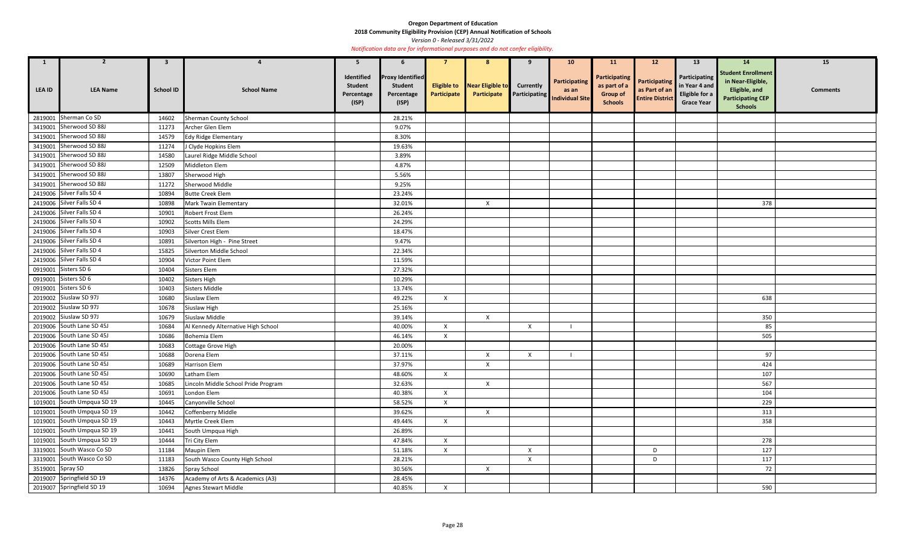**Oregon Department of Education**

**2018 Community Eligibility Provision (CEP) Annual Notification of Schools**

*Version 0 - Released 3/31/2022*

*Notification data are for informational purposes and do not confer eligibility.*

| 1 | 2 | 3 | 4 | 5 | 6 | 7 | 8 | 9 | 10 | 11 | 12 | 13 | 14 | 15 |
|---|---|---|---|---|---|---|---|---|---|---|---|---|---|---|
| LEA ID | LEA Name | School ID | School Name | Identified Student Percentage (ISP) | Proxy Identified Student Percentage (ISP) | Eligible to Participate | Near Eligible to Participate | Currently Participating | Participating as an Individual Site | Participating as part of a Group of Schools | Participating as Part of an Entire District | Participating in Year 4 and Eligible for a Grace Year | Student Enrollment in Near-Eligible, Eligible, and Participating CEP Schools | Comments |
| 2819001 | Sherman Co SD | 14602 | Sherman County School | | 28.21% | | | | | | | | | |
| 3419001 | Sherwood SD 88J | 11273 | Archer Glen Elem | | 9.07% | | | | | | | | | |
| 3419001 | Sherwood SD 88J | 14579 | Edy Ridge Elementary | | 8.30% | | | | | | | | | |
| 3419001 | Sherwood SD 88J | 11274 | J Clyde Hopkins Elem | | 19.63% | | | | | | | | | |
| 3419001 | Sherwood SD 88J | 14580 | Laurel Ridge Middle School | | 3.89% | | | | | | | | | |
| 3419001 | Sherwood SD 88J | 12509 | Middleton Elem | | 4.87% | | | | | | | | | |
| 3419001 | Sherwood SD 88J | 13807 | Sherwood High | | 5.56% | | | | | | | | | |
| 3419001 | Sherwood SD 88J | 11272 | Sherwood Middle | | 9.25% | | | | | | | | | |
| 2419006 | Silver Falls SD 4 | 10894 | Butte Creek Elem | | 23.24% | | | | | | | | | |
| 2419006 | Silver Falls SD 4 | 10898 | Mark Twain Elementary | | 32.01% | | X | | | | | | 378 | |
| 2419006 | Silver Falls SD 4 | 10901 | Robert Frost Elem | | 26.24% | | | | | | | | | |
| 2419006 | Silver Falls SD 4 | 10902 | Scotts Mills Elem | | 24.29% | | | | | | | | | |
| 2419006 | Silver Falls SD 4 | 10903 | Silver Crest Elem | | 18.47% | | | | | | | | | |
| 2419006 | Silver Falls SD 4 | 10891 | Silverton High - Pine Street | | 9.47% | | | | | | | | | |
| 2419006 | Silver Falls SD 4 | 15825 | Silverton Middle School | | 22.34% | | | | | | | | | |
| 2419006 | Silver Falls SD 4 | 10904 | Victor Point Elem | | 11.59% | | | | | | | | | |
| 0919001 | Sisters SD 6 | 10404 | Sisters Elem | | 27.32% | | | | | | | | | |
| 0919001 | Sisters SD 6 | 10402 | Sisters High | | 10.29% | | | | | | | | | |
| 0919001 | Sisters SD 6 | 10403 | Sisters Middle | | 13.74% | | | | | | | | | |
| 2019002 | Siuslaw SD 97J | 10680 | Siuslaw Elem | | 49.22% | X | | | | | | | 638 | |
| 2019002 | Siuslaw SD 97J | 10678 | Siuslaw High | | 25.16% | | | | | | | | | |
| 2019002 | Siuslaw SD 97J | 10679 | Siuslaw Middle | | 39.14% | | X | | | | | | 350 | |
| 2019006 | South Lane SD 45J | 10684 | Al Kennedy Alternative High School | | 40.00% | X | | X | I | | | | 85 | |
| 2019006 | South Lane SD 45J | 10686 | Bohemia Elem | | 46.14% | X | | | | | | | 505 | |
| 2019006 | South Lane SD 45J | 10683 | Cottage Grove High | | 20.00% | | | | | | | | | |
| 2019006 | South Lane SD 45J | 10688 | Dorena Elem | | 37.11% | | X | X | I | | | | 97 | |
| 2019006 | South Lane SD 45J | 10689 | Harrison Elem | | 37.97% | | X | | | | | | 424 | |
| 2019006 | South Lane SD 45J | 10690 | Latham Elem | | 48.60% | X | | | | | | | 107 | |
| 2019006 | South Lane SD 45J | 10685 | Lincoln Middle School Pride Program | | 32.63% | | X | | | | | | 567 | |
| 2019006 | South Lane SD 45J | 10691 | London Elem | | 40.38% | X | | | | | | | 104 | |
| 1019001 | South Umpqua SD 19 | 10445 | Canyonville School | | 58.52% | X | | | | | | | 229 | |
| 1019001 | South Umpqua SD 19 | 10442 | Coffenberry Middle | | 39.62% | | X | | | | | | 313 | |
| 1019001 | South Umpqua SD 19 | 10443 | Myrtle Creek Elem | | 49.44% | X | | | | | | | 358 | |
| 1019001 | South Umpqua SD 19 | 10441 | South Umpqua High | | 26.89% | | | | | | | | | |
| 1019001 | South Umpqua SD 19 | 10444 | Tri City Elem | | 47.84% | X | | | | | | | 278 | |
| 3319001 | South Wasco Co SD | 11184 | Maupin Elem | | 51.18% | X | | X | | | D | | 127 | |
| 3319001 | South Wasco Co SD | 11183 | South Wasco County High School | | 28.21% | | | X | | | D | | 117 | |
| 3519001 | Spray SD | 13826 | Spray School | | 30.56% | | X | | | | | | 72 | |
| 2019007 | Springfield SD 19 | 14376 | Academy of Arts & Academics (A3) | | 28.45% | | | | | | | | | |
| 2019007 | Springfield SD 19 | 10694 | Agnes Stewart Middle | | 40.85% | X | | | | | | | 590 | |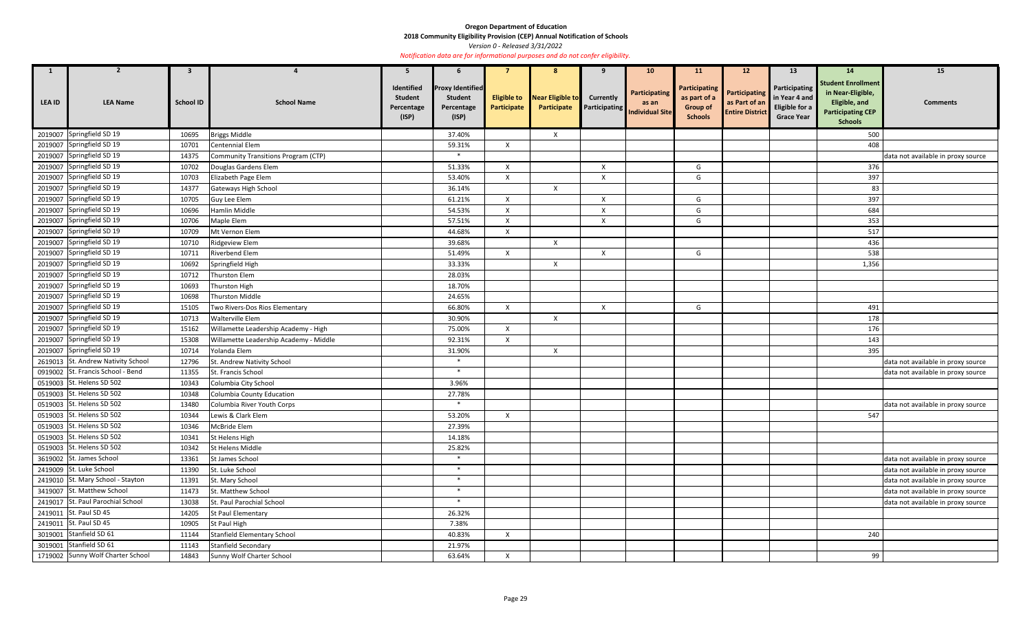**Oregon Department of Education**

**2018 Community Eligibility Provision (CEP) Annual Notification of Schools**

*Version 0 - Released 3/31/2022*

*Notification data are for informational purposes and do not confer eligibility.*

| 1 | 2 | 3 | 4 | 5 | 6 | 7 | 8 | 9 | 10 | 11 | 12 | 13 | 14 | 15 |
|---|---|---|---|---|---|---|---|---|---|---|---|---|---|---|
| LEA ID | LEA Name | School ID | School Name | Identified Student Percentage (ISP) | Proxy Identified Student Percentage (ISP) | Eligible to Participate | Near Eligible to Participate | Currently Participating | Participating as an Individual Site | Participating as part of a Group of Schools | Participating as Part of an Entire District | Participating in Year 4 and Eligible for a Grace Year | Student Enrollment in Near-Eligible, Eligible, and Participating CEP Schools | Comments |
| 2019007 | Springfield SD 19 | 10695 | Briggs Middle | | 37.40% | | X | | | | | | 500 | |
| 2019007 | Springfield SD 19 | 10701 | Centennial Elem | | 59.31% | X | | | | | | | 408 | |
| 2019007 | Springfield SD 19 | 14375 | Community Transitions Program (CTP) | | * | | | | | | | | | data not available in proxy source |
| 2019007 | Springfield SD 19 | 10702 | Douglas Gardens Elem | | 51.33% | X | | X | | G | | | 376 | |
| 2019007 | Springfield SD 19 | 10703 | Elizabeth Page Elem | | 53.40% | X | | X | | G | | | 397 | |
| 2019007 | Springfield SD 19 | 14377 | Gateways High School | | 36.14% | | X | | | | | | 83 | |
| 2019007 | Springfield SD 19 | 10705 | Guy Lee Elem | | 61.21% | X | | X | | G | | | 397 | |
| 2019007 | Springfield SD 19 | 10696 | Hamlin Middle | | 54.53% | X | | X | | G | | | 684 | |
| 2019007 | Springfield SD 19 | 10706 | Maple Elem | | 57.51% | X | | X | | G | | | 353 | |
| 2019007 | Springfield SD 19 | 10709 | Mt Vernon Elem | | 44.68% | X | | | | | | | 517 | |
| 2019007 | Springfield SD 19 | 10710 | Ridgeview Elem | | 39.68% | | X | | | | | | 436 | |
| 2019007 | Springfield SD 19 | 10711 | Riverbend Elem | | 51.49% | X | | X | | G | | | 538 | |
| 2019007 | Springfield SD 19 | 10692 | Springfield High | | 33.33% | | X | | | | | | 1,356 | |
| 2019007 | Springfield SD 19 | 10712 | Thurston Elem | | 28.03% | | | | | | | | | |
| 2019007 | Springfield SD 19 | 10693 | Thurston High | | 18.70% | | | | | | | | | |
| 2019007 | Springfield SD 19 | 10698 | Thurston Middle | | 24.65% | | | | | | | | | |
| 2019007 | Springfield SD 19 | 15105 | Two Rivers-Dos Rios Elementary | | 66.80% | X | | X | | G | | | 491 | |
| 2019007 | Springfield SD 19 | 10713 | Walterville Elem | | 30.90% | | X | | | | | | 178 | |
| 2019007 | Springfield SD 19 | 15162 | Willamette Leadership Academy - High | | 75.00% | X | | | | | | | 176 | |
| 2019007 | Springfield SD 19 | 15308 | Willamette Leadership Academy - Middle | | 92.31% | X | | | | | | | 143 | |
| 2019007 | Springfield SD 19 | 10714 | Yolanda Elem | | 31.90% | | X | | | | | | 395 | |
| 2619013 | St. Andrew Nativity School | 12796 | St. Andrew Nativity School | | * | | | | | | | | | data not available in proxy source |
| 0919002 | St. Francis School - Bend | 11355 | St. Francis School | | * | | | | | | | | | data not available in proxy source |
| 0519003 | St. Helens SD 502 | 10343 | Columbia City School | | 3.96% | | | | | | | | | |
| 0519003 | St. Helens SD 502 | 10348 | Columbia County Education | | 27.78% | | | | | | | | | |
| 0519003 | St. Helens SD 502 | 13480 | Columbia River Youth Corps | | * | | | | | | | | | data not available in proxy source |
| 0519003 | St. Helens SD 502 | 10344 | Lewis & Clark Elem | | 53.20% | X | | | | | | | 547 | |
| 0519003 | St. Helens SD 502 | 10346 | McBride Elem | | 27.39% | | | | | | | | | |
| 0519003 | St. Helens SD 502 | 10341 | St Helens High | | 14.18% | | | | | | | | | |
| 0519003 | St. Helens SD 502 | 10342 | St Helens Middle | | 25.82% | | | | | | | | | |
| 3619002 | St. James School | 13361 | St James School | | * | | | | | | | | | data not available in proxy source |
| 2419009 | St. Luke School | 11390 | St. Luke School | | * | | | | | | | | | data not available in proxy source |
| 2419010 | St. Mary School - Stayton | 11391 | St. Mary School | | * | | | | | | | | | data not available in proxy source |
| 3419007 | St. Matthew School | 11473 | St. Matthew School | | * | | | | | | | | | data not available in proxy source |
| 2419017 | St. Paul Parochial School | 13038 | St. Paul Parochial School | | * | | | | | | | | | data not available in proxy source |
| 2419011 | St. Paul SD 45 | 14205 | St Paul Elementary | | 26.32% | | | | | | | | | |
| 2419011 | St. Paul SD 45 | 10905 | St Paul High | | 7.38% | | | | | | | | | |
| 3019001 | Stanfield SD 61 | 11144 | Stanfield Elementary School | | 40.83% | X | | | | | | | 240 | |
| 3019001 | Stanfield SD 61 | 11143 | Stanfield Secondary | | 21.97% | | | | | | | | | |
| 1719002 | Sunny Wolf Charter School | 14843 | Sunny Wolf Charter School | | 63.64% | X | | | | | | | 99 | |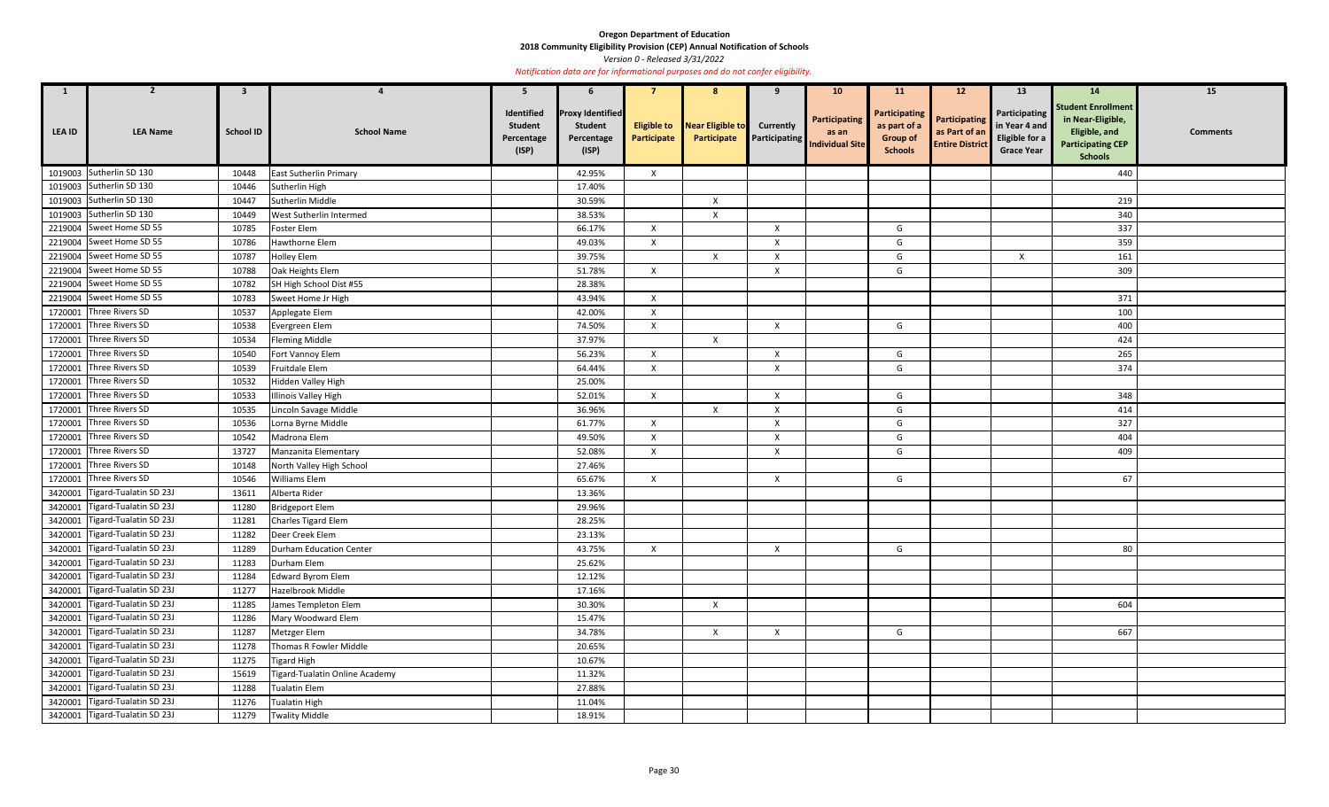**Oregon Department of Education**

**2018 Community Eligibility Provision (CEP) Annual Notification of Schools**

*Version 0 - Released 3/31/2022*

*Notification data are for informational purposes and do not confer eligibility.*

| 1 | 2 | 3 | 4 | 5 | 6 | 7 | 8 | 9 | 10 | 11 | 12 | 13 | 14 | 15 |
|---|---|---|---|---|---|---|---|---|---|---|---|---|---|---|
| LEA ID | LEA Name | School ID | School Name | Identified Student Percentage (ISP) | Proxy Identified Student Percentage (ISP) | Eligible to Participate | Near Eligible to Participate | Currently Participating | Participating as an Individual Site | Participating as part of a Group of Schools | Participating as Part of an Entire District | Participating in Year 4 and Eligible for a Grace Year | Student Enrollment in Near-Eligible, Eligible, and Participating CEP Schools | Comments |
| 1019003 | Sutherlin SD 130 | 10448 | East Sutherlin Primary | | 42.95% | X | | | | | | | 440 | |
| 1019003 | Sutherlin SD 130 | 10446 | Sutherlin High | | 17.40% | | | | | | | | | |
| 1019003 | Sutherlin SD 130 | 10447 | Sutherlin Middle | | 30.59% | | X | | | | | | 219 | |
| 1019003 | Sutherlin SD 130 | 10449 | West Sutherlin Intermed | | 38.53% | | X | | | | | | 340 | |
| 2219004 | Sweet Home SD 55 | 10785 | Foster Elem | | 66.17% | X | | X | | G | | | 337 | |
| 2219004 | Sweet Home SD 55 | 10786 | Hawthorne Elem | | 49.03% | X | | X | | G | | | 359 | |
| 2219004 | Sweet Home SD 55 | 10787 | Holley Elem | | 39.75% | | X | X | | G | | X | 161 | |
| 2219004 | Sweet Home SD 55 | 10788 | Oak Heights Elem | | 51.78% | X | | X | | G | | | 309 | |
| 2219004 | Sweet Home SD 55 | 10782 | SH High School Dist #55 | | 28.38% | | | | | | | | | |
| 2219004 | Sweet Home SD 55 | 10783 | Sweet Home Jr High | | 43.94% | X | | | | | | | 371 | |
| 1720001 | Three Rivers SD | 10537 | Applegate Elem | | 42.00% | X | | | | | | | 100 | |
| 1720001 | Three Rivers SD | 10538 | Evergreen Elem | | 74.50% | X | | X | | G | | | 400 | |
| 1720001 | Three Rivers SD | 10534 | Fleming Middle | | 37.97% | | X | | | | | | 424 | |
| 1720001 | Three Rivers SD | 10540 | Fort Vannoy Elem | | 56.23% | X | | X | | G | | | 265 | |
| 1720001 | Three Rivers SD | 10539 | Fruitdale Elem | | 64.44% | X | | X | | G | | | 374 | |
| 1720001 | Three Rivers SD | 10532 | Hidden Valley High | | 25.00% | | | | | | | | | |
| 1720001 | Three Rivers SD | 10533 | Illinois Valley High | | 52.01% | X | | X | | G | | | 348 | |
| 1720001 | Three Rivers SD | 10535 | Lincoln Savage Middle | | 36.96% | | X | X | | G | | | 414 | |
| 1720001 | Three Rivers SD | 10536 | Lorna Byrne Middle | | 61.77% | X | | X | | G | | | 327 | |
| 1720001 | Three Rivers SD | 10542 | Madrona Elem | | 49.50% | X | | X | | G | | | 404 | |
| 1720001 | Three Rivers SD | 13727 | Manzanita Elementary | | 52.08% | X | | X | | G | | | 409 | |
| 1720001 | Three Rivers SD | 10148 | North Valley High School | | 27.46% | | | | | | | | | |
| 1720001 | Three Rivers SD | 10546 | Williams Elem | | 65.67% | X | | X | | G | | | 67 | |
| 3420001 | Tigard-Tualatin SD 23J | 13611 | Alberta Rider | | 13.36% | | | | | | | | | |
| 3420001 | Tigard-Tualatin SD 23J | 11280 | Bridgeport Elem | | 29.96% | | | | | | | | | |
| 3420001 | Tigard-Tualatin SD 23J | 11281 | Charles Tigard Elem | | 28.25% | | | | | | | | | |
| 3420001 | Tigard-Tualatin SD 23J | 11282 | Deer Creek Elem | | 23.13% | | | | | | | | | |
| 3420001 | Tigard-Tualatin SD 23J | 11289 | Durham Education Center | | 43.75% | X | | X | | G | | | 80 | |
| 3420001 | Tigard-Tualatin SD 23J | 11283 | Durham Elem | | 25.62% | | | | | | | | | |
| 3420001 | Tigard-Tualatin SD 23J | 11284 | Edward Byrom Elem | | 12.12% | | | | | | | | | |
| 3420001 | Tigard-Tualatin SD 23J | 11277 | Hazelbrook Middle | | 17.16% | | | | | | | | | |
| 3420001 | Tigard-Tualatin SD 23J | 11285 | James Templeton Elem | | 30.30% | | X | | | | | | 604 | |
| 3420001 | Tigard-Tualatin SD 23J | 11286 | Mary Woodward Elem | | 15.47% | | | | | | | | | |
| 3420001 | Tigard-Tualatin SD 23J | 11287 | Metzger Elem | | 34.78% | | X | X | | G | | | 667 | |
| 3420001 | Tigard-Tualatin SD 23J | 11278 | Thomas R Fowler Middle | | 20.65% | | | | | | | | | |
| 3420001 | Tigard-Tualatin SD 23J | 11275 | Tigard High | | 10.67% | | | | | | | | | |
| 3420001 | Tigard-Tualatin SD 23J | 15619 | Tigard-Tualatin Online Academy | | 11.32% | | | | | | | | | |
| 3420001 | Tigard-Tualatin SD 23J | 11288 | Tualatin Elem | | 27.88% | | | | | | | | | |
| 3420001 | Tigard-Tualatin SD 23J | 11276 | Tualatin High | | 11.04% | | | | | | | | | |
| 3420001 | Tigard-Tualatin SD 23J | 11279 | Twality Middle | | 18.91% | | | | | | | | | |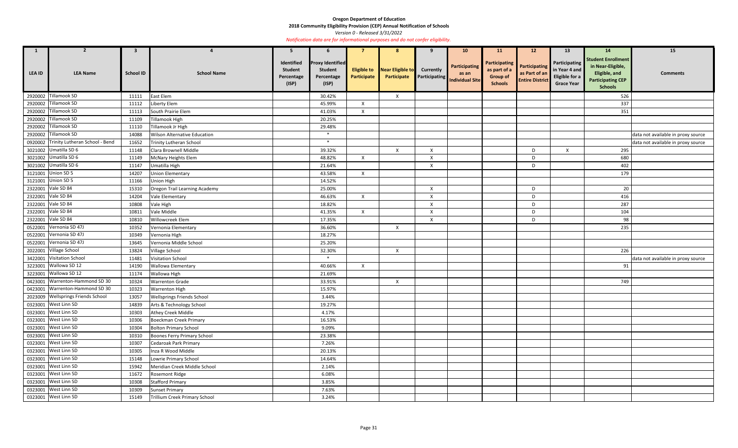**Oregon Department of Education**

**2018 Community Eligibility Provision (CEP) Annual Notification of Schools**

*Version 0 - Released 3/31/2022*

*Notification data are for informational purposes and do not confer eligibility.*

| 1 | 2 | 3 | 4 | 5 | 6 | 7 | 8 | 9 | 10 | 11 | 12 | 13 | 14 | 15 |
|---|---|---|---|---|---|---|---|---|---|---|---|---|---|---|
| LEA ID | LEA Name | School ID | School Name | Identified Student Percentage (ISP) | Proxy Identified Student Percentage (ISP) | Eligible to Participate | Near Eligible to Participate | Currently Participating | Participating as an Individual Site | Participating as part of a Group of Schools | Participating as Part of an Entire District | Participating in Year 4 and Eligible for a Grace Year | Student Enrollment in Near-Eligible, Eligible, and Participating CEP Schools | Comments |
| 2920002 | Tillamook SD | 11111 | East Elem | | 30.42% | | X | | | | | | 526 | |
| 2920002 | Tillamook SD | 11112 | Liberty Elem | | 45.99% | X | | | | | | | 337 | |
| 2920002 | Tillamook SD | 11113 | South Prairie Elem | | 41.03% | X | | | | | | | 351 | |
| 2920002 | Tillamook SD | 11109 | Tillamook High | | 20.25% | | | | | | | | | |
| 2920002 | Tillamook SD | 11110 | Tillamook Jr High | | 29.48% | | | | | | | | | |
| 2920002 | Tillamook SD | 14088 | Wilson Alternative Education | | * | | | | | | | | | data not available in proxy source |
| 0920002 | Trinity Lutheran School - Bend | 11652 | Trinity Lutheran School | | * | | | | | | | | | data not available in proxy source |
| 3021002 | Umatilla SD 6 | 11148 | Clara Brownell Middle | | 39.32% | | X | X | | | D | X | 295 | |
| 3021002 | Umatilla SD 6 | 11149 | McNary Heights Elem | | 48.82% | X | | X | | | D | | 680 | |
| 3021002 | Umatilla SD 6 | 11147 | Umatilla High | | 21.64% | | | X | | | D | | 402 | |
| 3121001 | Union SD 5 | 14207 | Union Elementary | | 43.58% | X | | | | | | | 179 | |
| 3121001 | Union SD 5 | 11166 | Union High | | 14.52% | | | | | | | | | |
| 2322001 | Vale SD 84 | 15310 | Oregon Trail Learning Academy | | 25.00% | | | X | | | D | | 20 | |
| 2322001 | Vale SD 84 | 14204 | Vale Elementary | | 46.63% | X | | X | | | D | | 416 | |
| 2322001 | Vale SD 84 | 10808 | Vale High | | 18.82% | | | X | | | D | | 287 | |
| 2322001 | Vale SD 84 | 10811 | Vale Middle | | 41.35% | X | | X | | | D | | 104 | |
| 2322001 | Vale SD 84 | 10810 | Willowcreek Elem | | 17.35% | | | X | | | D | | 98 | |
| 0522001 | Vernonia SD 47J | 10352 | Vernonia Elementary | | 36.60% | | X | | | | | | 235 | |
| 0522001 | Vernonia SD 47J | 10349 | Vernonia High | | 18.27% | | | | | | | | | |
| 0522001 | Vernonia SD 47J | 13645 | Vernonia Middle School | | 25.20% | | | | | | | | | |
| 2022001 | Village School | 13824 | Village School | | 32.30% | | X | | | | | | 226 | |
| 3422001 | Visitation School | 11481 | Visitation School | | * | | | | | | | | | data not available in proxy source |
| 3223001 | Wallowa SD 12 | 14190 | Wallowa Elementary | | 40.66% | X | | | | | | | 91 | |
| 3223001 | Wallowa SD 12 | 11174 | Wallowa High | | 21.69% | | | | | | | | | |
| 0423001 | Warrenton-Hammond SD 30 | 10324 | Warrenton Grade | | 33.91% | | X | | | | | | 749 | |
| 0423001 | Warrenton-Hammond SD 30 | 10323 | Warrenton High | | 15.97% | | | | | | | | | |
| 2023009 | Wellsprings Friends School | 13057 | Wellsprings Friends School | | 3.44% | | | | | | | | | |
| 0323001 | West Linn SD | 14839 | Arts & Technology School | | 19.27% | | | | | | | | | |
| 0323001 | West Linn SD | 10303 | Athey Creek Middle | | 4.17% | | | | | | | | | |
| 0323001 | West Linn SD | 10306 | Boeckman Creek Primary | | 16.53% | | | | | | | | | |
| 0323001 | West Linn SD | 10304 | Bolton Primary School | | 9.09% | | | | | | | | | |
| 0323001 | West Linn SD | 10310 | Boones Ferry Primary School | | 23.38% | | | | | | | | | |
| 0323001 | West Linn SD | 10307 | Cedaroak Park Primary | | 7.26% | | | | | | | | | |
| 0323001 | West Linn SD | 10305 | Inza R Wood Middle | | 20.13% | | | | | | | | | |
| 0323001 | West Linn SD | 15148 | Lowrie Primary School | | 14.64% | | | | | | | | | |
| 0323001 | West Linn SD | 15942 | Meridian Creek Middle School | | 2.14% | | | | | | | | | |
| 0323001 | West Linn SD | 11672 | Rosemont Ridge | | 6.08% | | | | | | | | | |
| 0323001 | West Linn SD | 10308 | Stafford Primary | | 3.85% | | | | | | | | | |
| 0323001 | West Linn SD | 10309 | Sunset Primary | | 7.63% | | | | | | | | | |
| 0323001 | West Linn SD | 15149 | Trillium Creek Primary School | | 3.24% | | | | | | | | | |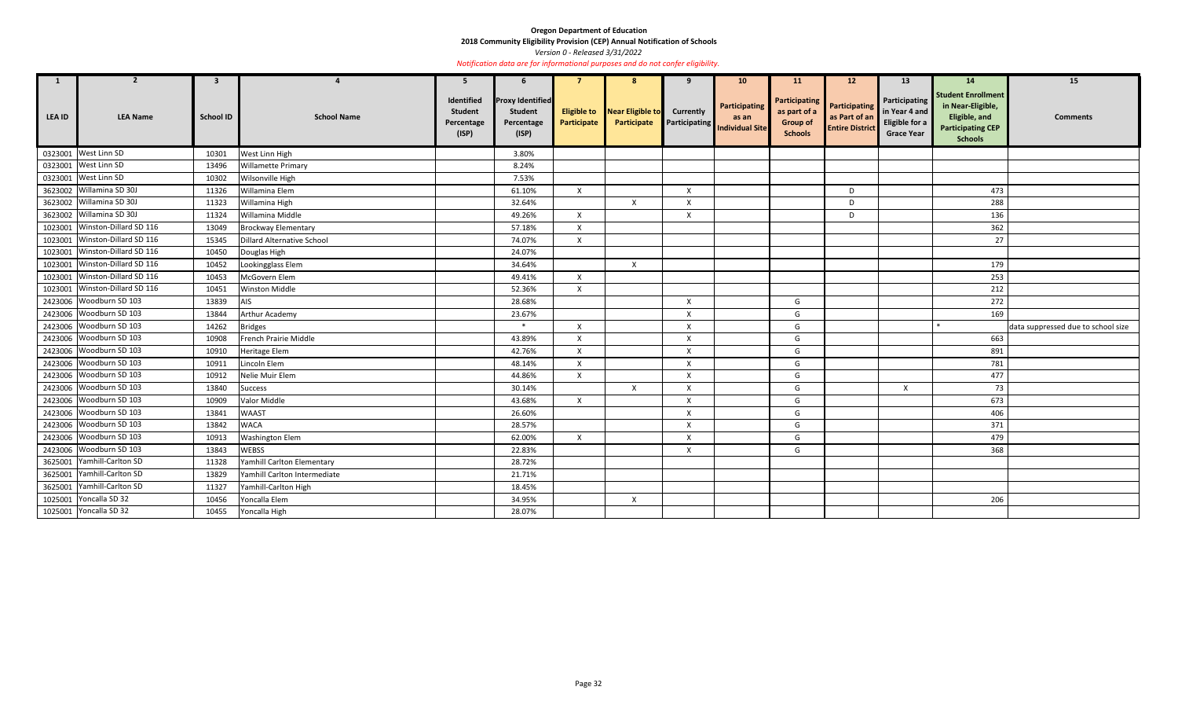**Oregon Department of Education**

**2018 Community Eligibility Provision (CEP) Annual Notification of Schools**

*Version 0 - Released 3/31/2022*

*Notification data are for informational purposes and do not confer eligibility.*

| 1 | 2 | 3 | 4 | 5 | 6 | 7 | 8 | 9 | 10 | 11 | 12 | 13 | 14 | 15 |
|---|---|---|---|---|---|---|---|---|---|---|---|---|---|---|
| LEA ID | LEA Name | School ID | School Name | Identified Student Percentage (ISP) | Proxy Identified Student Percentage (ISP) | Eligible to Participate | Near Eligible to Participate | Currently Participating | Participating as an Individual Site | Participating as part of a Group of Schools | Participating as Part of an Entire District | Participating in Year 4 and Eligible for a Grace Year | Student Enrollment in Near-Eligible, Eligible, and Participating CEP Schools | Comments |
| 0323001 | West Linn SD | 10301 | West Linn High | | 3.80% | | | | | | | | | |
| 0323001 | West Linn SD | 13496 | Willamette Primary | | 8.24% | | | | | | | | | |
| 0323001 | West Linn SD | 10302 | Wilsonville High | | 7.53% | | | | | | | | | |
| 3623002 | Willamina SD 30J | 11326 | Willamina Elem | | 61.10% | X | | X | | | D | | 473 | |
| 3623002 | Willamina SD 30J | 11323 | Willamina High | | 32.64% | | X | X | | | D | | 288 | |
| 3623002 | Willamina SD 30J | 11324 | Willamina Middle | | 49.26% | X | | X | | | D | | 136 | |
| 1023001 | Winston-Dillard SD 116 | 13049 | Brockway Elementary | | 57.18% | X | | | | | | | 362 | |
| 1023001 | Winston-Dillard SD 116 | 15345 | Dillard Alternative School | | 74.07% | X | | | | | | | 27 | |
| 1023001 | Winston-Dillard SD 116 | 10450 | Douglas High | | 24.07% | | | | | | | | | |
| 1023001 | Winston-Dillard SD 116 | 10452 | Lookingglass Elem | | 34.64% | | X | | | | | | 179 | |
| 1023001 | Winston-Dillard SD 116 | 10453 | McGovern Elem | | 49.41% | X | | | | | | | 253 | |
| 1023001 | Winston-Dillard SD 116 | 10451 | Winston Middle | | 52.36% | X | | | | | | | 212 | |
| 2423006 | Woodburn SD 103 | 13839 | AIS | | 28.68% | | | X | | G | | | 272 | |
| 2423006 | Woodburn SD 103 | 13844 | Arthur Academy | | 23.67% | | | X | | G | | | 169 | |
| 2423006 | Woodburn SD 103 | 14262 | Bridges | | * | X | | X | | G | | | * | data suppressed due to school size |
| 2423006 | Woodburn SD 103 | 10908 | French Prairie Middle | | 43.89% | X | | X | | G | | | 663 | |
| 2423006 | Woodburn SD 103 | 10910 | Heritage Elem | | 42.76% | X | | X | | G | | | 891 | |
| 2423006 | Woodburn SD 103 | 10911 | Lincoln Elem | | 48.14% | X | | X | | G | | | 781 | |
| 2423006 | Woodburn SD 103 | 10912 | Nelie Muir Elem | | 44.86% | X | | X | | G | | | 477 | |
| 2423006 | Woodburn SD 103 | 13840 | Success | | 30.14% | | X | X | | G | | X | 73 | |
| 2423006 | Woodburn SD 103 | 10909 | Valor Middle | | 43.68% | X | | X | | G | | | 673 | |
| 2423006 | Woodburn SD 103 | 13841 | WAAST | | 26.60% | | | X | | G | | | 406 | |
| 2423006 | Woodburn SD 103 | 13842 | WACA | | 28.57% | | | X | | G | | | 371 | |
| 2423006 | Woodburn SD 103 | 10913 | Washington Elem | | 62.00% | X | | X | | G | | | 479 | |
| 2423006 | Woodburn SD 103 | 13843 | WEBSS | | 22.83% | | | X | | G | | | 368 | |
| 3625001 | Yamhill-Carlton SD | 11328 | Yamhill Carlton Elementary | | 28.72% | | | | | | | | | |
| 3625001 | Yamhill-Carlton SD | 13829 | Yamhill Carlton Intermediate | | 21.71% | | | | | | | | | |
| 3625001 | Yamhill-Carlton SD | 11327 | Yamhill-Carlton High | | 18.45% | | | | | | | | | |
| 1025001 | Yoncalla SD 32 | 10456 | Yoncalla Elem | | 34.95% | | X | | | | | | 206 | |
| 1025001 | Yoncalla SD 32 | 10455 | Yoncalla High | | 28.07% | | | | | | | | | |